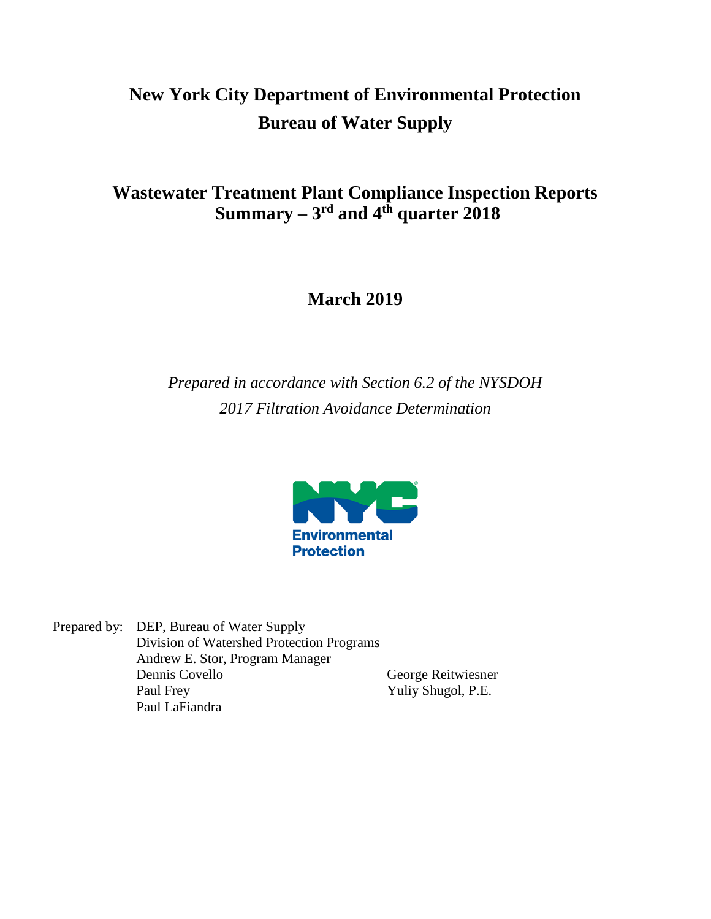# New York City Department of Environmental Protection

# Bureau of Water Supply

## Wastewater Treatment Plant Compliance Inspection Reports Summary – 3rd and 4th quarter 2018

## March 2019

*Prepared in accordance with Section 6.2 of the NYSDOH 2017 Filtration Avoidance Determination*

Prepared by: DEP, Bureau of Water Supply
Division of Watershed Protection Programs
Andrew E. Stor, Program Manager
Dennis Covello
Paul Frey
Paul LaFiandra
George Reitwiesner
Yuliy Shugol, P.E.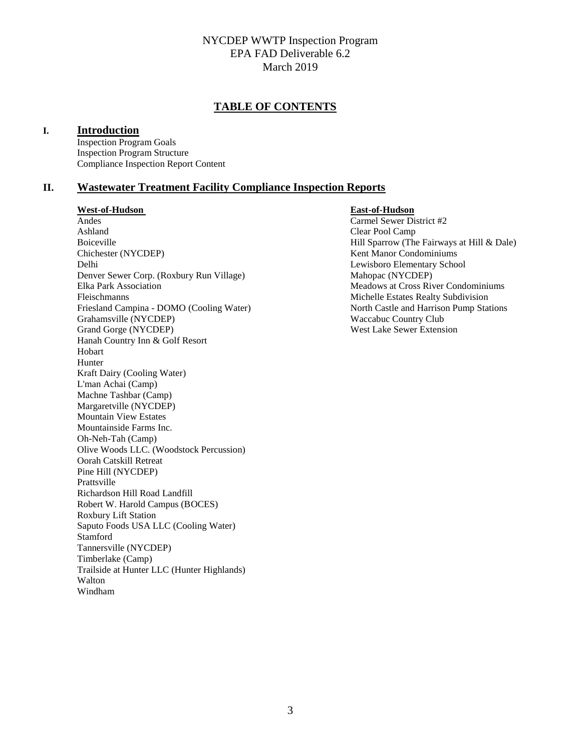NYCDEP WWTP Inspection Program
EPA FAD Deliverable 6.2
March 2019

# TABLE OF CONTENTS

## I. Introduction

Inspection Program Goals
Inspection Program Structure
Compliance Inspection Report Content

## II. Wastewater Treatment Facility Compliance Inspection Reports

**West-of-Hudson**

Andes
Ashland
Boiceville
Chichester (NYCDEP)
Delhi
Denver Sewer Corp. (Roxbury Run Village)
Elka Park Association
Fleischmanns
Friesland Campina - DOMO (Cooling Water)
Grahamsville (NYCDEP)
Grand Gorge (NYCDEP)
Hanah Country Inn & Golf Resort
Hobart
Hunter
Kraft Dairy (Cooling Water)
L'man Achai (Camp)
Machne Tashbar (Camp)
Margaretville (NYCDEP)
Mountain View Estates
Mountainside Farms Inc.
Oh-Neh-Tah (Camp)
Olive Woods LLC. (Woodstock Percussion)
Oorah Catskill Retreat
Pine Hill (NYCDEP)
Prattsville
Richardson Hill Road Landfill
Robert W. Harold Campus (BOCES)
Roxbury Lift Station
Saputo Foods USA LLC (Cooling Water)
Stamford
Tannersville (NYCDEP)
Timberlake (Camp)
Trailside at Hunter LLC (Hunter Highlands)
Walton
Windham

**East-of-Hudson**

Carmel Sewer District #2
Clear Pool Camp
Hill Sparrow (The Fairways at Hill & Dale)
Kent Manor Condominiums
Lewisboro Elementary School
Mahopac (NYCDEP)
Meadows at Cross River Condominiums
Michelle Estates Realty Subdivision
North Castle and Harrison Pump Stations
Waccabuc Country Club
West Lake Sewer Extension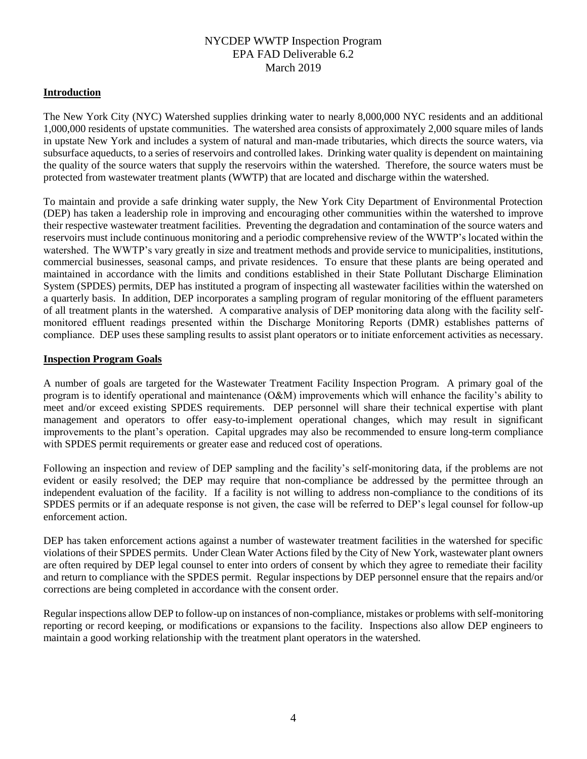## Introduction

The New York City (NYC) Watershed supplies drinking water to nearly 8,000,000 NYC residents and an additional 1,000,000 residents of upstate communities. The watershed area consists of approximately 2,000 square miles of lands in upstate New York and includes a system of natural and man-made tributaries, which directs the source waters, via subsurface aqueducts, to a series of reservoirs and controlled lakes. Drinking water quality is dependent on maintaining the quality of the source waters that supply the reservoirs within the watershed. Therefore, the source waters must be protected from wastewater treatment plants (WWTP) that are located and discharge within the watershed.

To maintain and provide a safe drinking water supply, the New York City Department of Environmental Protection (DEP) has taken a leadership role in improving and encouraging other communities within the watershed to improve their respective wastewater treatment facilities. Preventing the degradation and contamination of the source waters and reservoirs must include continuous monitoring and a periodic comprehensive review of the WWTP's located within the watershed. The WWTP's vary greatly in size and treatment methods and provide service to municipalities, institutions, commercial businesses, seasonal camps, and private residences. To ensure that these plants are being operated and maintained in accordance with the limits and conditions established in their State Pollutant Discharge Elimination System (SPDES) permits, DEP has instituted a program of inspecting all wastewater facilities within the watershed on a quarterly basis. In addition, DEP incorporates a sampling program of regular monitoring of the effluent parameters of all treatment plants in the watershed. A comparative analysis of DEP monitoring data along with the facility self-monitored effluent readings presented within the Discharge Monitoring Reports (DMR) establishes patterns of compliance. DEP uses these sampling results to assist plant operators or to initiate enforcement activities as necessary.

## Inspection Program Goals

A number of goals are targeted for the Wastewater Treatment Facility Inspection Program. A primary goal of the program is to identify operational and maintenance (O&M) improvements which will enhance the facility's ability to meet and/or exceed existing SPDES requirements. DEP personnel will share their technical expertise with plant management and operators to offer easy-to-implement operational changes, which may result in significant improvements to the plant's operation. Capital upgrades may also be recommended to ensure long-term compliance with SPDES permit requirements or greater ease and reduced cost of operations.

Following an inspection and review of DEP sampling and the facility's self-monitoring data, if the problems are not evident or easily resolved; the DEP may require that non-compliance be addressed by the permittee through an independent evaluation of the facility. If a facility is not willing to address non-compliance to the conditions of its SPDES permits or if an adequate response is not given, the case will be referred to DEP's legal counsel for follow-up enforcement action.

DEP has taken enforcement actions against a number of wastewater treatment facilities in the watershed for specific violations of their SPDES permits. Under Clean Water Actions filed by the City of New York, wastewater plant owners are often required by DEP legal counsel to enter into orders of consent by which they agree to remediate their facility and return to compliance with the SPDES permit. Regular inspections by DEP personnel ensure that the repairs and/or corrections are being completed in accordance with the consent order.

Regular inspections allow DEP to follow-up on instances of non-compliance, mistakes or problems with self-monitoring reporting or record keeping, or modifications or expansions to the facility. Inspections also allow DEP engineers to maintain a good working relationship with the treatment plant operators in the watershed.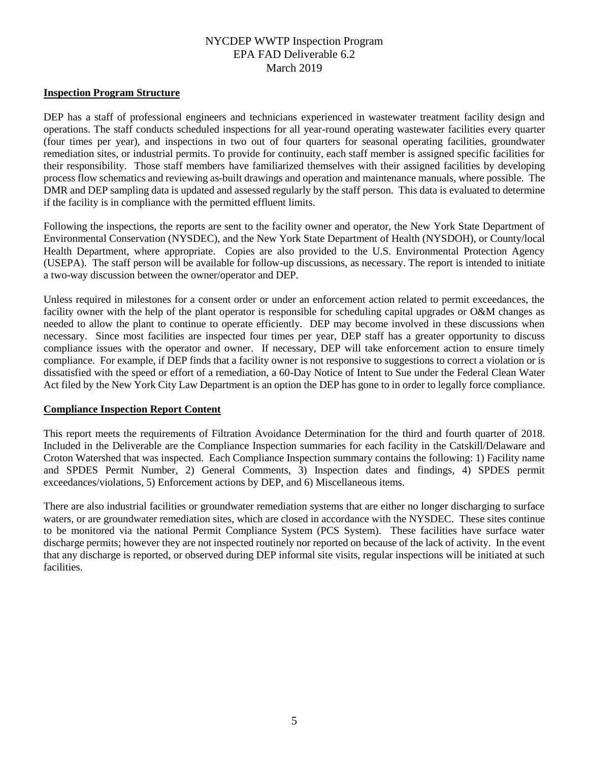NYCDEP WWTP Inspection Program
EPA FAD Deliverable 6.2
March 2019

## Inspection Program Structure

DEP has a staff of professional engineers and technicians experienced in wastewater treatment facility design and operations. The staff conducts scheduled inspections for all year-round operating wastewater facilities every quarter (four times per year), and inspections in two out of four quarters for seasonal operating facilities, groundwater remediation sites, or industrial permits. To provide for continuity, each staff member is assigned specific facilities for their responsibility. Those staff members have familiarized themselves with their assigned facilities by developing process flow schematics and reviewing as-built drawings and operation and maintenance manuals, where possible. The DMR and DEP sampling data is updated and assessed regularly by the staff person. This data is evaluated to determine if the facility is in compliance with the permitted effluent limits.

Following the inspections, the reports are sent to the facility owner and operator, the New York State Department of Environmental Conservation (NYSDEC), and the New York State Department of Health (NYSDOH), or County/local Health Department, where appropriate. Copies are also provided to the U.S. Environmental Protection Agency (USEPA). The staff person will be available for follow-up discussions, as necessary. The report is intended to initiate a two-way discussion between the owner/operator and DEP.

Unless required in milestones for a consent order or under an enforcement action related to permit exceedances, the facility owner with the help of the plant operator is responsible for scheduling capital upgrades or O&M changes as needed to allow the plant to continue to operate efficiently. DEP may become involved in these discussions when necessary. Since most facilities are inspected four times per year, DEP staff has a greater opportunity to discuss compliance issues with the operator and owner. If necessary, DEP will take enforcement action to ensure timely compliance. For example, if DEP finds that a facility owner is not responsive to suggestions to correct a violation or is dissatisfied with the speed or effort of a remediation, a 60-Day Notice of Intent to Sue under the Federal Clean Water Act filed by the New York City Law Department is an option the DEP has gone to in order to legally force compliance.

## Compliance Inspection Report Content

This report meets the requirements of Filtration Avoidance Determination for the third and fourth quarter of 2018. Included in the Deliverable are the Compliance Inspection summaries for each facility in the Catskill/Delaware and Croton Watershed that was inspected. Each Compliance Inspection summary contains the following: 1) Facility name and SPDES Permit Number, 2) General Comments, 3) Inspection dates and findings, 4) SPDES permit exceedances/violations, 5) Enforcement actions by DEP, and 6) Miscellaneous items.

There are also industrial facilities or groundwater remediation systems that are either no longer discharging to surface waters, or are groundwater remediation sites, which are closed in accordance with the NYSDEC. These sites continue to be monitored via the national Permit Compliance System (PCS System). These facilities have surface water discharge permits; however they are not inspected routinely nor reported on because of the lack of activity. In the event that any discharge is reported, or observed during DEP informal site visits, regular inspections will be initiated at such facilities.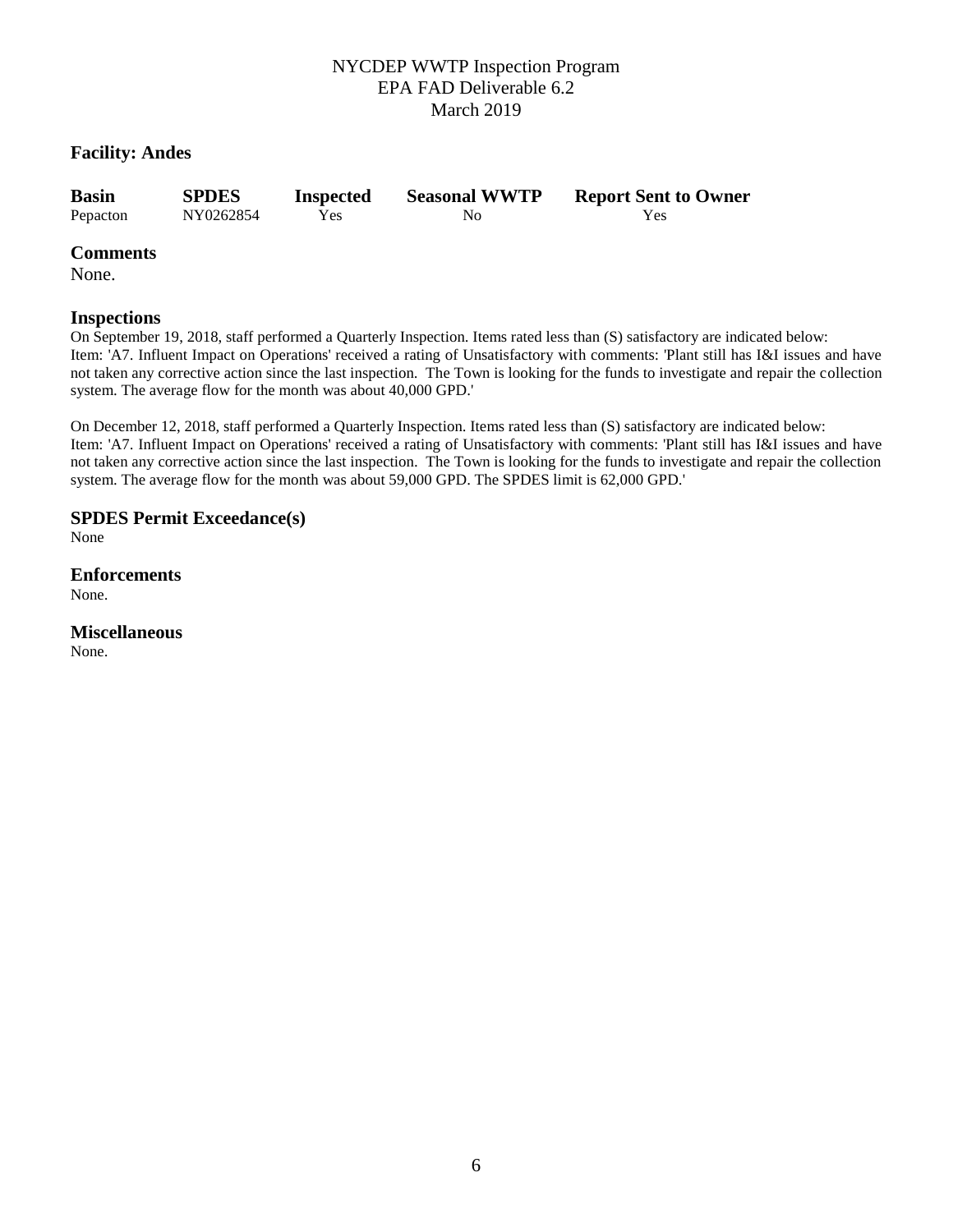NYCDEP WWTP Inspection Program
EPA FAD Deliverable 6.2
March 2019

**Facility: Andes**

| Basin | SPDES | Inspected | Seasonal WWTP | Report Sent to Owner |
|---|---|---|---|---|
| Pepacton | NY0262854 | Yes | No | Yes |

### Comments

None.

### Inspections

On September 19, 2018, staff performed a Quarterly Inspection. Items rated less than (S) satisfactory are indicated below:
Item: 'A7. Influent Impact on Operations' received a rating of Unsatisfactory with comments: 'Plant still has I&I issues and have not taken any corrective action since the last inspection. The Town is looking for the funds to investigate and repair the collection system. The average flow for the month was about 40,000 GPD.'

On December 12, 2018, staff performed a Quarterly Inspection. Items rated less than (S) satisfactory are indicated below:
Item: 'A7. Influent Impact on Operations' received a rating of Unsatisfactory with comments: 'Plant still has I&I issues and have not taken any corrective action since the last inspection. The Town is looking for the funds to investigate and repair the collection system. The average flow for the month was about 59,000 GPD. The SPDES limit is 62,000 GPD.'

### SPDES Permit Exceedance(s)

None

### Enforcements

None.

### Miscellaneous

None.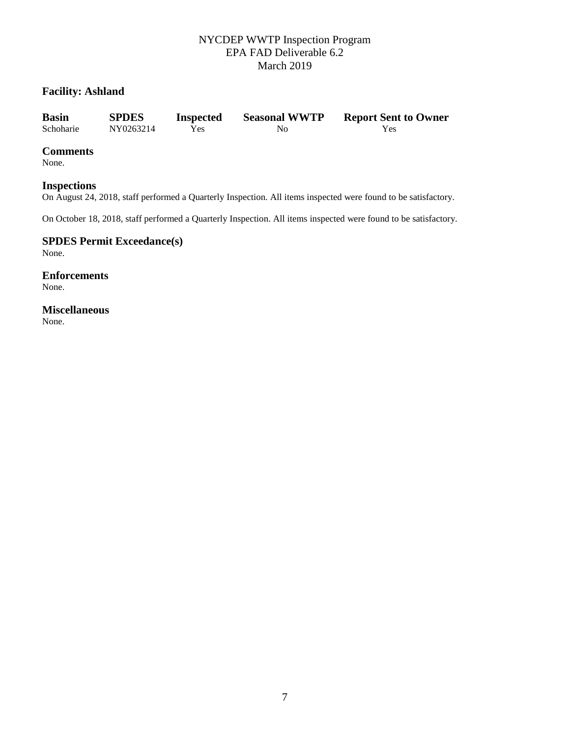## Facility: Ashland

| Basin | SPDES | Inspected | Seasonal WWTP | Report Sent to Owner |
|---|---|---|---|---|
| Schoharie | NY0263214 | Yes | No | Yes |

### Comments
None.

### Inspections
On August 24, 2018, staff performed a Quarterly Inspection. All items inspected were found to be satisfactory.

On October 18, 2018, staff performed a Quarterly Inspection. All items inspected were found to be satisfactory.

### SPDES Permit Exceedance(s)
None.

### Enforcements
None.

### Miscellaneous
None.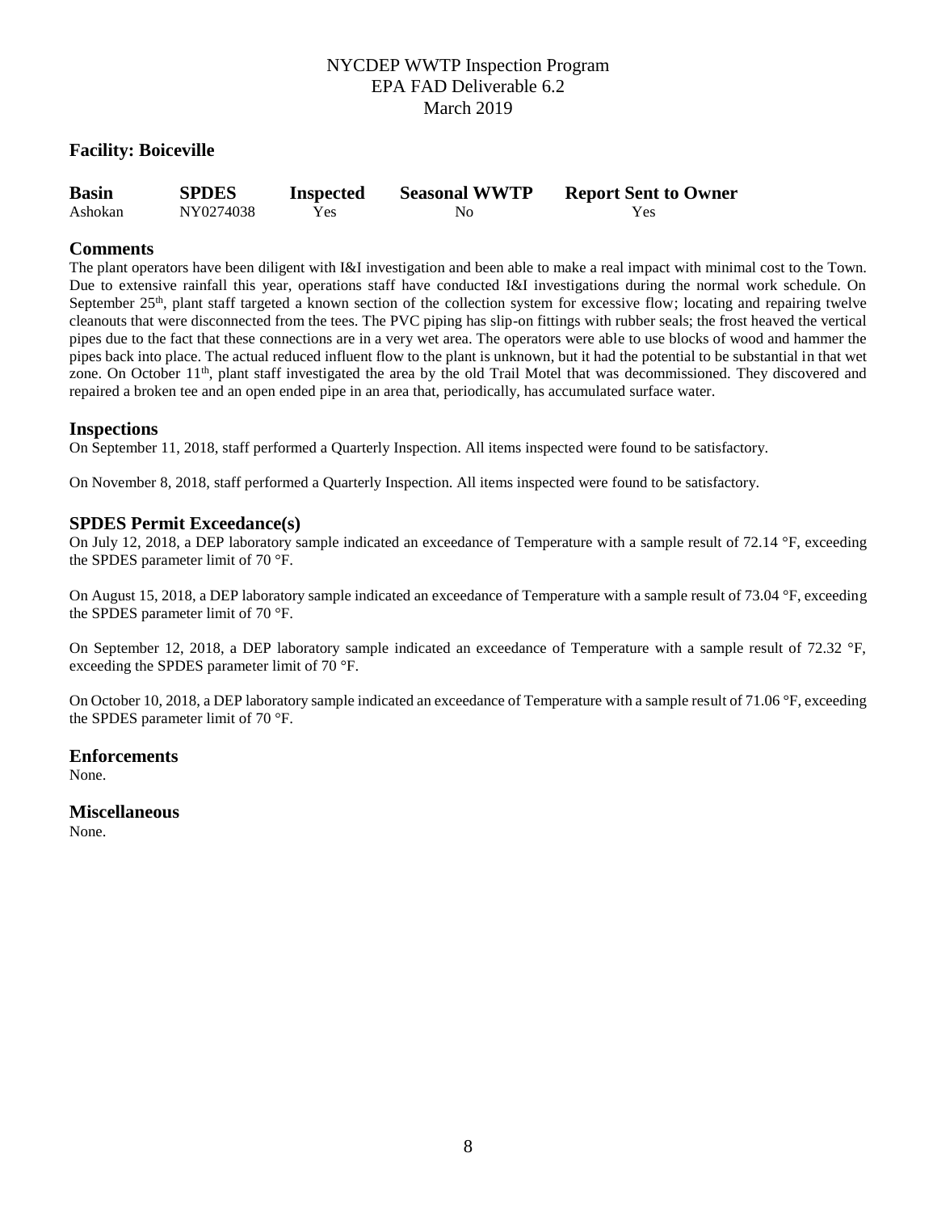NYCDEP WWTP Inspection Program
EPA FAD Deliverable 6.2
March 2019

**Facility: Boiceville**

| Basin | SPDES | Inspected | Seasonal WWTP | Report Sent to Owner |
|---|---|---|---|---|
| Ashokan | NY0274038 | Yes | No | Yes |

## Comments

The plant operators have been diligent with I&I investigation and been able to make a real impact with minimal cost to the Town. Due to extensive rainfall this year, operations staff have conducted I&I investigations during the normal work schedule. On September 25th, plant staff targeted a known section of the collection system for excessive flow; locating and repairing twelve cleanouts that were disconnected from the tees. The PVC piping has slip-on fittings with rubber seals; the frost heaved the vertical pipes due to the fact that these connections are in a very wet area. The operators were able to use blocks of wood and hammer the pipes back into place. The actual reduced influent flow to the plant is unknown, but it had the potential to be substantial in that wet zone. On October 11th, plant staff investigated the area by the old Trail Motel that was decommissioned. They discovered and repaired a broken tee and an open ended pipe in an area that, periodically, has accumulated surface water.

## Inspections

On September 11, 2018, staff performed a Quarterly Inspection. All items inspected were found to be satisfactory.

On November 8, 2018, staff performed a Quarterly Inspection. All items inspected were found to be satisfactory.

## SPDES Permit Exceedance(s)

On July 12, 2018, a DEP laboratory sample indicated an exceedance of Temperature with a sample result of 72.14 °F, exceeding the SPDES parameter limit of 70 °F.

On August 15, 2018, a DEP laboratory sample indicated an exceedance of Temperature with a sample result of 73.04 °F, exceeding the SPDES parameter limit of 70 °F.

On September 12, 2018, a DEP laboratory sample indicated an exceedance of Temperature with a sample result of 72.32 °F, exceeding the SPDES parameter limit of 70 °F.

On October 10, 2018, a DEP laboratory sample indicated an exceedance of Temperature with a sample result of 71.06 °F, exceeding the SPDES parameter limit of 70 °F.

## Enforcements

None.

## Miscellaneous

None.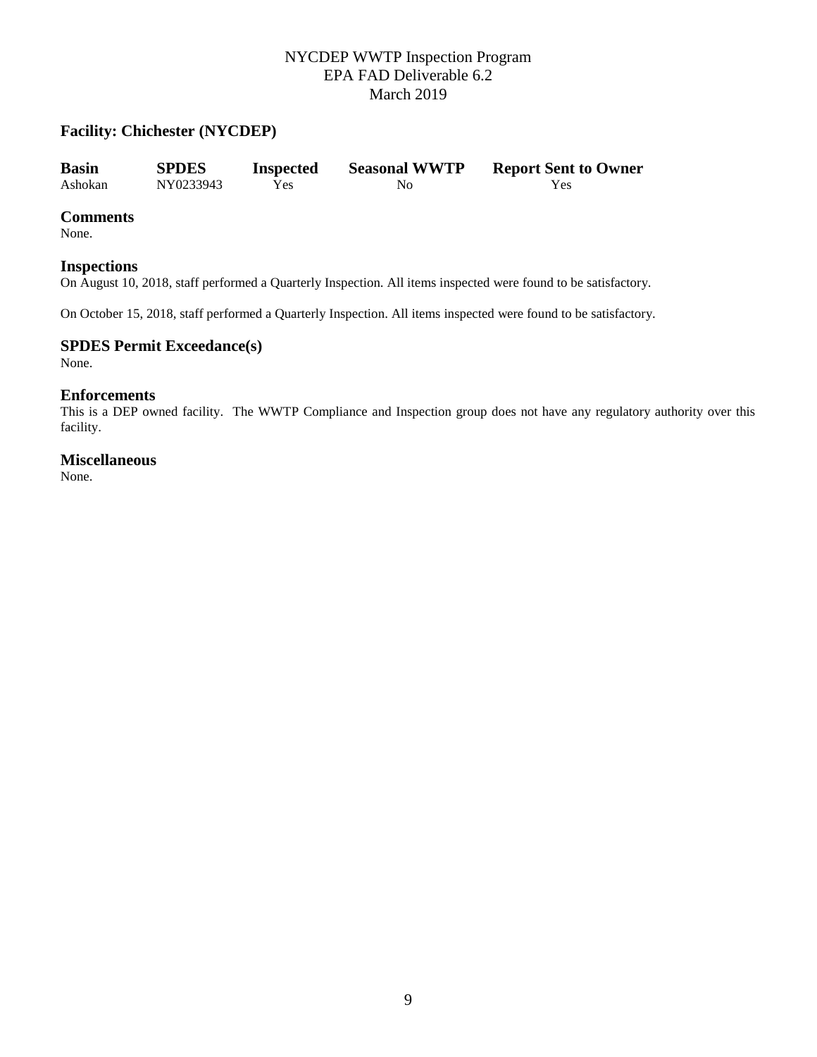**Facility: Chichester (NYCDEP)**

| Basin | SPDES | Inspected | Seasonal WWTP | Report Sent to Owner |
|---|---|---|---|---|
| Ashokan | NY0233943 | Yes | No | Yes |

## Comments

None.

## Inspections

On August 10, 2018, staff performed a Quarterly Inspection. All items inspected were found to be satisfactory.

On October 15, 2018, staff performed a Quarterly Inspection. All items inspected were found to be satisfactory.

## SPDES Permit Exceedance(s)

None.

## Enforcements

This is a DEP owned facility. The WWTP Compliance and Inspection group does not have any regulatory authority over this facility.

## Miscellaneous

None.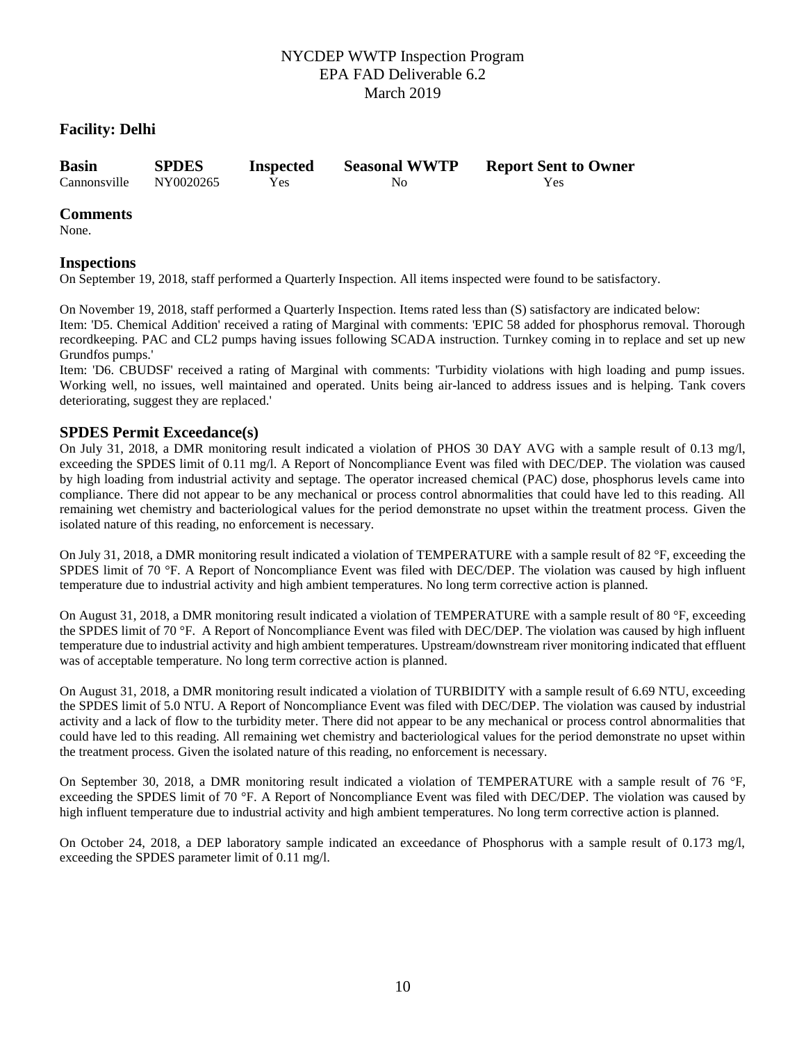NYCDEP WWTP Inspection Program
EPA FAD Deliverable 6.2
March 2019

## Facility: Delhi

| Basin | SPDES | Inspected | Seasonal WWTP | Report Sent to Owner |
|---|---|---|---|---|
| Cannonsville | NY0020265 | Yes | No | Yes |

### Comments

None.

### Inspections

On September 19, 2018, staff performed a Quarterly Inspection. All items inspected were found to be satisfactory.

On November 19, 2018, staff performed a Quarterly Inspection. Items rated less than (S) satisfactory are indicated below:
Item: 'D5. Chemical Addition' received a rating of Marginal with comments: 'EPIC 58 added for phosphorus removal. Thorough recordkeeping. PAC and CL2 pumps having issues following SCADA instruction. Turnkey coming in to replace and set up new Grundfos pumps.'
Item: 'D6. CBUDSF' received a rating of Marginal with comments: 'Turbidity violations with high loading and pump issues. Working well, no issues, well maintained and operated. Units being air-lanced to address issues and is helping. Tank covers deteriorating, suggest they are replaced.'

### SPDES Permit Exceedance(s)

On July 31, 2018, a DMR monitoring result indicated a violation of PHOS 30 DAY AVG with a sample result of 0.13 mg/l, exceeding the SPDES limit of 0.11 mg/l. A Report of Noncompliance Event was filed with DEC/DEP. The violation was caused by high loading from industrial activity and septage. The operator increased chemical (PAC) dose, phosphorus levels came into compliance. There did not appear to be any mechanical or process control abnormalities that could have led to this reading. All remaining wet chemistry and bacteriological values for the period demonstrate no upset within the treatment process. Given the isolated nature of this reading, no enforcement is necessary.

On July 31, 2018, a DMR monitoring result indicated a violation of TEMPERATURE with a sample result of 82 °F, exceeding the SPDES limit of 70 °F. A Report of Noncompliance Event was filed with DEC/DEP. The violation was caused by high influent temperature due to industrial activity and high ambient temperatures. No long term corrective action is planned.

On August 31, 2018, a DMR monitoring result indicated a violation of TEMPERATURE with a sample result of 80 °F, exceeding the SPDES limit of 70 °F. A Report of Noncompliance Event was filed with DEC/DEP. The violation was caused by high influent temperature due to industrial activity and high ambient temperatures. Upstream/downstream river monitoring indicated that effluent was of acceptable temperature. No long term corrective action is planned.

On August 31, 2018, a DMR monitoring result indicated a violation of TURBIDITY with a sample result of 6.69 NTU, exceeding the SPDES limit of 5.0 NTU. A Report of Noncompliance Event was filed with DEC/DEP. The violation was caused by industrial activity and a lack of flow to the turbidity meter. There did not appear to be any mechanical or process control abnormalities that could have led to this reading. All remaining wet chemistry and bacteriological values for the period demonstrate no upset within the treatment process. Given the isolated nature of this reading, no enforcement is necessary.

On September 30, 2018, a DMR monitoring result indicated a violation of TEMPERATURE with a sample result of 76 °F, exceeding the SPDES limit of 70 °F. A Report of Noncompliance Event was filed with DEC/DEP. The violation was caused by high influent temperature due to industrial activity and high ambient temperatures. No long term corrective action is planned.

On October 24, 2018, a DEP laboratory sample indicated an exceedance of Phosphorus with a sample result of 0.173 mg/l, exceeding the SPDES parameter limit of 0.11 mg/l.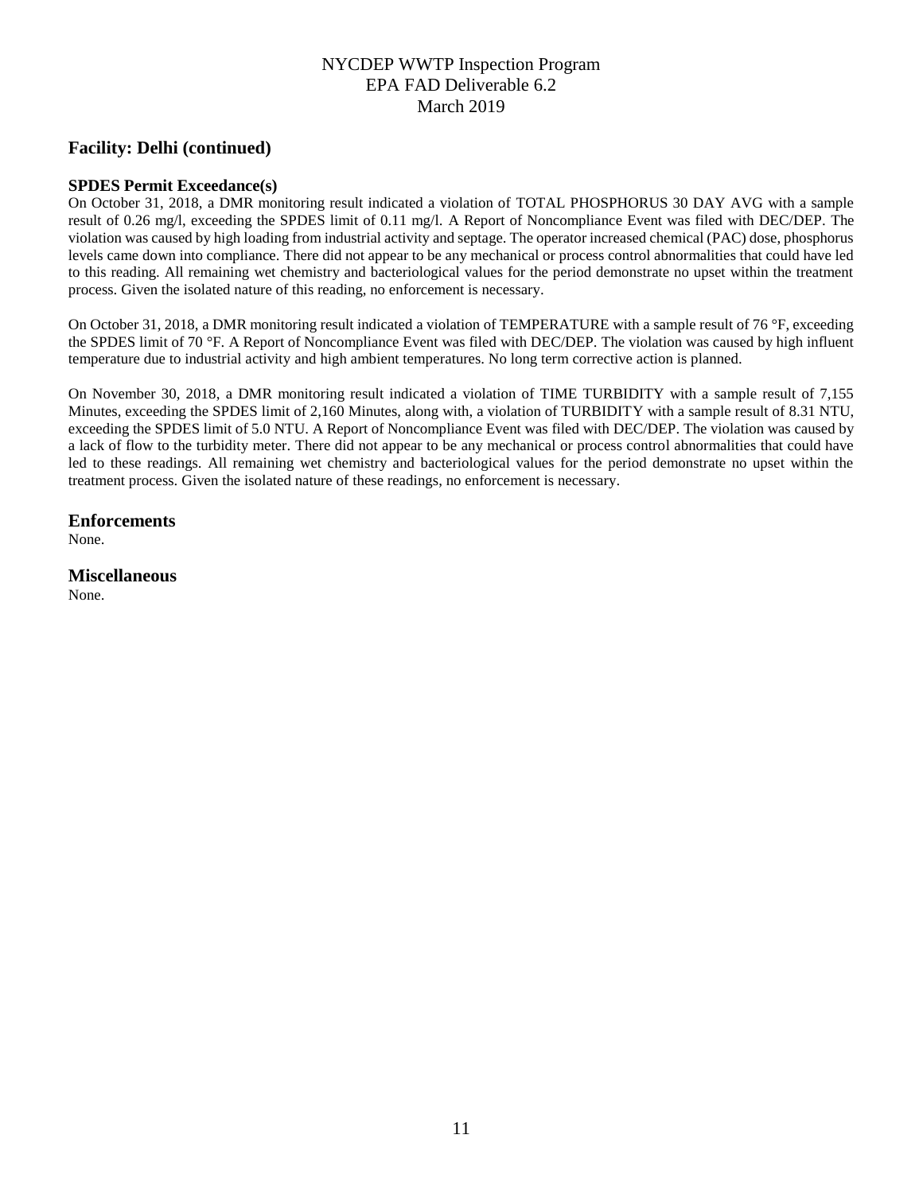## Facility: Delhi (continued)

### SPDES Permit Exceedance(s)

On October 31, 2018, a DMR monitoring result indicated a violation of TOTAL PHOSPHORUS 30 DAY AVG with a sample result of 0.26 mg/l, exceeding the SPDES limit of 0.11 mg/l. A Report of Noncompliance Event was filed with DEC/DEP. The violation was caused by high loading from industrial activity and septage. The operator increased chemical (PAC) dose, phosphorus levels came down into compliance. There did not appear to be any mechanical or process control abnormalities that could have led to this reading. All remaining wet chemistry and bacteriological values for the period demonstrate no upset within the treatment process. Given the isolated nature of this reading, no enforcement is necessary.

On October 31, 2018, a DMR monitoring result indicated a violation of TEMPERATURE with a sample result of 76 °F, exceeding the SPDES limit of 70 °F. A Report of Noncompliance Event was filed with DEC/DEP. The violation was caused by high influent temperature due to industrial activity and high ambient temperatures. No long term corrective action is planned.

On November 30, 2018, a DMR monitoring result indicated a violation of TIME TURBIDITY with a sample result of 7,155 Minutes, exceeding the SPDES limit of 2,160 Minutes, along with, a violation of TURBIDITY with a sample result of 8.31 NTU, exceeding the SPDES limit of 5.0 NTU. A Report of Noncompliance Event was filed with DEC/DEP. The violation was caused by a lack of flow to the turbidity meter. There did not appear to be any mechanical or process control abnormalities that could have led to these readings. All remaining wet chemistry and bacteriological values for the period demonstrate no upset within the treatment process. Given the isolated nature of these readings, no enforcement is necessary.

## Enforcements

None.

## Miscellaneous

None.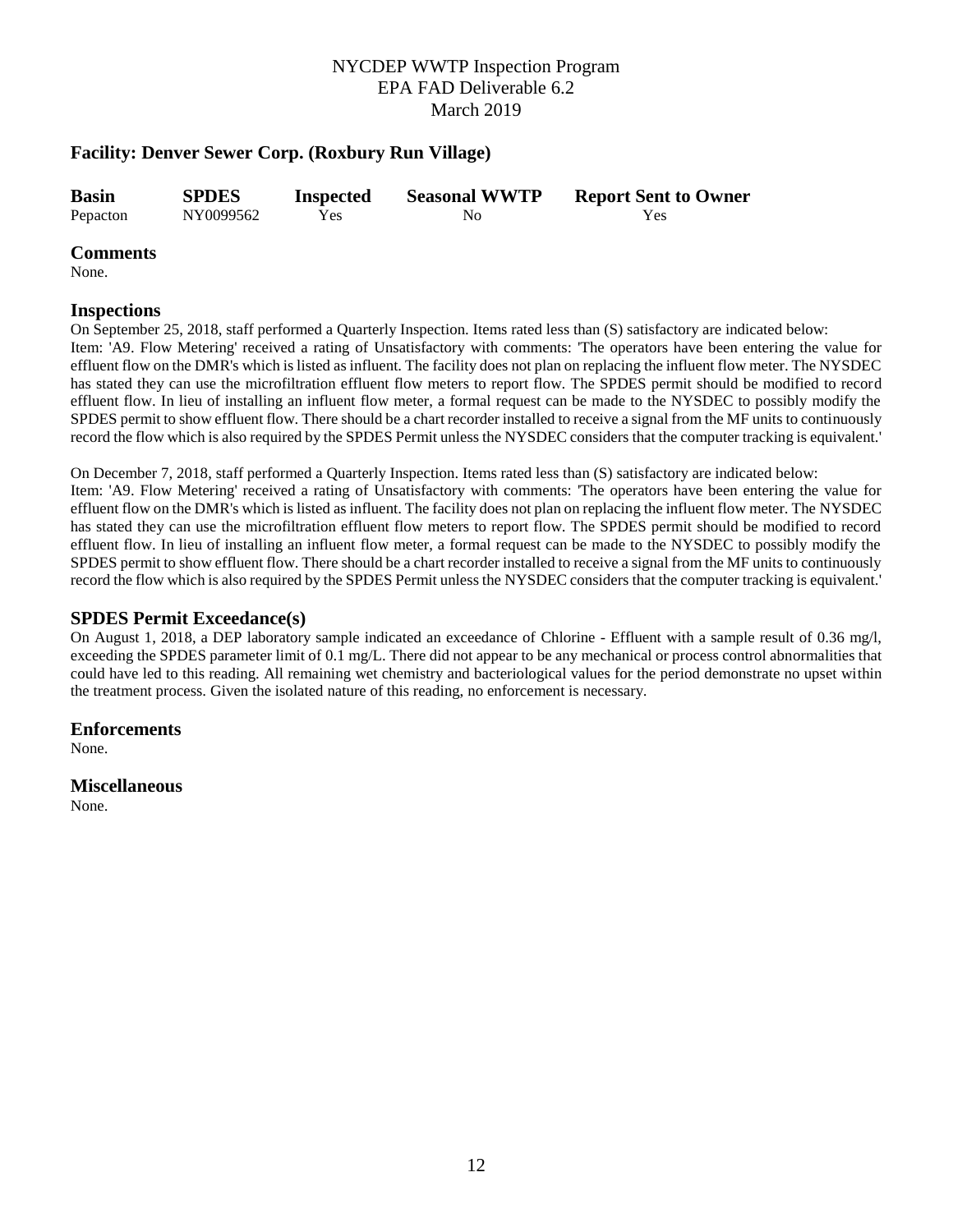## Facility: Denver Sewer Corp. (Roxbury Run Village)

| Basin | SPDES | Inspected | Seasonal WWTP | Report Sent to Owner |
|---|---|---|---|---|
| Pepacton | NY0099562 | Yes | No | Yes |

### Comments

None.

### Inspections

On September 25, 2018, staff performed a Quarterly Inspection. Items rated less than (S) satisfactory are indicated below:
Item: 'A9. Flow Metering' received a rating of Unsatisfactory with comments: 'The operators have been entering the value for effluent flow on the DMR's which is listed as influent. The facility does not plan on replacing the influent flow meter. The NYSDEC has stated they can use the microfiltration effluent flow meters to report flow. The SPDES permit should be modified to record effluent flow. In lieu of installing an influent flow meter, a formal request can be made to the NYSDEC to possibly modify the SPDES permit to show effluent flow. There should be a chart recorder installed to receive a signal from the MF units to continuously record the flow which is also required by the SPDES Permit unless the NYSDEC considers that the computer tracking is equivalent.'

On December 7, 2018, staff performed a Quarterly Inspection. Items rated less than (S) satisfactory are indicated below:
Item: 'A9. Flow Metering' received a rating of Unsatisfactory with comments: 'The operators have been entering the value for effluent flow on the DMR's which is listed as influent. The facility does not plan on replacing the influent flow meter. The NYSDEC has stated they can use the microfiltration effluent flow meters to report flow. The SPDES permit should be modified to record effluent flow. In lieu of installing an influent flow meter, a formal request can be made to the NYSDEC to possibly modify the SPDES permit to show effluent flow. There should be a chart recorder installed to receive a signal from the MF units to continuously record the flow which is also required by the SPDES Permit unless the NYSDEC considers that the computer tracking is equivalent.'

### SPDES Permit Exceedance(s)

On August 1, 2018, a DEP laboratory sample indicated an exceedance of Chlorine - Effluent with a sample result of 0.36 mg/l, exceeding the SPDES parameter limit of 0.1 mg/L. There did not appear to be any mechanical or process control abnormalities that could have led to this reading. All remaining wet chemistry and bacteriological values for the period demonstrate no upset within the treatment process. Given the isolated nature of this reading, no enforcement is necessary.

### Enforcements

None.

### Miscellaneous

None.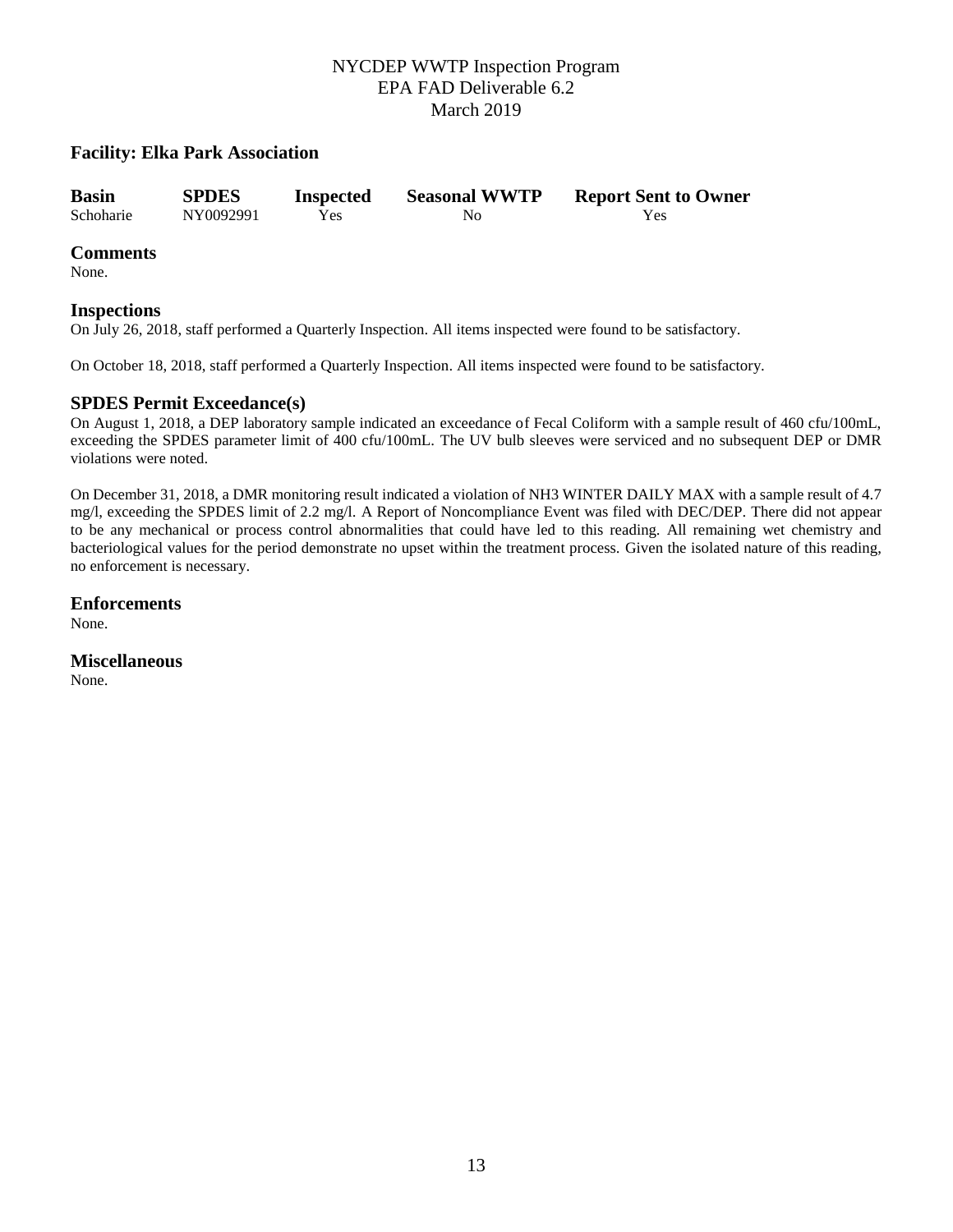### Facility: Elka Park Association

| Basin | SPDES | Inspected | Seasonal WWTP | Report Sent to Owner |
|---|---|---|---|---|
| Schoharie | NY0092991 | Yes | No | Yes |

## Comments

None.

## Inspections

On July 26, 2018, staff performed a Quarterly Inspection. All items inspected were found to be satisfactory.

On October 18, 2018, staff performed a Quarterly Inspection. All items inspected were found to be satisfactory.

## SPDES Permit Exceedance(s)

On August 1, 2018, a DEP laboratory sample indicated an exceedance of Fecal Coliform with a sample result of 460 cfu/100mL, exceeding the SPDES parameter limit of 400 cfu/100mL. The UV bulb sleeves were serviced and no subsequent DEP or DMR violations were noted.

On December 31, 2018, a DMR monitoring result indicated a violation of NH3 WINTER DAILY MAX with a sample result of 4.7 mg/l, exceeding the SPDES limit of 2.2 mg/l. A Report of Noncompliance Event was filed with DEC/DEP. There did not appear to be any mechanical or process control abnormalities that could have led to this reading. All remaining wet chemistry and bacteriological values for the period demonstrate no upset within the treatment process. Given the isolated nature of this reading, no enforcement is necessary.

## Enforcements

None.

## Miscellaneous

None.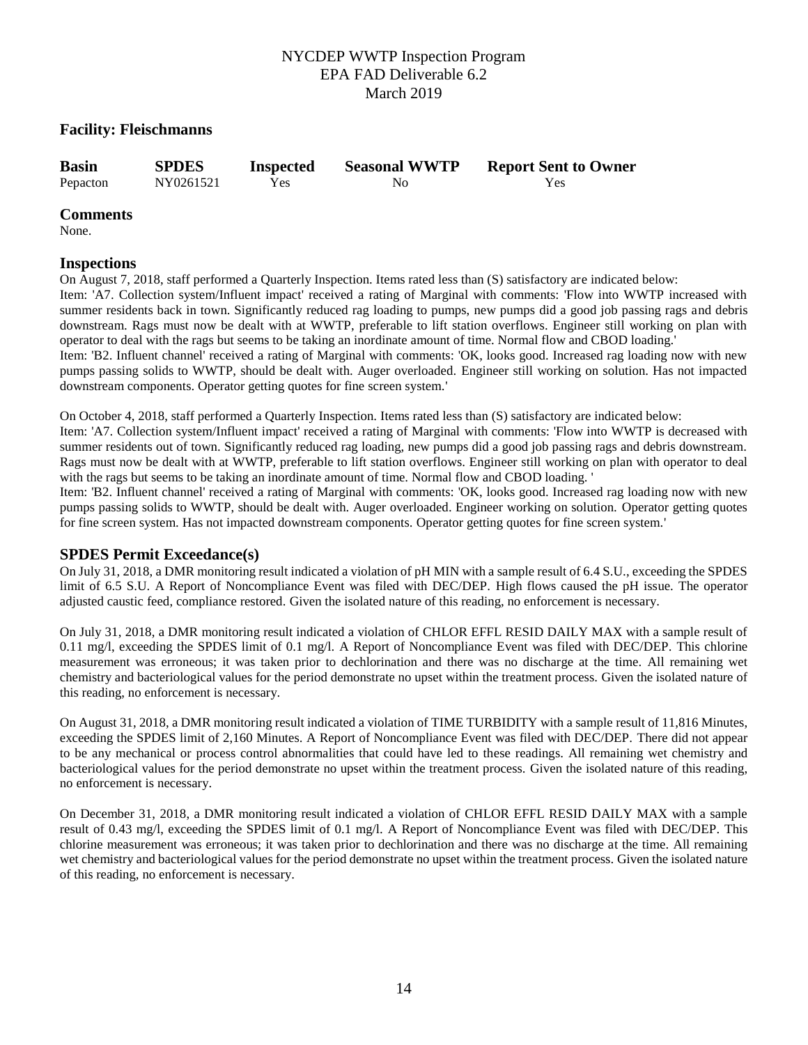NYCDEP WWTP Inspection Program
EPA FAD Deliverable 6.2
March 2019

## Facility: Fleischmanns

| Basin | SPDES | Inspected | Seasonal WWTP | Report Sent to Owner |
|---|---|---|---|---|
| Pepacton | NY0261521 | Yes | No | Yes |

### Comments

None.

### Inspections

On August 7, 2018, staff performed a Quarterly Inspection. Items rated less than (S) satisfactory are indicated below:
Item: 'A7. Collection system/Influent impact' received a rating of Marginal with comments: 'Flow into WWTP increased with summer residents back in town. Significantly reduced rag loading to pumps, new pumps did a good job passing rags and debris downstream. Rags must now be dealt with at WWTP, preferable to lift station overflows. Engineer still working on plan with operator to deal with the rags but seems to be taking an inordinate amount of time. Normal flow and CBOD loading.'
Item: 'B2. Influent channel' received a rating of Marginal with comments: 'OK, looks good. Increased rag loading now with new pumps passing solids to WWTP, should be dealt with. Auger overloaded. Engineer still working on solution. Has not impacted downstream components. Operator getting quotes for fine screen system.'

On October 4, 2018, staff performed a Quarterly Inspection. Items rated less than (S) satisfactory are indicated below:
Item: 'A7. Collection system/Influent impact' received a rating of Marginal with comments: 'Flow into WWTP is decreased with summer residents out of town. Significantly reduced rag loading, new pumps did a good job passing rags and debris downstream. Rags must now be dealt with at WWTP, preferable to lift station overflows. Engineer still working on plan with operator to deal with the rags but seems to be taking an inordinate amount of time. Normal flow and CBOD loading. '
Item: 'B2. Influent channel' received a rating of Marginal with comments: 'OK, looks good. Increased rag loading now with new pumps passing solids to WWTP, should be dealt with. Auger overloaded. Engineer working on solution. Operator getting quotes for fine screen system. Has not impacted downstream components. Operator getting quotes for fine screen system.'

### SPDES Permit Exceedance(s)

On July 31, 2018, a DMR monitoring result indicated a violation of pH MIN with a sample result of 6.4 S.U., exceeding the SPDES limit of 6.5 S.U. A Report of Noncompliance Event was filed with DEC/DEP. High flows caused the pH issue. The operator adjusted caustic feed, compliance restored. Given the isolated nature of this reading, no enforcement is necessary.

On July 31, 2018, a DMR monitoring result indicated a violation of CHLOR EFFL RESID DAILY MAX with a sample result of 0.11 mg/l, exceeding the SPDES limit of 0.1 mg/l. A Report of Noncompliance Event was filed with DEC/DEP. This chlorine measurement was erroneous; it was taken prior to dechlorination and there was no discharge at the time. All remaining wet chemistry and bacteriological values for the period demonstrate no upset within the treatment process. Given the isolated nature of this reading, no enforcement is necessary.

On August 31, 2018, a DMR monitoring result indicated a violation of TIME TURBIDITY with a sample result of 11,816 Minutes, exceeding the SPDES limit of 2,160 Minutes. A Report of Noncompliance Event was filed with DEC/DEP. There did not appear to be any mechanical or process control abnormalities that could have led to these readings. All remaining wet chemistry and bacteriological values for the period demonstrate no upset within the treatment process. Given the isolated nature of this reading, no enforcement is necessary.

On December 31, 2018, a DMR monitoring result indicated a violation of CHLOR EFFL RESID DAILY MAX with a sample result of 0.43 mg/l, exceeding the SPDES limit of 0.1 mg/l. A Report of Noncompliance Event was filed with DEC/DEP. This chlorine measurement was erroneous; it was taken prior to dechlorination and there was no discharge at the time. All remaining wet chemistry and bacteriological values for the period demonstrate no upset within the treatment process. Given the isolated nature of this reading, no enforcement is necessary.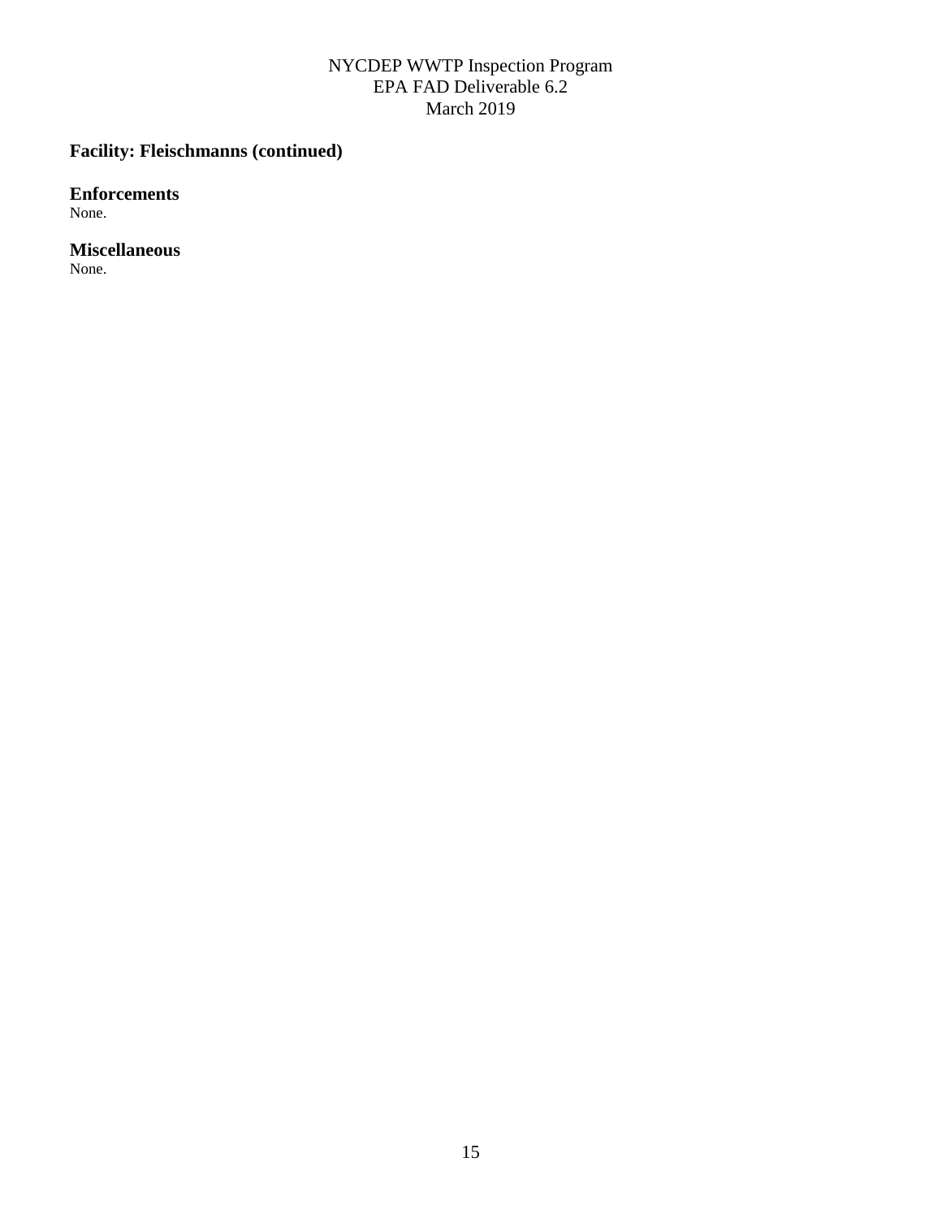## Facility: Fleischmanns (continued)

### Enforcements
None.

### Miscellaneous
None.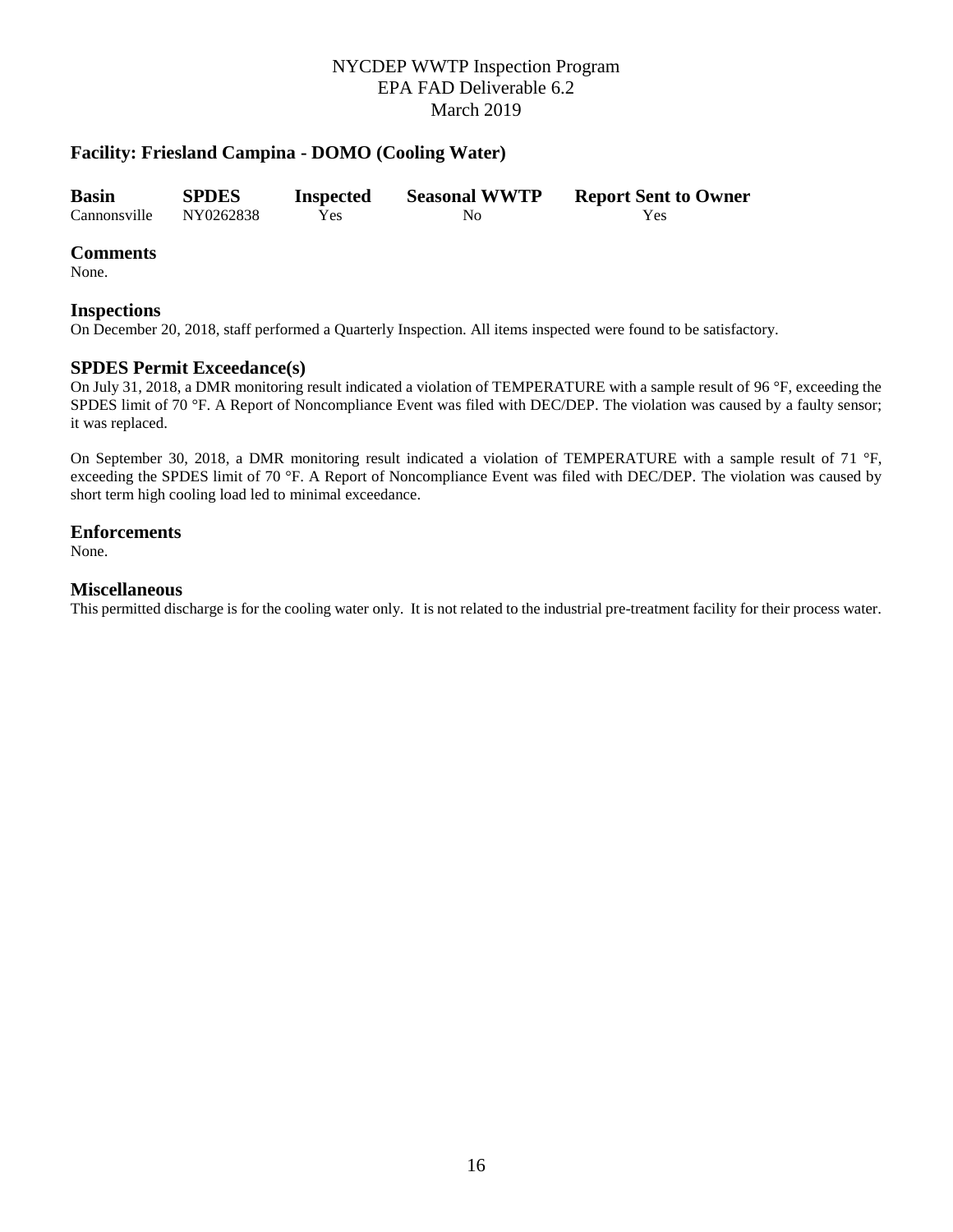## Facility: Friesland Campina - DOMO (Cooling Water)

| Basin | SPDES | Inspected | Seasonal WWTP | Report Sent to Owner |
| --- | --- | --- | --- | --- |
| Cannonsville | NY0262838 | Yes | No | Yes |

### Comments

None.

### Inspections

On December 20, 2018, staff performed a Quarterly Inspection. All items inspected were found to be satisfactory.

### SPDES Permit Exceedance(s)

On July 31, 2018, a DMR monitoring result indicated a violation of TEMPERATURE with a sample result of 96 °F, exceeding the SPDES limit of 70 °F. A Report of Noncompliance Event was filed with DEC/DEP. The violation was caused by a faulty sensor; it was replaced.

On September 30, 2018, a DMR monitoring result indicated a violation of TEMPERATURE with a sample result of 71 °F, exceeding the SPDES limit of 70 °F. A Report of Noncompliance Event was filed with DEC/DEP. The violation was caused by short term high cooling load led to minimal exceedance.

### Enforcements

None.

### Miscellaneous

This permitted discharge is for the cooling water only. It is not related to the industrial pre-treatment facility for their process water.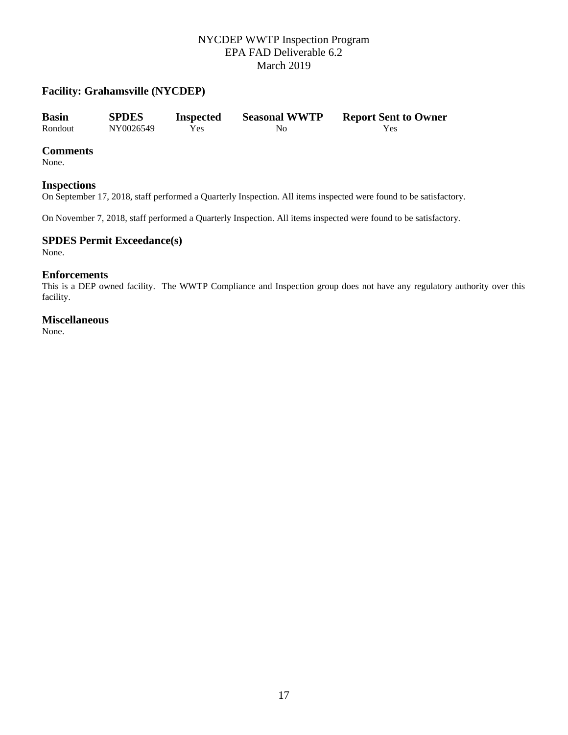NYCDEP WWTP Inspection Program
EPA FAD Deliverable 6.2
March 2019

### Facility: Grahamsville (NYCDEP)

| Basin | SPDES | Inspected | Seasonal WWTP | Report Sent to Owner |
| --- | --- | --- | --- | --- |
| Rondout | NY0026549 | Yes | No | Yes |

## Comments

None.

## Inspections

On September 17, 2018, staff performed a Quarterly Inspection. All items inspected were found to be satisfactory.

On November 7, 2018, staff performed a Quarterly Inspection. All items inspected were found to be satisfactory.

## SPDES Permit Exceedance(s)

None.

## Enforcements

This is a DEP owned facility. The WWTP Compliance and Inspection group does not have any regulatory authority over this facility.

## Miscellaneous

None.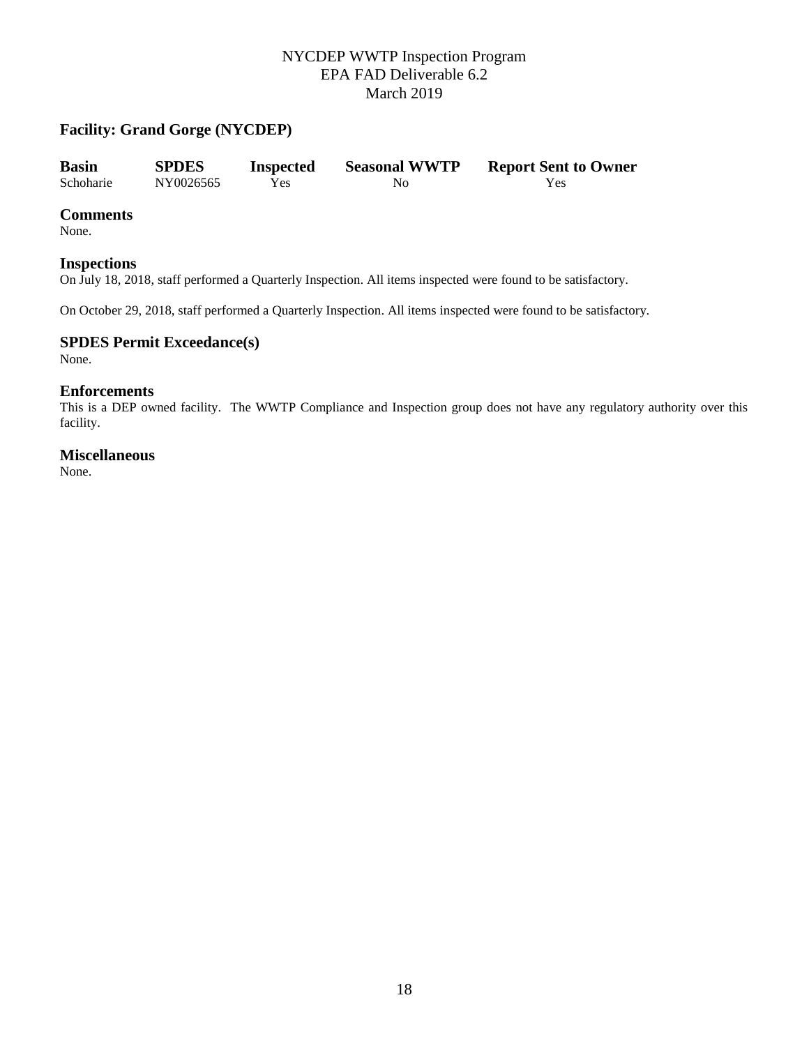## Facility: Grand Gorge (NYCDEP)

| Basin | SPDES | Inspected | Seasonal WWTP | Report Sent to Owner |
|---|---|---|---|---|
| Schoharie | NY0026565 | Yes | No | Yes |

### Comments
None.

### Inspections
On July 18, 2018, staff performed a Quarterly Inspection. All items inspected were found to be satisfactory.

On October 29, 2018, staff performed a Quarterly Inspection. All items inspected were found to be satisfactory.

### SPDES Permit Exceedance(s)
None.

### Enforcements
This is a DEP owned facility. The WWTP Compliance and Inspection group does not have any regulatory authority over this facility.

### Miscellaneous
None.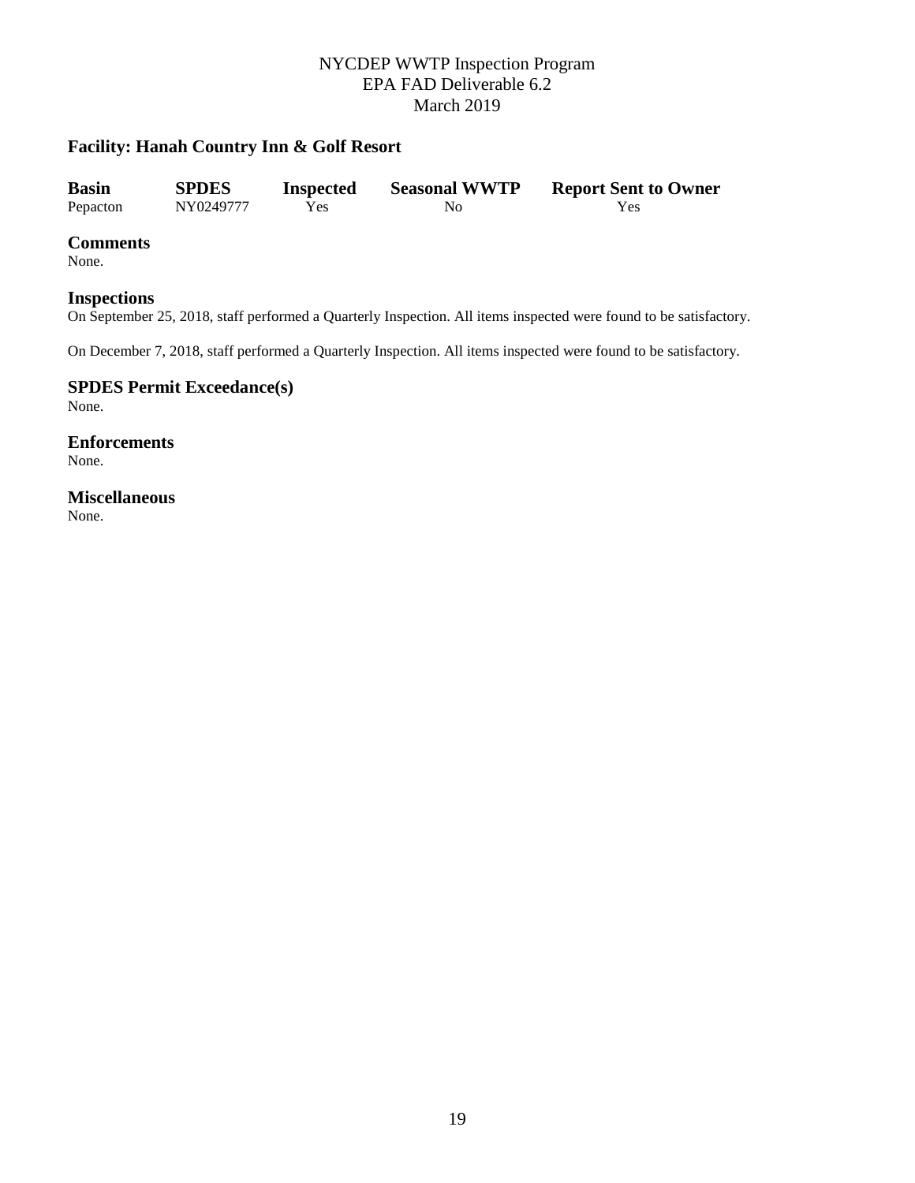## Facility: Hanah Country Inn & Golf Resort

| Basin | SPDES | Inspected | Seasonal WWTP | Report Sent to Owner |
|---|---|---|---|---|
| Pepacton | NY0249777 | Yes | No | Yes |

### Comments
None.

### Inspections
On September 25, 2018, staff performed a Quarterly Inspection. All items inspected were found to be satisfactory.

On December 7, 2018, staff performed a Quarterly Inspection. All items inspected were found to be satisfactory.

### SPDES Permit Exceedance(s)
None.

### Enforcements
None.

### Miscellaneous
None.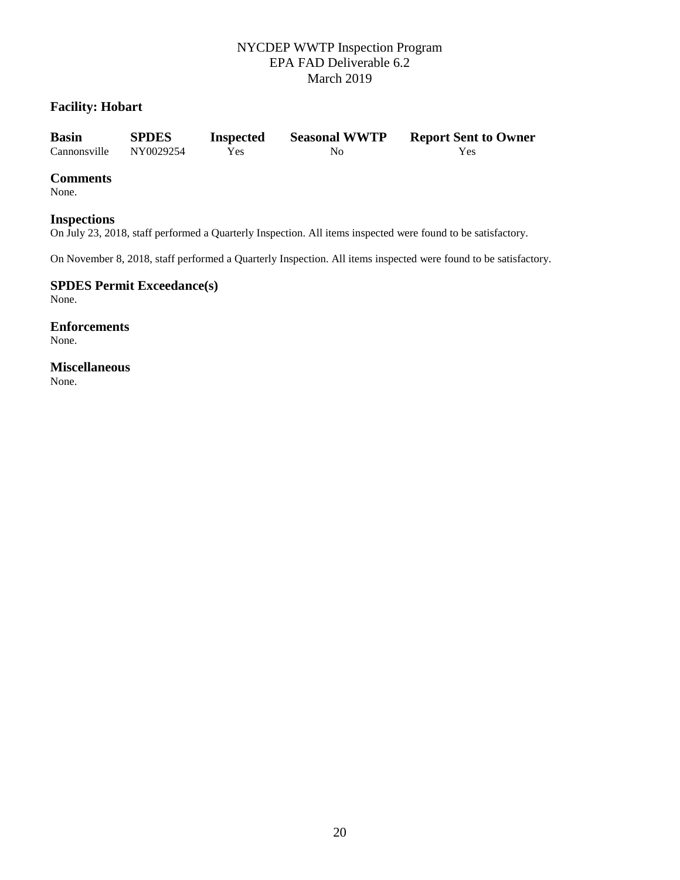NYCDEP WWTP Inspection Program
EPA FAD Deliverable 6.2
March 2019

## Facility: Hobart

| Basin | SPDES | Inspected | Seasonal WWTP | Report Sent to Owner |
|---|---|---|---|---|
| Cannonsville | NY0029254 | Yes | No | Yes |

### Comments

None.

### Inspections

On July 23, 2018, staff performed a Quarterly Inspection. All items inspected were found to be satisfactory.

On November 8, 2018, staff performed a Quarterly Inspection. All items inspected were found to be satisfactory.

### SPDES Permit Exceedance(s)

None.

### Enforcements

None.

### Miscellaneous

None.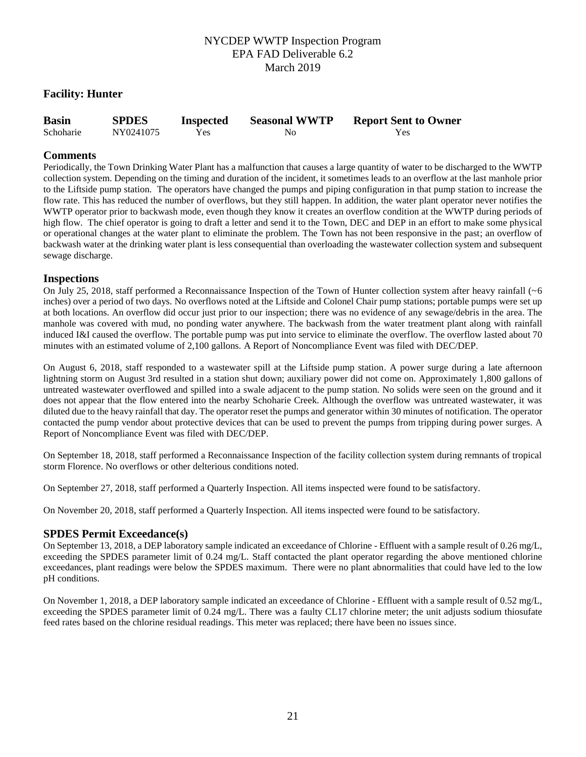NYCDEP WWTP Inspection Program
EPA FAD Deliverable 6.2
March 2019

## Facility: Hunter

| Basin | SPDES | Inspected | Seasonal WWTP | Report Sent to Owner |
|---|---|---|---|---|
| Schoharie | NY0241075 | Yes | No | Yes |

## Comments

Periodically, the Town Drinking Water Plant has a malfunction that causes a large quantity of water to be discharged to the WWTP collection system. Depending on the timing and duration of the incident, it sometimes leads to an overflow at the last manhole prior to the Liftside pump station. The operators have changed the pumps and piping configuration in that pump station to increase the flow rate. This has reduced the number of overflows, but they still happen. In addition, the water plant operator never notifies the WWTP operator prior to backwash mode, even though they know it creates an overflow condition at the WWTP during periods of high flow. The chief operator is going to draft a letter and send it to the Town, DEC and DEP in an effort to make some physical or operational changes at the water plant to eliminate the problem. The Town has not been responsive in the past; an overflow of backwash water at the drinking water plant is less consequential than overloading the wastewater collection system and subsequent sewage discharge.

## Inspections

On July 25, 2018, staff performed a Reconnaissance Inspection of the Town of Hunter collection system after heavy rainfall (~6 inches) over a period of two days. No overflows noted at the Liftside and Colonel Chair pump stations; portable pumps were set up at both locations. An overflow did occur just prior to our inspection; there was no evidence of any sewage/debris in the area. The manhole was covered with mud, no ponding water anywhere. The backwash from the water treatment plant along with rainfall induced I&I caused the overflow. The portable pump was put into service to eliminate the overflow. The overflow lasted about 70 minutes with an estimated volume of 2,100 gallons. A Report of Noncompliance Event was filed with DEC/DEP.

On August 6, 2018, staff responded to a wastewater spill at the Liftside pump station. A power surge during a late afternoon lightning storm on August 3rd resulted in a station shut down; auxiliary power did not come on. Approximately 1,800 gallons of untreated wastewater overflowed and spilled into a swale adjacent to the pump station. No solids were seen on the ground and it does not appear that the flow entered into the nearby Schoharie Creek. Although the overflow was untreated wastewater, it was diluted due to the heavy rainfall that day. The operator reset the pumps and generator within 30 minutes of notification. The operator contacted the pump vendor about protective devices that can be used to prevent the pumps from tripping during power surges. A Report of Noncompliance Event was filed with DEC/DEP.

On September 18, 2018, staff performed a Reconnaissance Inspection of the facility collection system during remnants of tropical storm Florence. No overflows or other delterious conditions noted.

On September 27, 2018, staff performed a Quarterly Inspection. All items inspected were found to be satisfactory.

On November 20, 2018, staff performed a Quarterly Inspection. All items inspected were found to be satisfactory.

## SPDES Permit Exceedance(s)

On September 13, 2018, a DEP laboratory sample indicated an exceedance of Chlorine - Effluent with a sample result of 0.26 mg/L, exceeding the SPDES parameter limit of 0.24 mg/L. Staff contacted the plant operator regarding the above mentioned chlorine exceedances, plant readings were below the SPDES maximum. There were no plant abnormalities that could have led to the low pH conditions.

On November 1, 2018, a DEP laboratory sample indicated an exceedance of Chlorine - Effluent with a sample result of 0.52 mg/L, exceeding the SPDES parameter limit of 0.24 mg/L. There was a faulty CL17 chlorine meter; the unit adjusts sodium thiosufate feed rates based on the chlorine residual readings. This meter was replaced; there have been no issues since.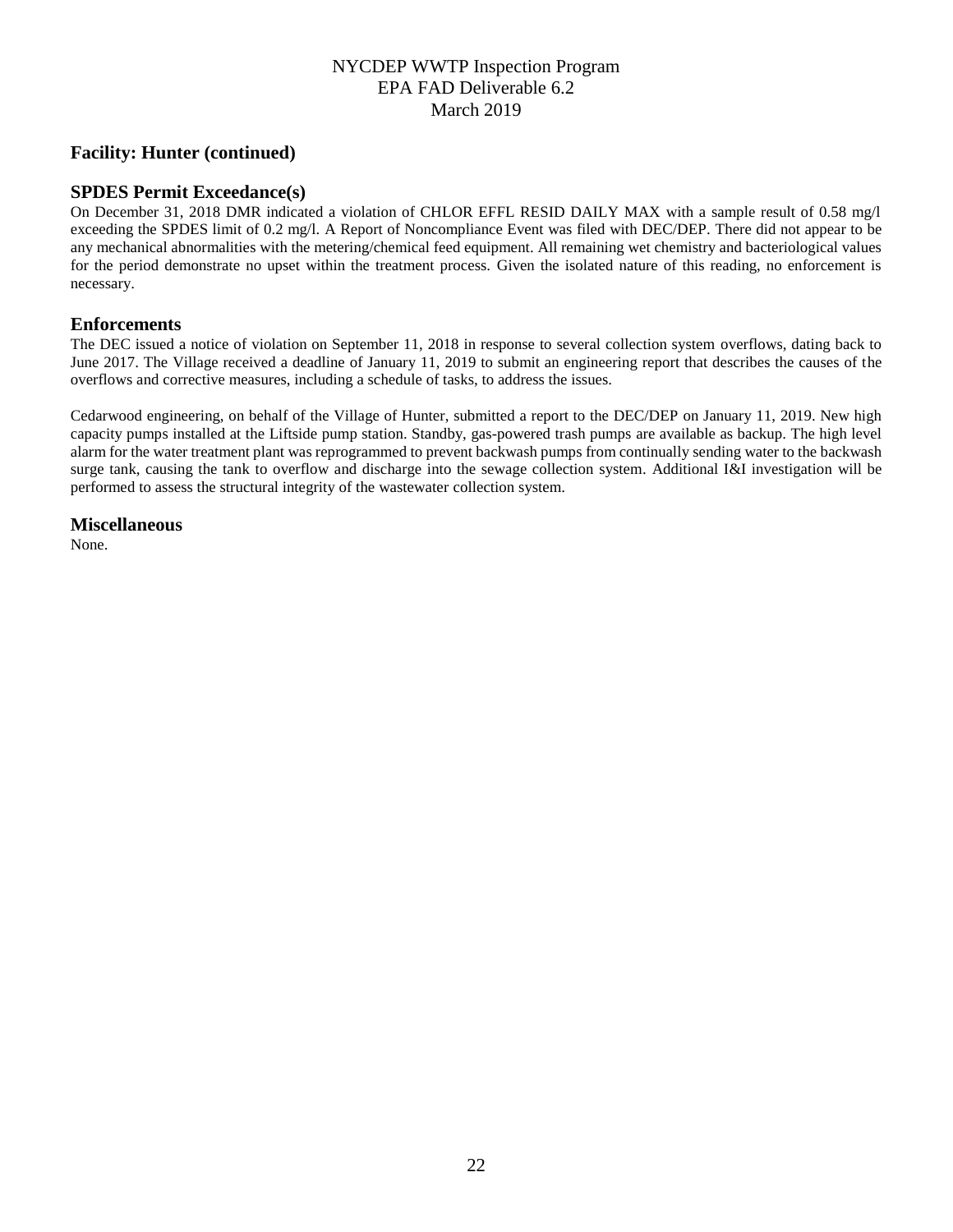## Facility: Hunter (continued)

### SPDES Permit Exceedance(s)

On December 31, 2018 DMR indicated a violation of CHLOR EFFL RESID DAILY MAX with a sample result of 0.58 mg/l exceeding the SPDES limit of 0.2 mg/l. A Report of Noncompliance Event was filed with DEC/DEP. There did not appear to be any mechanical abnormalities with the metering/chemical feed equipment. All remaining wet chemistry and bacteriological values for the period demonstrate no upset within the treatment process. Given the isolated nature of this reading, no enforcement is necessary.

### Enforcements

The DEC issued a notice of violation on September 11, 2018 in response to several collection system overflows, dating back to June 2017. The Village received a deadline of January 11, 2019 to submit an engineering report that describes the causes of the overflows and corrective measures, including a schedule of tasks, to address the issues.

Cedarwood engineering, on behalf of the Village of Hunter, submitted a report to the DEC/DEP on January 11, 2019. New high capacity pumps installed at the Liftside pump station. Standby, gas-powered trash pumps are available as backup. The high level alarm for the water treatment plant was reprogrammed to prevent backwash pumps from continually sending water to the backwash surge tank, causing the tank to overflow and discharge into the sewage collection system. Additional I&I investigation will be performed to assess the structural integrity of the wastewater collection system.

### Miscellaneous

None.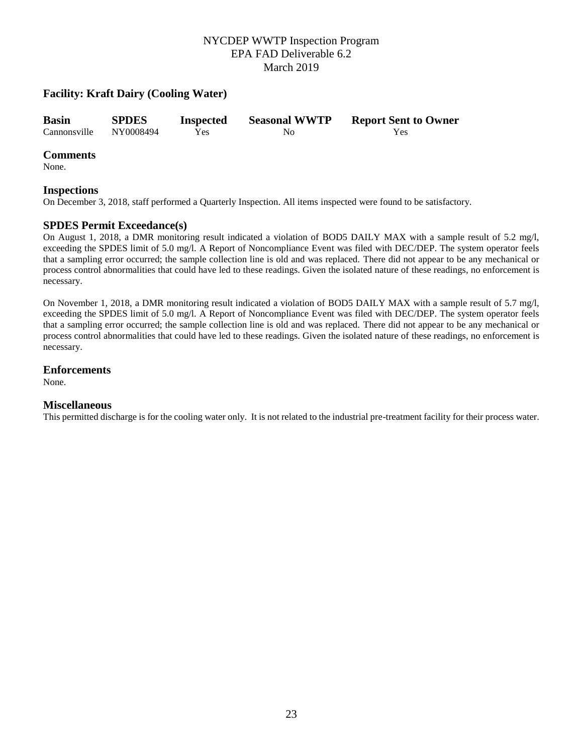## Facility: Kraft Dairy (Cooling Water)

| Basin | SPDES | Inspected | Seasonal WWTP | Report Sent to Owner |
|---|---|---|---|---|
| Cannonsville | NY0008494 | Yes | No | Yes |

### Comments

None.

### Inspections

On December 3, 2018, staff performed a Quarterly Inspection. All items inspected were found to be satisfactory.

### SPDES Permit Exceedance(s)

On August 1, 2018, a DMR monitoring result indicated a violation of BOD5 DAILY MAX with a sample result of 5.2 mg/l, exceeding the SPDES limit of 5.0 mg/l. A Report of Noncompliance Event was filed with DEC/DEP. The system operator feels that a sampling error occurred; the sample collection line is old and was replaced. There did not appear to be any mechanical or process control abnormalities that could have led to these readings. Given the isolated nature of these readings, no enforcement is necessary.

On November 1, 2018, a DMR monitoring result indicated a violation of BOD5 DAILY MAX with a sample result of 5.7 mg/l, exceeding the SPDES limit of 5.0 mg/l. A Report of Noncompliance Event was filed with DEC/DEP. The system operator feels that a sampling error occurred; the sample collection line is old and was replaced. There did not appear to be any mechanical or process control abnormalities that could have led to these readings. Given the isolated nature of these readings, no enforcement is necessary.

### Enforcements

None.

### Miscellaneous

This permitted discharge is for the cooling water only. It is not related to the industrial pre-treatment facility for their process water.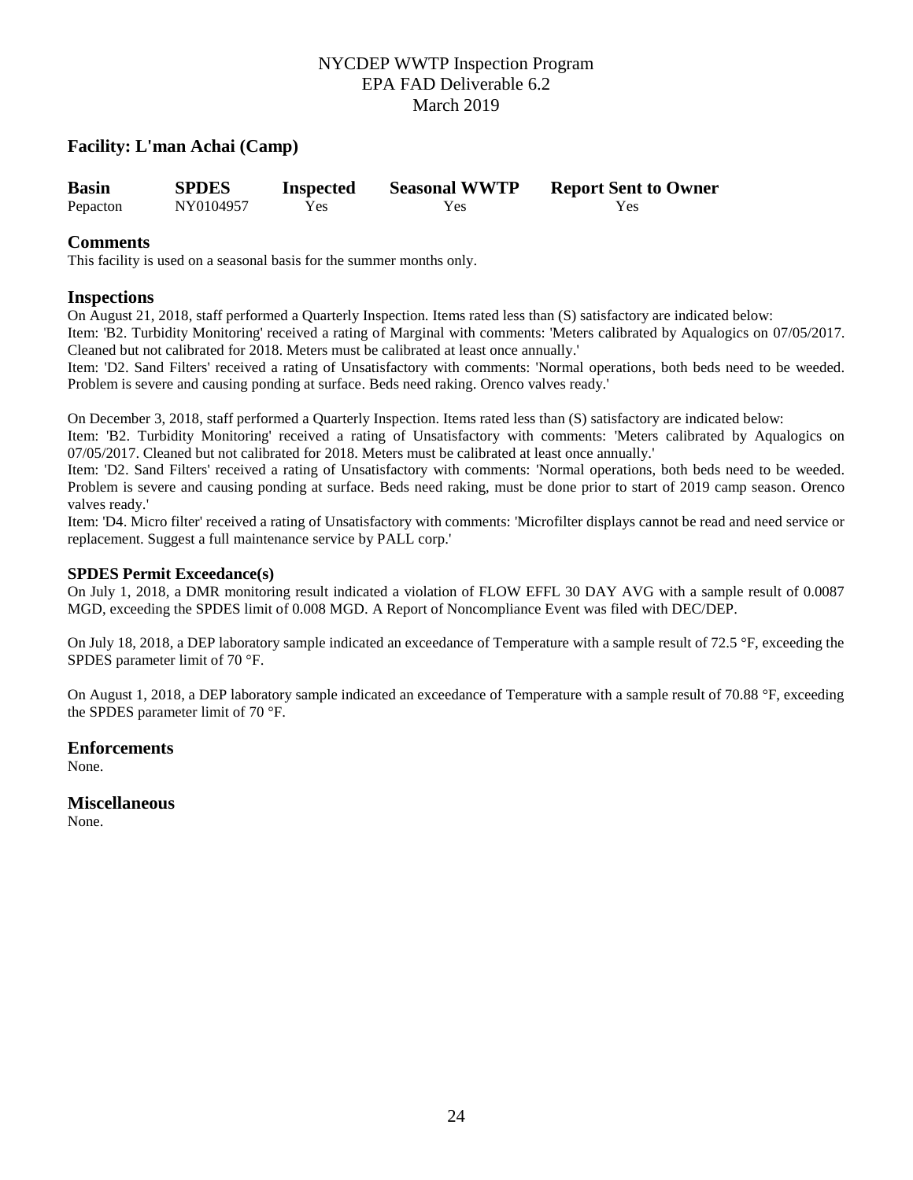NYCDEP WWTP Inspection Program
EPA FAD Deliverable 6.2
March 2019

## Facility: L'man Achai (Camp)

| Basin | SPDES | Inspected | Seasonal WWTP | Report Sent to Owner |
|---|---|---|---|---|
| Pepacton | NY0104957 | Yes | Yes | Yes |

### Comments

This facility is used on a seasonal basis for the summer months only.

### Inspections

On August 21, 2018, staff performed a Quarterly Inspection. Items rated less than (S) satisfactory are indicated below:
Item: 'B2. Turbidity Monitoring' received a rating of Marginal with comments: 'Meters calibrated by Aqualogics on 07/05/2017. Cleaned but not calibrated for 2018. Meters must be calibrated at least once annually.'
Item: 'D2. Sand Filters' received a rating of Unsatisfactory with comments: 'Normal operations, both beds need to be weeded. Problem is severe and causing ponding at surface. Beds need raking. Orenco valves ready.'

On December 3, 2018, staff performed a Quarterly Inspection. Items rated less than (S) satisfactory are indicated below:
Item: 'B2. Turbidity Monitoring' received a rating of Unsatisfactory with comments: 'Meters calibrated by Aqualogics on 07/05/2017. Cleaned but not calibrated for 2018. Meters must be calibrated at least once annually.'
Item: 'D2. Sand Filters' received a rating of Unsatisfactory with comments: 'Normal operations, both beds need to be weeded. Problem is severe and causing ponding at surface. Beds need raking, must be done prior to start of 2019 camp season. Orenco valves ready.'
Item: 'D4. Micro filter' received a rating of Unsatisfactory with comments: 'Microfilter displays cannot be read and need service or replacement. Suggest a full maintenance service by PALL corp.'

#### SPDES Permit Exceedance(s)

On July 1, 2018, a DMR monitoring result indicated a violation of FLOW EFFL 30 DAY AVG with a sample result of 0.0087 MGD, exceeding the SPDES limit of 0.008 MGD. A Report of Noncompliance Event was filed with DEC/DEP.

On July 18, 2018, a DEP laboratory sample indicated an exceedance of Temperature with a sample result of 72.5 °F, exceeding the SPDES parameter limit of 70 °F.

On August 1, 2018, a DEP laboratory sample indicated an exceedance of Temperature with a sample result of 70.88 °F, exceeding the SPDES parameter limit of 70 °F.

### Enforcements

None.

### Miscellaneous

None.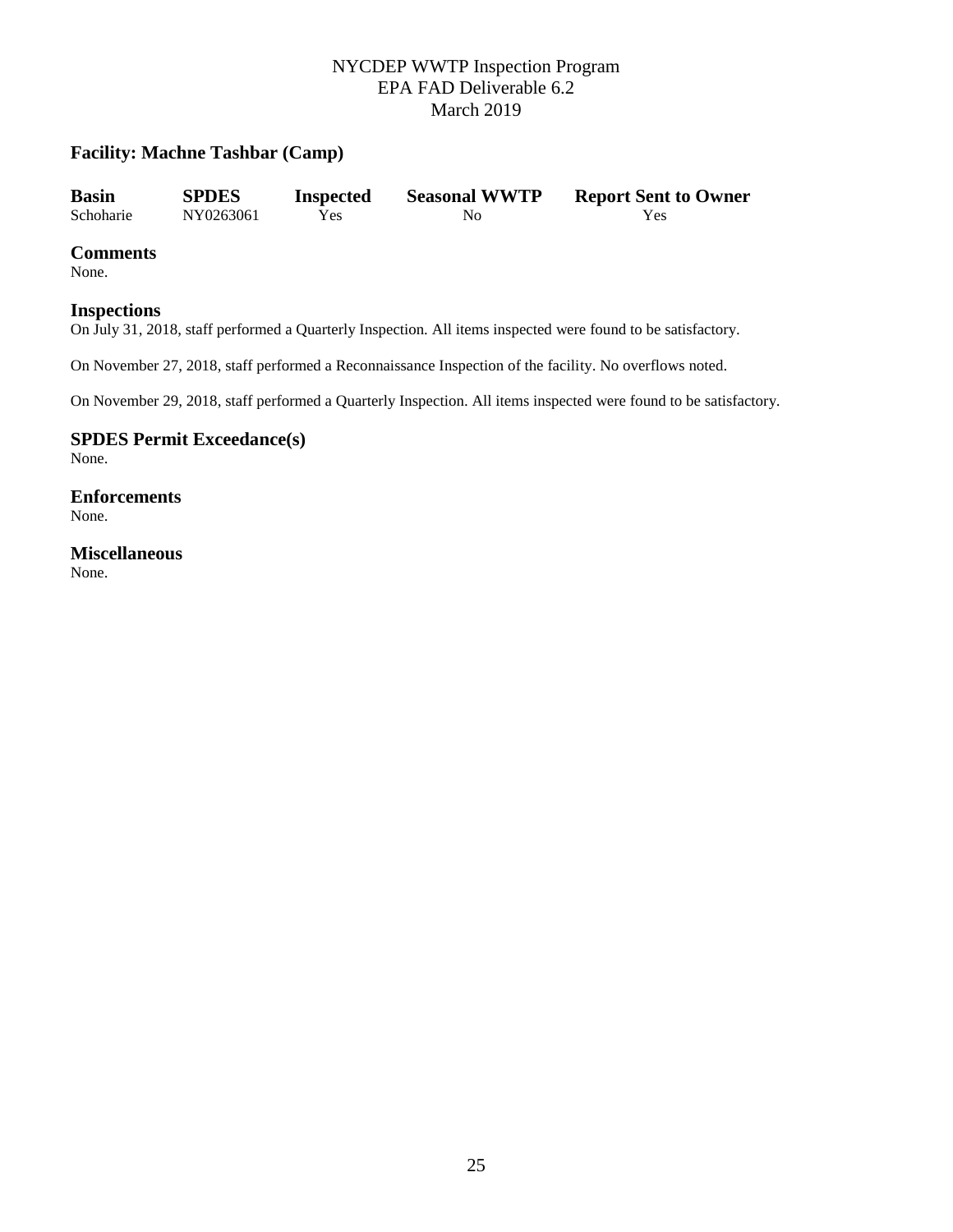## Facility: Machne Tashbar (Camp)

| Basin | SPDES | Inspected | Seasonal WWTP | Report Sent to Owner |
|---|---|---|---|---|
| Schoharie | NY0263061 | Yes | No | Yes |

### Comments
None.

### Inspections
On July 31, 2018, staff performed a Quarterly Inspection. All items inspected were found to be satisfactory.

On November 27, 2018, staff performed a Reconnaissance Inspection of the facility. No overflows noted.

On November 29, 2018, staff performed a Quarterly Inspection. All items inspected were found to be satisfactory.

### SPDES Permit Exceedance(s)
None.

### Enforcements
None.

### Miscellaneous
None.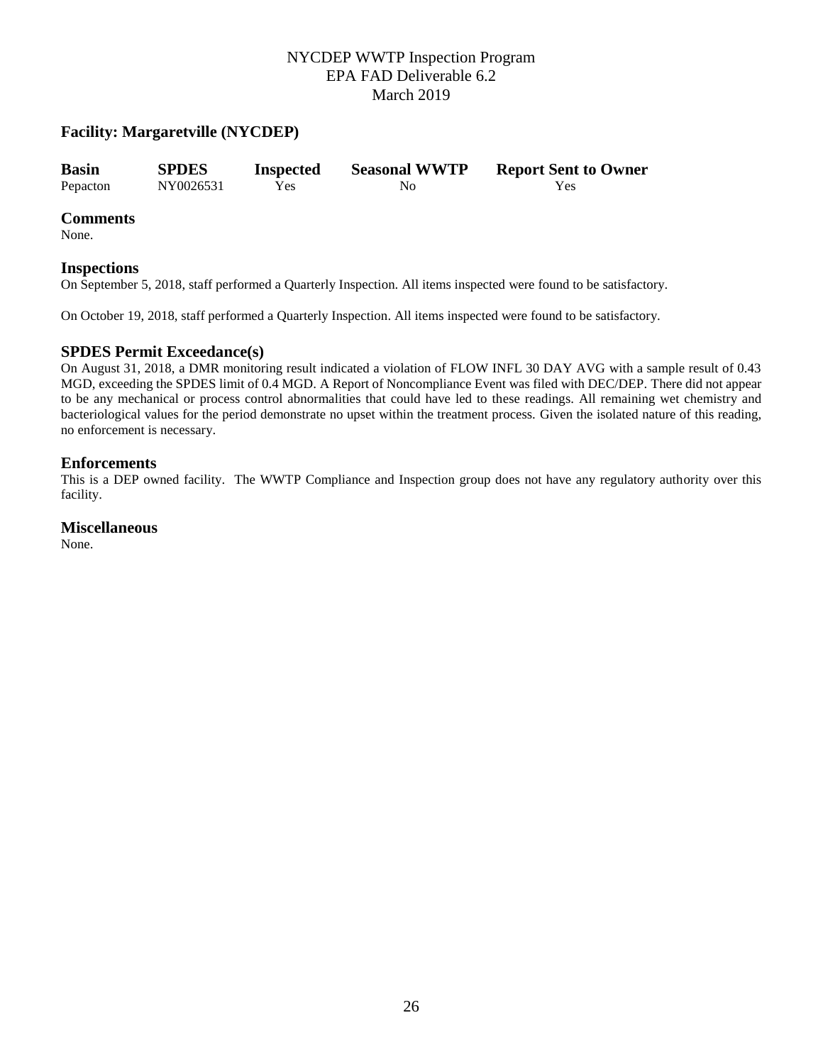NYCDEP WWTP Inspection Program
EPA FAD Deliverable 6.2
March 2019

## Facility: Margaretville (NYCDEP)

| Basin | SPDES | Inspected | Seasonal WWTP | Report Sent to Owner |
|---|---|---|---|---|
| Pepacton | NY0026531 | Yes | No | Yes |

### Comments

None.

### Inspections

On September 5, 2018, staff performed a Quarterly Inspection. All items inspected were found to be satisfactory.

On October 19, 2018, staff performed a Quarterly Inspection. All items inspected were found to be satisfactory.

### SPDES Permit Exceedance(s)

On August 31, 2018, a DMR monitoring result indicated a violation of FLOW INFL 30 DAY AVG with a sample result of 0.43 MGD, exceeding the SPDES limit of 0.4 MGD. A Report of Noncompliance Event was filed with DEC/DEP. There did not appear to be any mechanical or process control abnormalities that could have led to these readings. All remaining wet chemistry and bacteriological values for the period demonstrate no upset within the treatment process. Given the isolated nature of this reading, no enforcement is necessary.

### Enforcements

This is a DEP owned facility. The WWTP Compliance and Inspection group does not have any regulatory authority over this facility.

### Miscellaneous

None.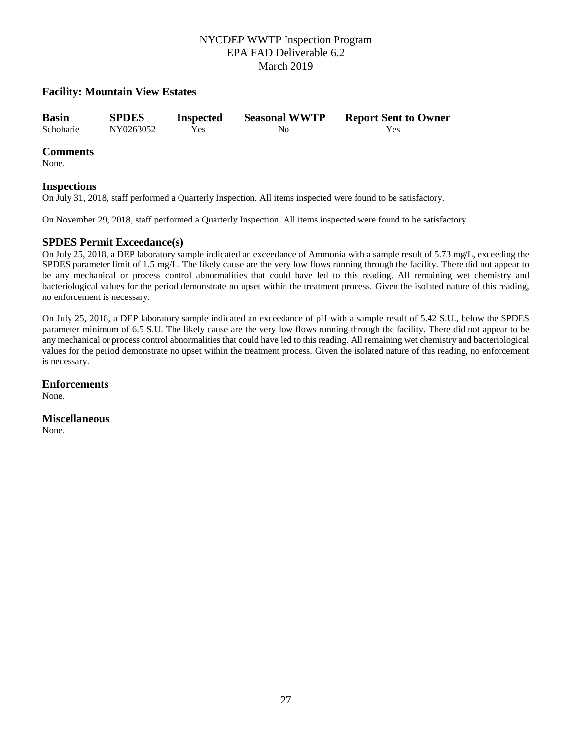### Facility: Mountain View Estates

| Basin | SPDES | Inspected | Seasonal WWTP | Report Sent to Owner |
|---|---|---|---|---|
| Schoharie | NY0263052 | Yes | No | Yes |

## Comments

None.

## Inspections

On July 31, 2018, staff performed a Quarterly Inspection. All items inspected were found to be satisfactory.

On November 29, 2018, staff performed a Quarterly Inspection. All items inspected were found to be satisfactory.

## SPDES Permit Exceedance(s)

On July 25, 2018, a DEP laboratory sample indicated an exceedance of Ammonia with a sample result of 5.73 mg/L, exceeding the SPDES parameter limit of 1.5 mg/L. The likely cause are the very low flows running through the facility. There did not appear to be any mechanical or process control abnormalities that could have led to this reading. All remaining wet chemistry and bacteriological values for the period demonstrate no upset within the treatment process. Given the isolated nature of this reading, no enforcement is necessary.

On July 25, 2018, a DEP laboratory sample indicated an exceedance of pH with a sample result of 5.42 S.U., below the SPDES parameter minimum of 6.5 S.U. The likely cause are the very low flows running through the facility. There did not appear to be any mechanical or process control abnormalities that could have led to this reading. All remaining wet chemistry and bacteriological values for the period demonstrate no upset within the treatment process. Given the isolated nature of this reading, no enforcement is necessary.

## Enforcements

None.

## Miscellaneous

None.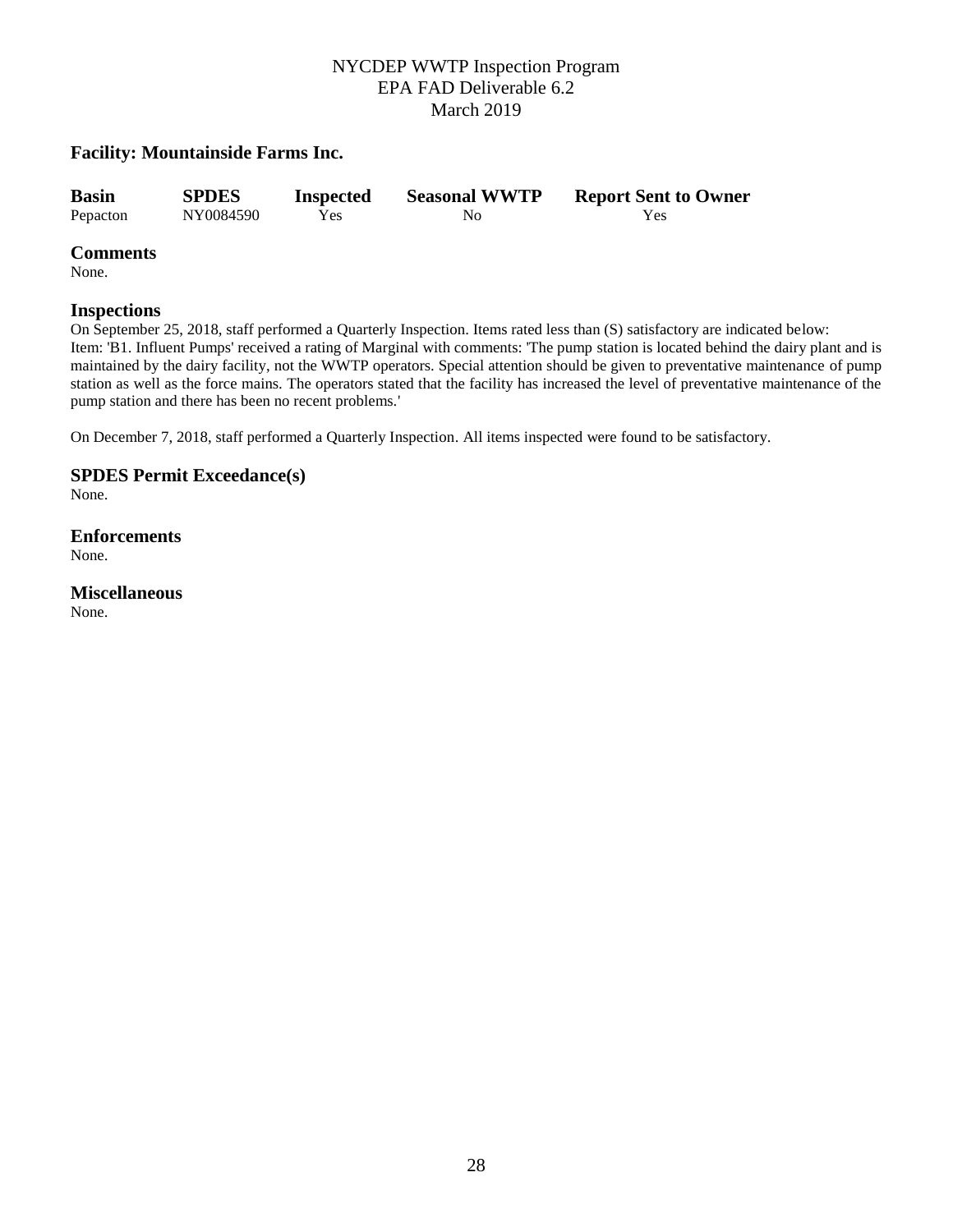## Facility: Mountainside Farms Inc.

| Basin | SPDES | Inspected | Seasonal WWTP | Report Sent to Owner |
|---|---|---|---|---|
| Pepacton | NY0084590 | Yes | No | Yes |

### Comments

None.

### Inspections

On September 25, 2018, staff performed a Quarterly Inspection. Items rated less than (S) satisfactory are indicated below:
Item: 'B1. Influent Pumps' received a rating of Marginal with comments: 'The pump station is located behind the dairy plant and is maintained by the dairy facility, not the WWTP operators. Special attention should be given to preventative maintenance of pump station as well as the force mains. The operators stated that the facility has increased the level of preventative maintenance of the pump station and there has been no recent problems.'

On December 7, 2018, staff performed a Quarterly Inspection. All items inspected were found to be satisfactory.

### SPDES Permit Exceedance(s)

None.

### Enforcements

None.

### Miscellaneous

None.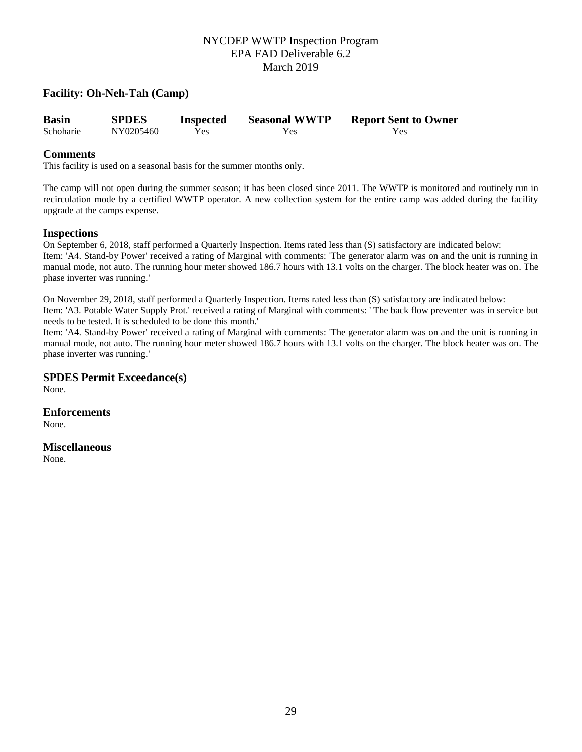NYCDEP WWTP Inspection Program
EPA FAD Deliverable 6.2
March 2019

## Facility: Oh-Neh-Tah (Camp)

| Basin | SPDES | Inspected | Seasonal WWTP | Report Sent to Owner |
|---|---|---|---|---|
| Schoharie | NY0205460 | Yes | Yes | Yes |

### Comments

This facility is used on a seasonal basis for the summer months only.

The camp will not open during the summer season; it has been closed since 2011. The WWTP is monitored and routinely run in recirculation mode by a certified WWTP operator. A new collection system for the entire camp was added during the facility upgrade at the camps expense.

### Inspections

On September 6, 2018, staff performed a Quarterly Inspection. Items rated less than (S) satisfactory are indicated below:
Item: 'A4. Stand-by Power' received a rating of Marginal with comments: 'The generator alarm was on and the unit is running in manual mode, not auto. The running hour meter showed 186.7 hours with 13.1 volts on the charger. The block heater was on. The phase inverter was running.'

On November 29, 2018, staff performed a Quarterly Inspection. Items rated less than (S) satisfactory are indicated below:
Item: 'A3. Potable Water Supply Prot.' received a rating of Marginal with comments: ' The back flow preventer was in service but needs to be tested. It is scheduled to be done this month.'
Item: 'A4. Stand-by Power' received a rating of Marginal with comments: 'The generator alarm was on and the unit is running in manual mode, not auto. The running hour meter showed 186.7 hours with 13.1 volts on the charger. The block heater was on. The phase inverter was running.'

### SPDES Permit Exceedance(s)

None.

### Enforcements

None.

### Miscellaneous

None.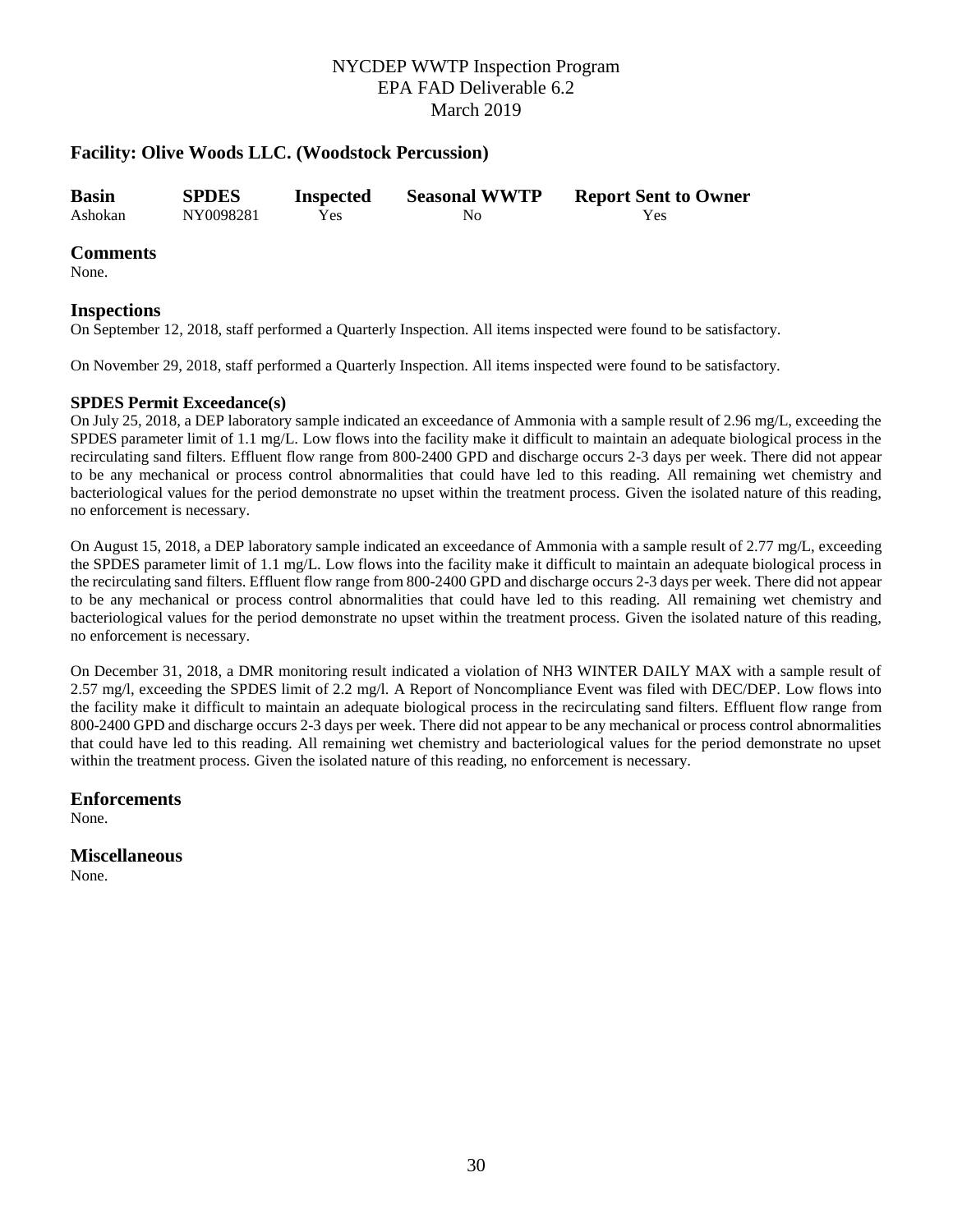## Facility: Olive Woods LLC. (Woodstock Percussion)

| Basin | SPDES | Inspected | Seasonal WWTP | Report Sent to Owner |
|---|---|---|---|---|
| Ashokan | NY0098281 | Yes | No | Yes |

### Comments

None.

### Inspections

On September 12, 2018, staff performed a Quarterly Inspection. All items inspected were found to be satisfactory.

On November 29, 2018, staff performed a Quarterly Inspection. All items inspected were found to be satisfactory.

#### SPDES Permit Exceedance(s)

On July 25, 2018, a DEP laboratory sample indicated an exceedance of Ammonia with a sample result of 2.96 mg/L, exceeding the SPDES parameter limit of 1.1 mg/L. Low flows into the facility make it difficult to maintain an adequate biological process in the recirculating sand filters. Effluent flow range from 800-2400 GPD and discharge occurs 2-3 days per week. There did not appear to be any mechanical or process control abnormalities that could have led to this reading. All remaining wet chemistry and bacteriological values for the period demonstrate no upset within the treatment process. Given the isolated nature of this reading, no enforcement is necessary.

On August 15, 2018, a DEP laboratory sample indicated an exceedance of Ammonia with a sample result of 2.77 mg/L, exceeding the SPDES parameter limit of 1.1 mg/L. Low flows into the facility make it difficult to maintain an adequate biological process in the recirculating sand filters. Effluent flow range from 800-2400 GPD and discharge occurs 2-3 days per week. There did not appear to be any mechanical or process control abnormalities that could have led to this reading. All remaining wet chemistry and bacteriological values for the period demonstrate no upset within the treatment process. Given the isolated nature of this reading, no enforcement is necessary.

On December 31, 2018, a DMR monitoring result indicated a violation of NH3 WINTER DAILY MAX with a sample result of 2.57 mg/l, exceeding the SPDES limit of 2.2 mg/l. A Report of Noncompliance Event was filed with DEC/DEP. Low flows into the facility make it difficult to maintain an adequate biological process in the recirculating sand filters. Effluent flow range from 800-2400 GPD and discharge occurs 2-3 days per week. There did not appear to be any mechanical or process control abnormalities that could have led to this reading. All remaining wet chemistry and bacteriological values for the period demonstrate no upset within the treatment process. Given the isolated nature of this reading, no enforcement is necessary.

### Enforcements

None.

### Miscellaneous

None.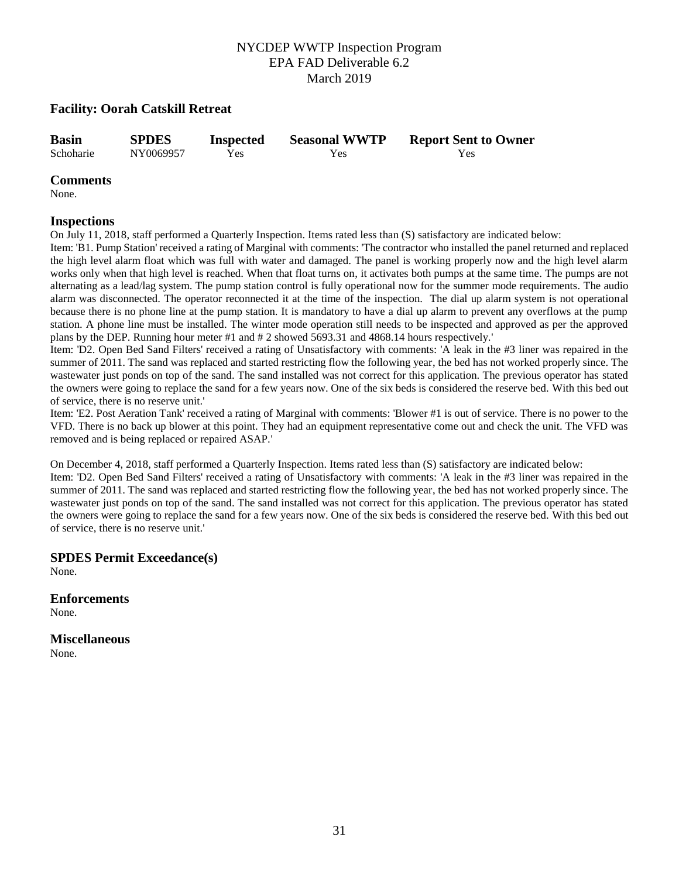### Facility: Oorah Catskill Retreat

| Basin | SPDES | Inspected | Seasonal WWTP | Report Sent to Owner |
|---|---|---|---|---|
| Schoharie | NY0069957 | Yes | Yes | Yes |

### Comments

None.

### Inspections

On July 11, 2018, staff performed a Quarterly Inspection. Items rated less than (S) satisfactory are indicated below:

Item: 'B1. Pump Station' received a rating of Marginal with comments: 'The contractor who installed the panel returned and replaced the high level alarm float which was full with water and damaged. The panel is working properly now and the high level alarm works only when that high level is reached. When that float turns on, it activates both pumps at the same time. The pumps are not alternating as a lead/lag system. The pump station control is fully operational now for the summer mode requirements. The audio alarm was disconnected. The operator reconnected it at the time of the inspection. The dial up alarm system is not operational because there is no phone line at the pump station. It is mandatory to have a dial up alarm to prevent any overflows at the pump station. A phone line must be installed. The winter mode operation still needs to be inspected and approved as per the approved plans by the DEP. Running hour meter #1 and # 2 showed 5693.31 and 4868.14 hours respectively.'

Item: 'D2. Open Bed Sand Filters' received a rating of Unsatisfactory with comments: 'A leak in the #3 liner was repaired in the summer of 2011. The sand was replaced and started restricting flow the following year, the bed has not worked properly since. The wastewater just ponds on top of the sand. The sand installed was not correct for this application. The previous operator has stated the owners were going to replace the sand for a few years now. One of the six beds is considered the reserve bed. With this bed out of service, there is no reserve unit.'

Item: 'E2. Post Aeration Tank' received a rating of Marginal with comments: 'Blower #1 is out of service. There is no power to the VFD. There is no back up blower at this point. They had an equipment representative come out and check the unit. The VFD was removed and is being replaced or repaired ASAP.'

On December 4, 2018, staff performed a Quarterly Inspection. Items rated less than (S) satisfactory are indicated below:

Item: 'D2. Open Bed Sand Filters' received a rating of Unsatisfactory with comments: 'A leak in the #3 liner was repaired in the summer of 2011. The sand was replaced and started restricting flow the following year, the bed has not worked properly since. The wastewater just ponds on top of the sand. The sand installed was not correct for this application. The previous operator has stated the owners were going to replace the sand for a few years now. One of the six beds is considered the reserve bed. With this bed out of service, there is no reserve unit.'

### SPDES Permit Exceedance(s)

None.

### Enforcements

None.

### Miscellaneous

None.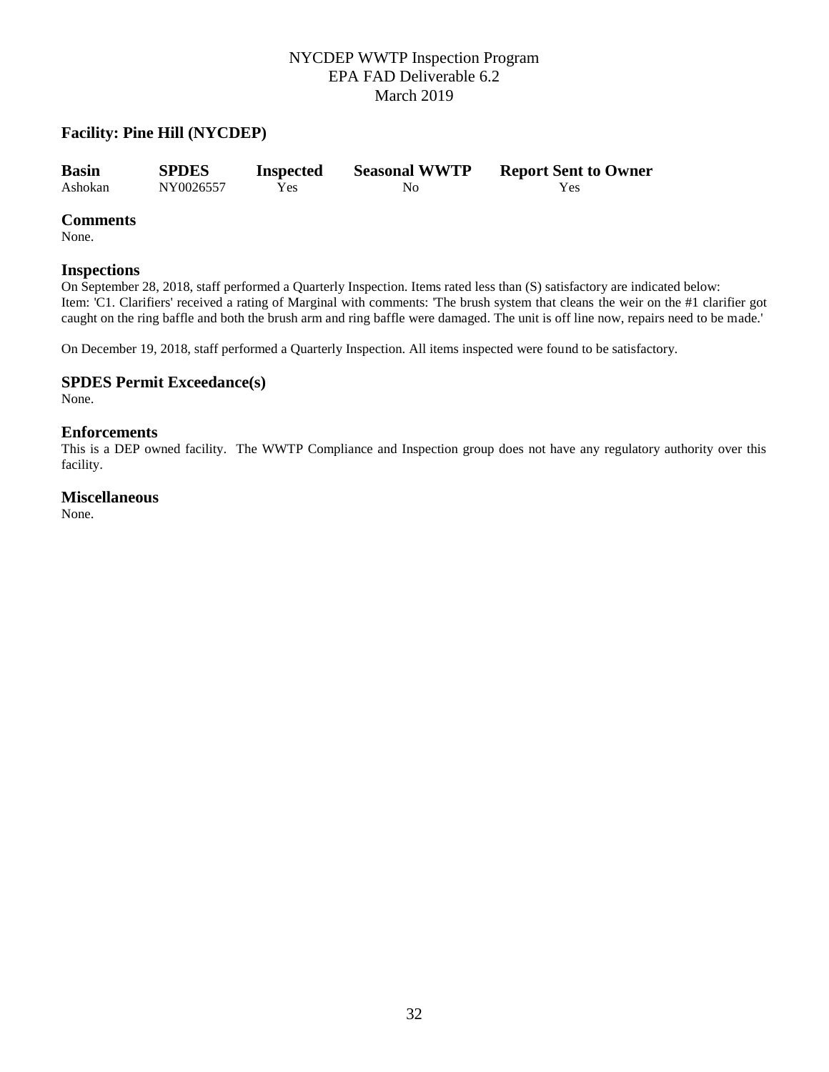## Facility: Pine Hill (NYCDEP)

| Basin | SPDES | Inspected | Seasonal WWTP | Report Sent to Owner |
|---|---|---|---|---|
| Ashokan | NY0026557 | Yes | No | Yes |

### Comments

None.

### Inspections

On September 28, 2018, staff performed a Quarterly Inspection. Items rated less than (S) satisfactory are indicated below:
Item: 'C1. Clarifiers' received a rating of Marginal with comments: 'The brush system that cleans the weir on the #1 clarifier got caught on the ring baffle and both the brush arm and ring baffle were damaged. The unit is off line now, repairs need to be made.'

On December 19, 2018, staff performed a Quarterly Inspection. All items inspected were found to be satisfactory.

### SPDES Permit Exceedance(s)

None.

### Enforcements

This is a DEP owned facility. The WWTP Compliance and Inspection group does not have any regulatory authority over this facility.

### Miscellaneous

None.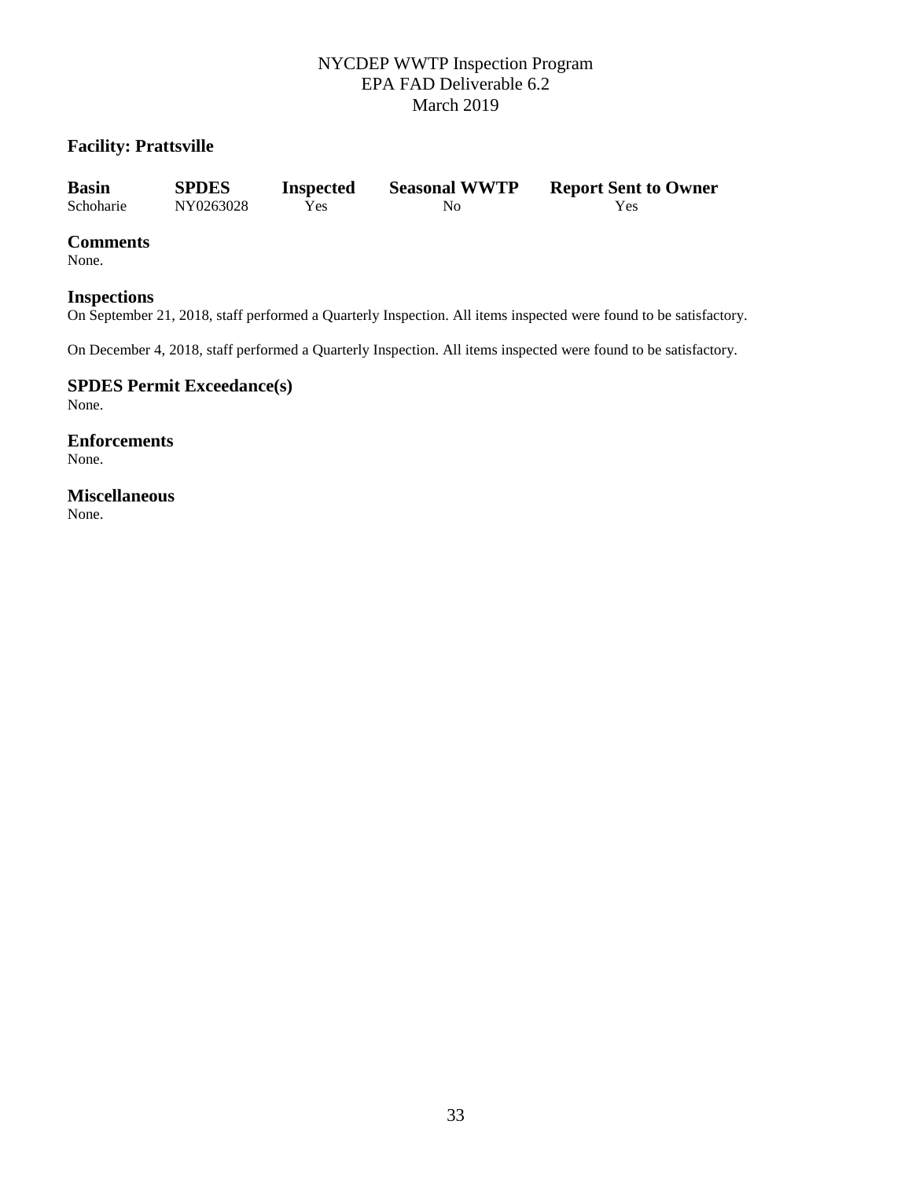## Facility: Prattsville

| Basin | SPDES | Inspected | Seasonal WWTP | Report Sent to Owner |
| --- | --- | --- | --- | --- |
| Schoharie | NY0263028 | Yes | No | Yes |

### Comments

None.

### Inspections

On September 21, 2018, staff performed a Quarterly Inspection. All items inspected were found to be satisfactory.

On December 4, 2018, staff performed a Quarterly Inspection. All items inspected were found to be satisfactory.

### SPDES Permit Exceedance(s)

None.

### Enforcements

None.

### Miscellaneous

None.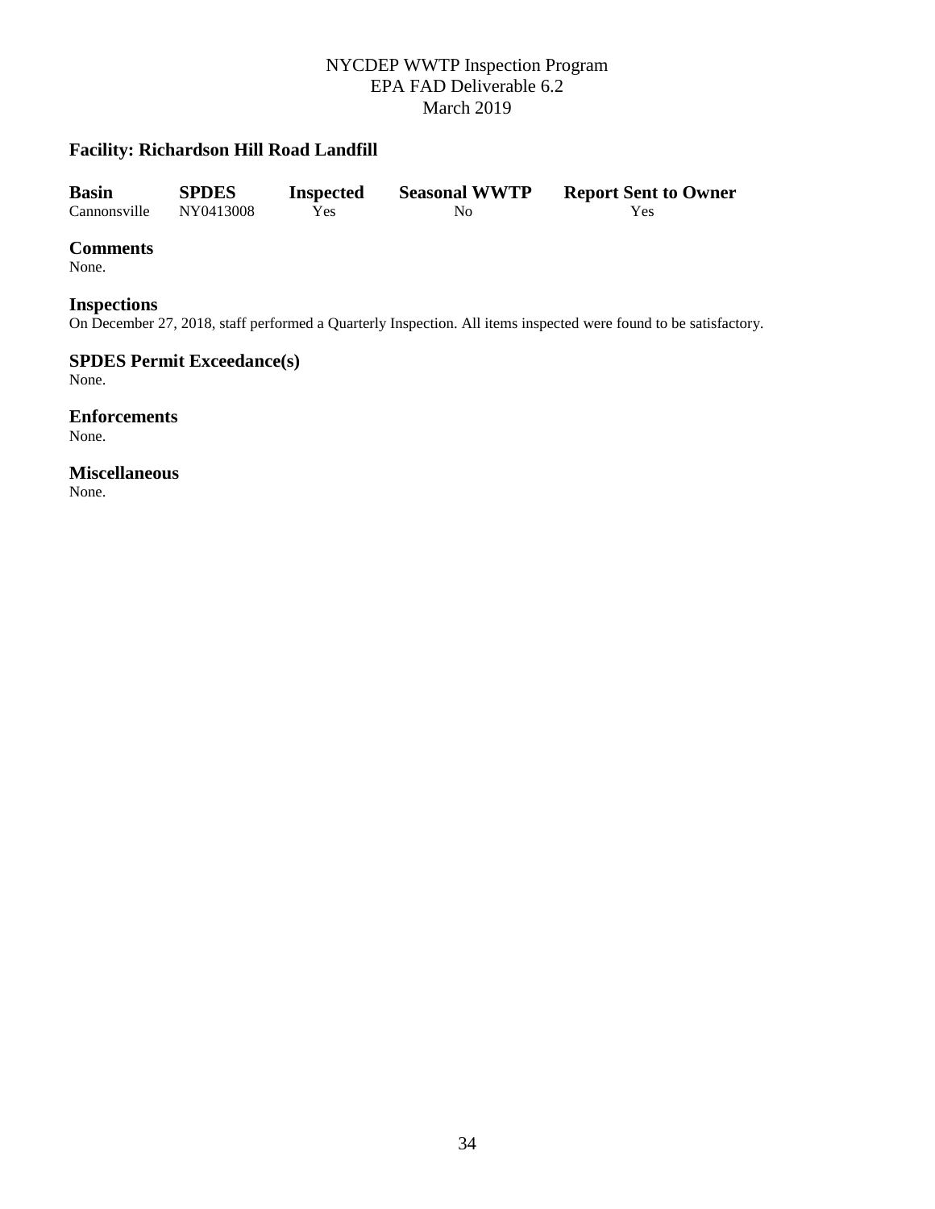## Facility: Richardson Hill Road Landfill

| Basin | SPDES | Inspected | Seasonal WWTP | Report Sent to Owner |
| --- | --- | --- | --- | --- |
| Cannonsville | NY0413008 | Yes | No | Yes |

### Comments

None.

### Inspections

On December 27, 2018, staff performed a Quarterly Inspection. All items inspected were found to be satisfactory.

### SPDES Permit Exceedance(s)

None.

### Enforcements

None.

### Miscellaneous

None.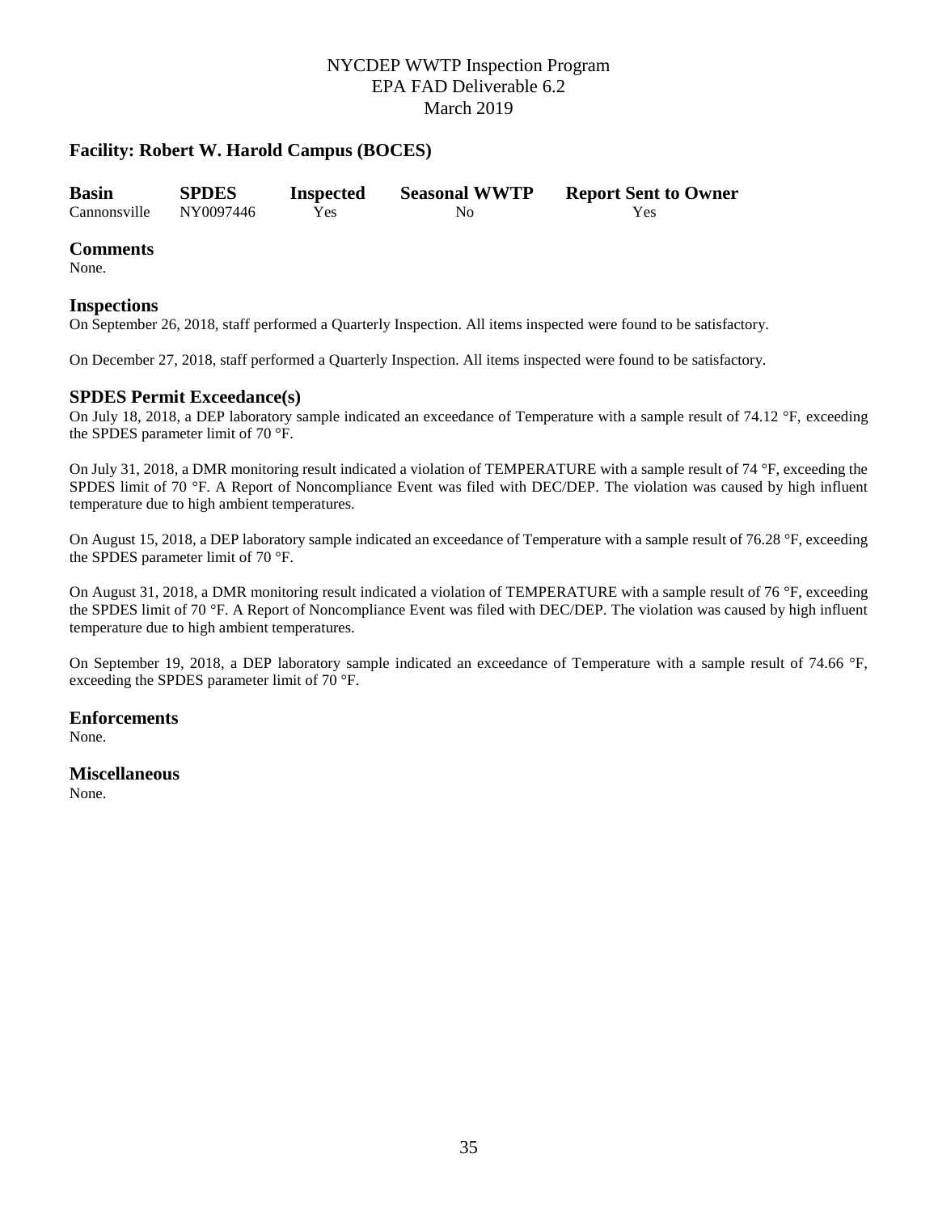## Facility: Robert W. Harold Campus (BOCES)

| Basin | SPDES | Inspected | Seasonal WWTP | Report Sent to Owner |
|---|---|---|---|---|
| Cannonsville | NY0097446 | Yes | No | Yes |

### Comments

None.

### Inspections

On September 26, 2018, staff performed a Quarterly Inspection. All items inspected were found to be satisfactory.

On December 27, 2018, staff performed a Quarterly Inspection. All items inspected were found to be satisfactory.

### SPDES Permit Exceedance(s)

On July 18, 2018, a DEP laboratory sample indicated an exceedance of Temperature with a sample result of 74.12 °F, exceeding the SPDES parameter limit of 70 °F.

On July 31, 2018, a DMR monitoring result indicated a violation of TEMPERATURE with a sample result of 74 °F, exceeding the SPDES limit of 70 °F. A Report of Noncompliance Event was filed with DEC/DEP. The violation was caused by high influent temperature due to high ambient temperatures.

On August 15, 2018, a DEP laboratory sample indicated an exceedance of Temperature with a sample result of 76.28 °F, exceeding the SPDES parameter limit of 70 °F.

On August 31, 2018, a DMR monitoring result indicated a violation of TEMPERATURE with a sample result of 76 °F, exceeding the SPDES limit of 70 °F. A Report of Noncompliance Event was filed with DEC/DEP. The violation was caused by high influent temperature due to high ambient temperatures.

On September 19, 2018, a DEP laboratory sample indicated an exceedance of Temperature with a sample result of 74.66 °F, exceeding the SPDES parameter limit of 70 °F.

### Enforcements

None.

### Miscellaneous

None.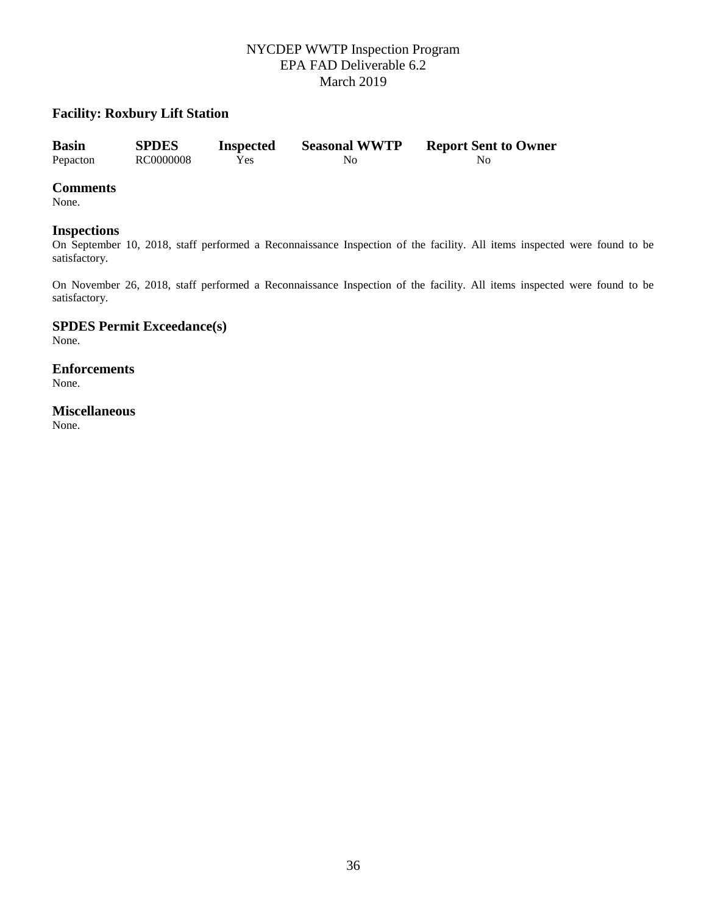## Facility: Roxbury Lift Station

| Basin | SPDES | Inspected | Seasonal WWTP | Report Sent to Owner |
|---|---|---|---|---|
| Pepacton | RC0000008 | Yes | No | No |

### Comments

None.

### Inspections

On September 10, 2018, staff performed a Reconnaissance Inspection of the facility. All items inspected were found to be satisfactory.

On November 26, 2018, staff performed a Reconnaissance Inspection of the facility. All items inspected were found to be satisfactory.

### SPDES Permit Exceedance(s)

None.

### Enforcements

None.

### Miscellaneous

None.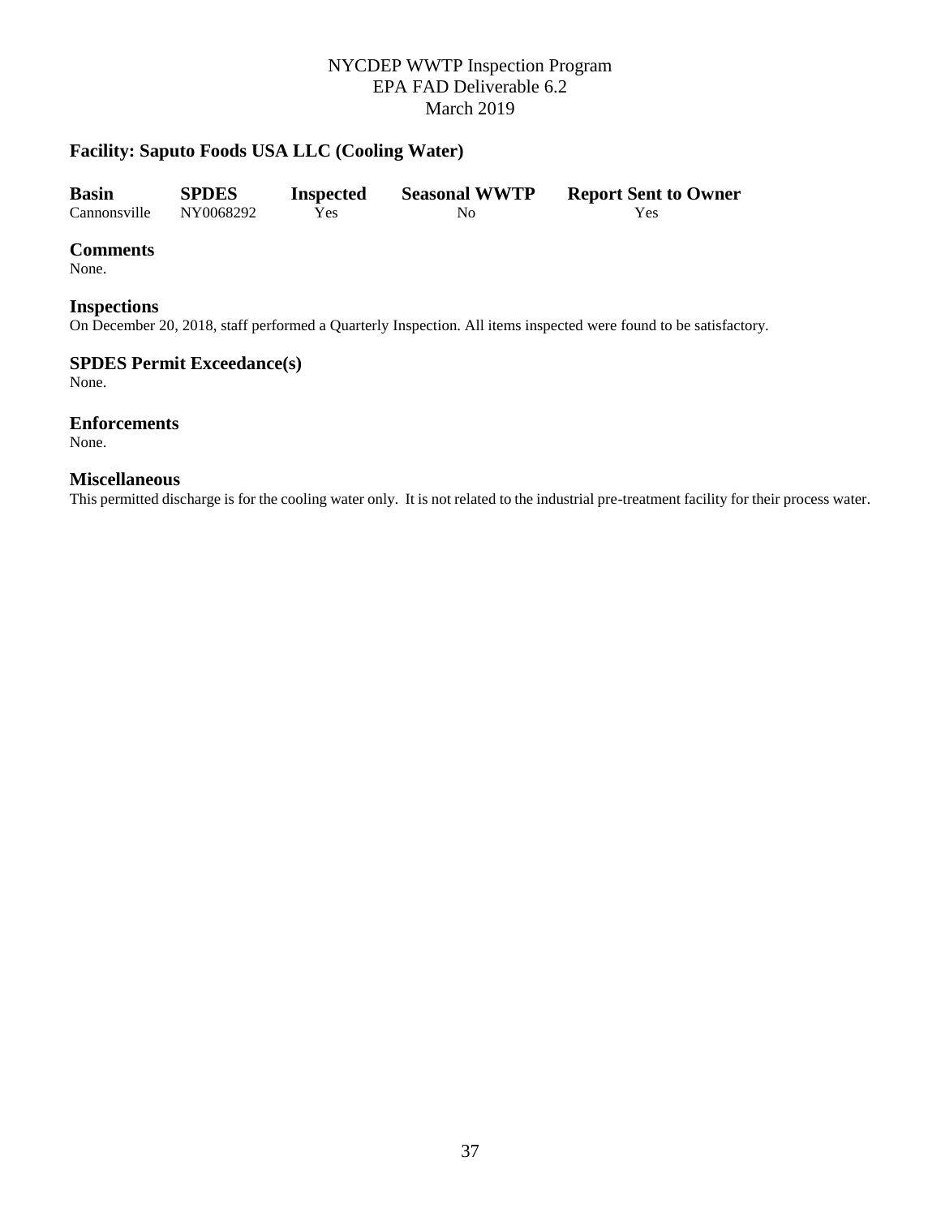## Facility: Saputo Foods USA LLC (Cooling Water)

| Basin | SPDES | Inspected | Seasonal WWTP | Report Sent to Owner |
|---|---|---|---|---|
| Cannonsville | NY0068292 | Yes | No | Yes |

### Comments
None.

### Inspections
On December 20, 2018, staff performed a Quarterly Inspection. All items inspected were found to be satisfactory.

### SPDES Permit Exceedance(s)
None.

### Enforcements
None.

### Miscellaneous
This permitted discharge is for the cooling water only. It is not related to the industrial pre-treatment facility for their process water.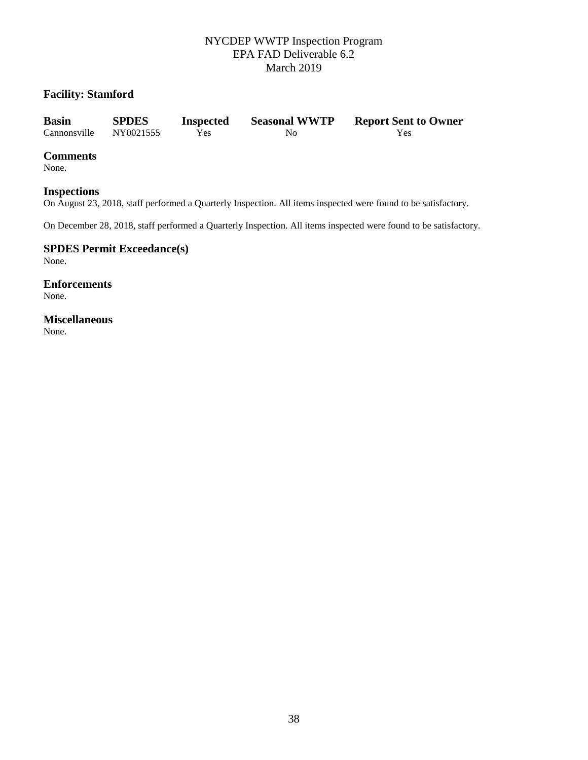## Facility: Stamford

| Basin | SPDES | Inspected | Seasonal WWTP | Report Sent to Owner |
| --- | --- | --- | --- | --- |
| Cannonsville | NY0021555 | Yes | No | Yes |

### Comments

None.

### Inspections

On August 23, 2018, staff performed a Quarterly Inspection. All items inspected were found to be satisfactory.

On December 28, 2018, staff performed a Quarterly Inspection. All items inspected were found to be satisfactory.

### SPDES Permit Exceedance(s)

None.

### Enforcements

None.

### Miscellaneous

None.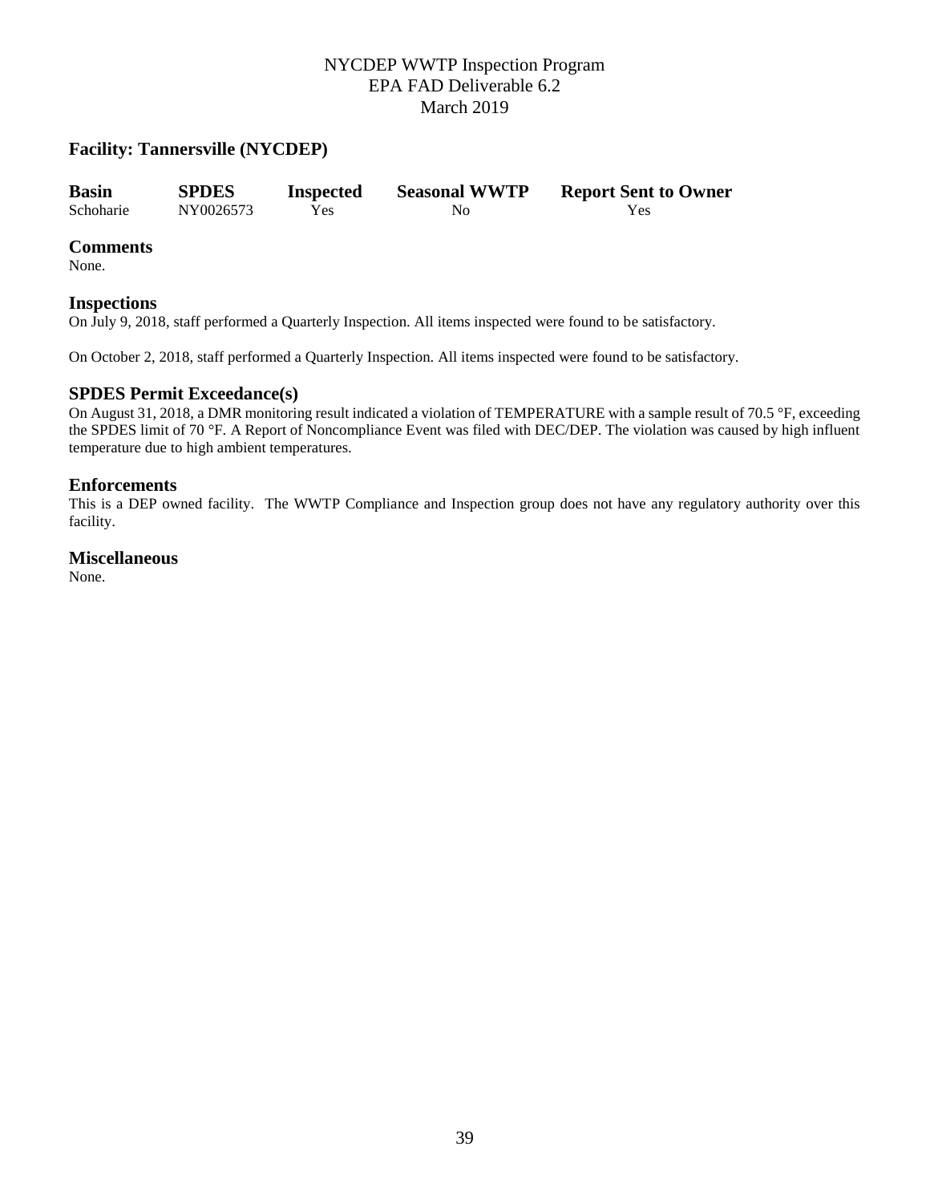NYCDEP WWTP Inspection Program
EPA FAD Deliverable 6.2
March 2019

## Facility: Tannersville (NYCDEP)

| Basin | SPDES | Inspected | Seasonal WWTP | Report Sent to Owner |
|---|---|---|---|---|
| Schoharie | NY0026573 | Yes | No | Yes |

### Comments
None.

### Inspections
On July 9, 2018, staff performed a Quarterly Inspection. All items inspected were found to be satisfactory.

On October 2, 2018, staff performed a Quarterly Inspection. All items inspected were found to be satisfactory.

### SPDES Permit Exceedance(s)
On August 31, 2018, a DMR monitoring result indicated a violation of TEMPERATURE with a sample result of 70.5 °F, exceeding the SPDES limit of 70 °F. A Report of Noncompliance Event was filed with DEC/DEP. The violation was caused by high influent temperature due to high ambient temperatures.

### Enforcements
This is a DEP owned facility. The WWTP Compliance and Inspection group does not have any regulatory authority over this facility.

### Miscellaneous
None.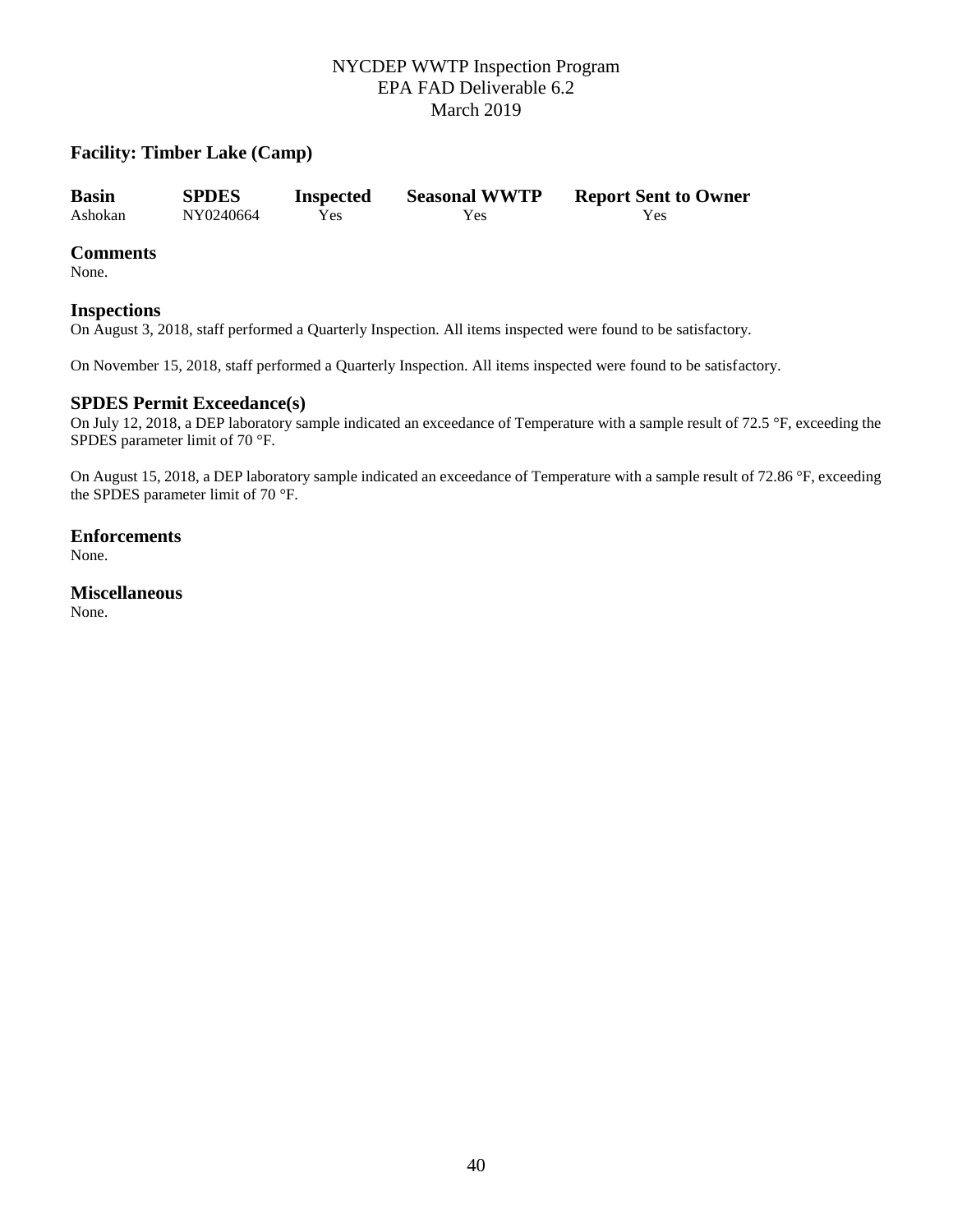## Facility: Timber Lake (Camp)

| Basin | SPDES | Inspected | Seasonal WWTP | Report Sent to Owner |
|---|---|---|---|---|
| Ashokan | NY0240664 | Yes | Yes | Yes |

### Comments
None.

### Inspections
On August 3, 2018, staff performed a Quarterly Inspection. All items inspected were found to be satisfactory.

On November 15, 2018, staff performed a Quarterly Inspection. All items inspected were found to be satisfactory.

### SPDES Permit Exceedance(s)
On July 12, 2018, a DEP laboratory sample indicated an exceedance of Temperature with a sample result of 72.5 °F, exceeding the SPDES parameter limit of 70 °F.

On August 15, 2018, a DEP laboratory sample indicated an exceedance of Temperature with a sample result of 72.86 °F, exceeding the SPDES parameter limit of 70 °F.

### Enforcements
None.

### Miscellaneous
None.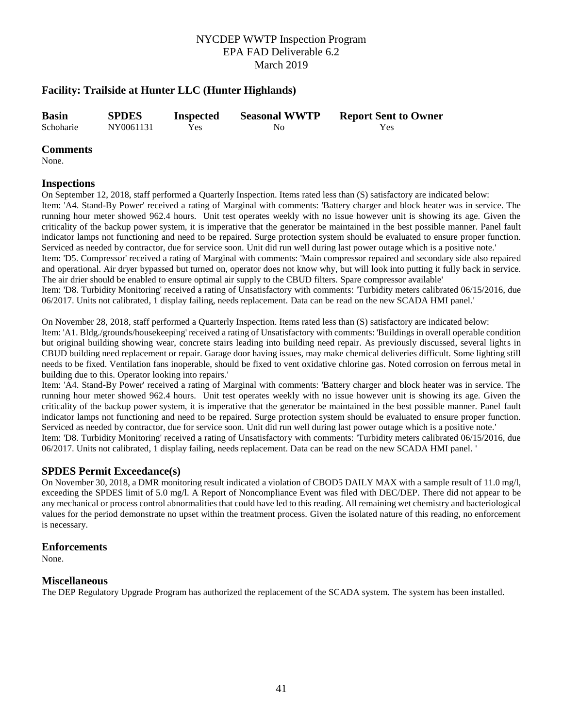## Facility: Trailside at Hunter LLC (Hunter Highlands)

| Basin | SPDES | Inspected | Seasonal WWTP | Report Sent to Owner |
|---|---|---|---|---|
| Schoharie | NY0061131 | Yes | No | Yes |

### Comments

None.

### Inspections

On September 12, 2018, staff performed a Quarterly Inspection. Items rated less than (S) satisfactory are indicated below:
Item: 'A4. Stand-By Power' received a rating of Marginal with comments: 'Battery charger and block heater was in service. The running hour meter showed 962.4 hours. Unit test operates weekly with no issue however unit is showing its age. Given the criticality of the backup power system, it is imperative that the generator be maintained in the best possible manner. Panel fault indicator lamps not functioning and need to be repaired. Surge protection system should be evaluated to ensure proper function. Serviced as needed by contractor, due for service soon. Unit did run well during last power outage which is a positive note.'
Item: 'D5. Compressor' received a rating of Marginal with comments: 'Main compressor repaired and secondary side also repaired and operational. Air dryer bypassed but turned on, operator does not know why, but will look into putting it fully back in service. The air drier should be enabled to ensure optimal air supply to the CBUD filters. Spare compressor available'
Item: 'D8. Turbidity Monitoring' received a rating of Unsatisfactory with comments: 'Turbidity meters calibrated 06/15/2016, due 06/2017. Units not calibrated, 1 display failing, needs replacement. Data can be read on the new SCADA HMI panel.'

On November 28, 2018, staff performed a Quarterly Inspection. Items rated less than (S) satisfactory are indicated below:
Item: 'A1. Bldg./grounds/housekeeping' received a rating of Unsatisfactory with comments: 'Buildings in overall operable condition but original building showing wear, concrete stairs leading into building need repair. As previously discussed, several lights in CBUD building need replacement or repair. Garage door having issues, may make chemical deliveries difficult. Some lighting still needs to be fixed. Ventilation fans inoperable, should be fixed to vent oxidative chlorine gas. Noted corrosion on ferrous metal in building due to this. Operator looking into repairs.'
Item: 'A4. Stand-By Power' received a rating of Marginal with comments: 'Battery charger and block heater was in service. The running hour meter showed 962.4 hours. Unit test operates weekly with no issue however unit is showing its age. Given the criticality of the backup power system, it is imperative that the generator be maintained in the best possible manner. Panel fault indicator lamps not functioning and need to be repaired. Surge protection system should be evaluated to ensure proper function. Serviced as needed by contractor, due for service soon. Unit did run well during last power outage which is a positive note.'
Item: 'D8. Turbidity Monitoring' received a rating of Unsatisfactory with comments: 'Turbidity meters calibrated 06/15/2016, due 06/2017. Units not calibrated, 1 display failing, needs replacement. Data can be read on the new SCADA HMI panel. '

### SPDES Permit Exceedance(s)

On November 30, 2018, a DMR monitoring result indicated a violation of CBOD5 DAILY MAX with a sample result of 11.0 mg/l, exceeding the SPDES limit of 5.0 mg/l. A Report of Noncompliance Event was filed with DEC/DEP. There did not appear to be any mechanical or process control abnormalities that could have led to this reading. All remaining wet chemistry and bacteriological values for the period demonstrate no upset within the treatment process. Given the isolated nature of this reading, no enforcement is necessary.

### Enforcements

None.

### Miscellaneous

The DEP Regulatory Upgrade Program has authorized the replacement of the SCADA system. The system has been installed.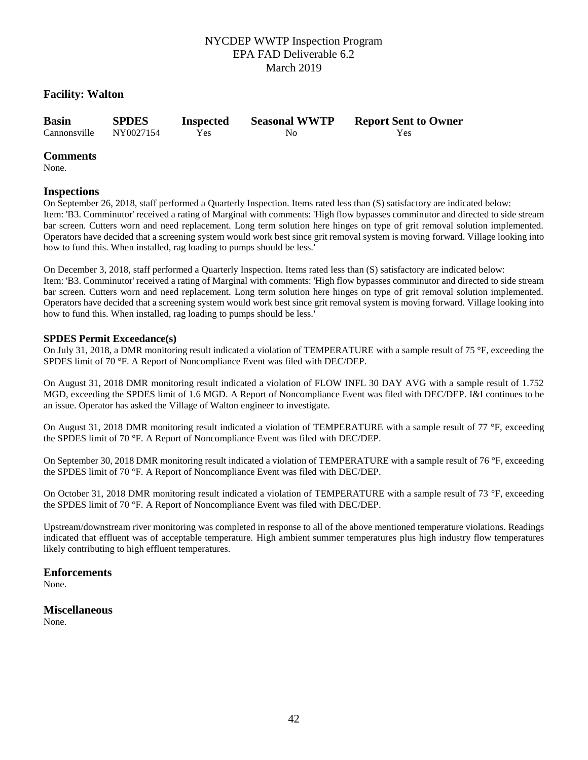## Facility: Walton

| Basin | SPDES | Inspected | Seasonal WWTP | Report Sent to Owner |
|---|---|---|---|---|
| Cannonsville | NY0027154 | Yes | No | Yes |

### Comments

None.

### Inspections

On September 26, 2018, staff performed a Quarterly Inspection. Items rated less than (S) satisfactory are indicated below:
Item: 'B3. Comminutor' received a rating of Marginal with comments: 'High flow bypasses comminutor and directed to side stream bar screen. Cutters worn and need replacement. Long term solution here hinges on type of grit removal solution implemented. Operators have decided that a screening system would work best since grit removal system is moving forward. Village looking into how to fund this. When installed, rag loading to pumps should be less.'

On December 3, 2018, staff performed a Quarterly Inspection. Items rated less than (S) satisfactory are indicated below:
Item: 'B3. Comminutor' received a rating of Marginal with comments: 'High flow bypasses comminutor and directed to side stream bar screen. Cutters worn and need replacement. Long term solution here hinges on type of grit removal solution implemented. Operators have decided that a screening system would work best since grit removal system is moving forward. Village looking into how to fund this. When installed, rag loading to pumps should be less.'

#### SPDES Permit Exceedance(s)

On July 31, 2018, a DMR monitoring result indicated a violation of TEMPERATURE with a sample result of 75 °F, exceeding the SPDES limit of 70 °F. A Report of Noncompliance Event was filed with DEC/DEP.

On August 31, 2018 DMR monitoring result indicated a violation of FLOW INFL 30 DAY AVG with a sample result of 1.752 MGD, exceeding the SPDES limit of 1.6 MGD. A Report of Noncompliance Event was filed with DEC/DEP. I&I continues to be an issue. Operator has asked the Village of Walton engineer to investigate.

On August 31, 2018 DMR monitoring result indicated a violation of TEMPERATURE with a sample result of 77 °F, exceeding the SPDES limit of 70 °F. A Report of Noncompliance Event was filed with DEC/DEP.

On September 30, 2018 DMR monitoring result indicated a violation of TEMPERATURE with a sample result of 76 °F, exceeding the SPDES limit of 70 °F. A Report of Noncompliance Event was filed with DEC/DEP.

On October 31, 2018 DMR monitoring result indicated a violation of TEMPERATURE with a sample result of 73 °F, exceeding the SPDES limit of 70 °F. A Report of Noncompliance Event was filed with DEC/DEP.

Upstream/downstream river monitoring was completed in response to all of the above mentioned temperature violations. Readings indicated that effluent was of acceptable temperature. High ambient summer temperatures plus high industry flow temperatures likely contributing to high effluent temperatures.

### Enforcements

None.

### Miscellaneous

None.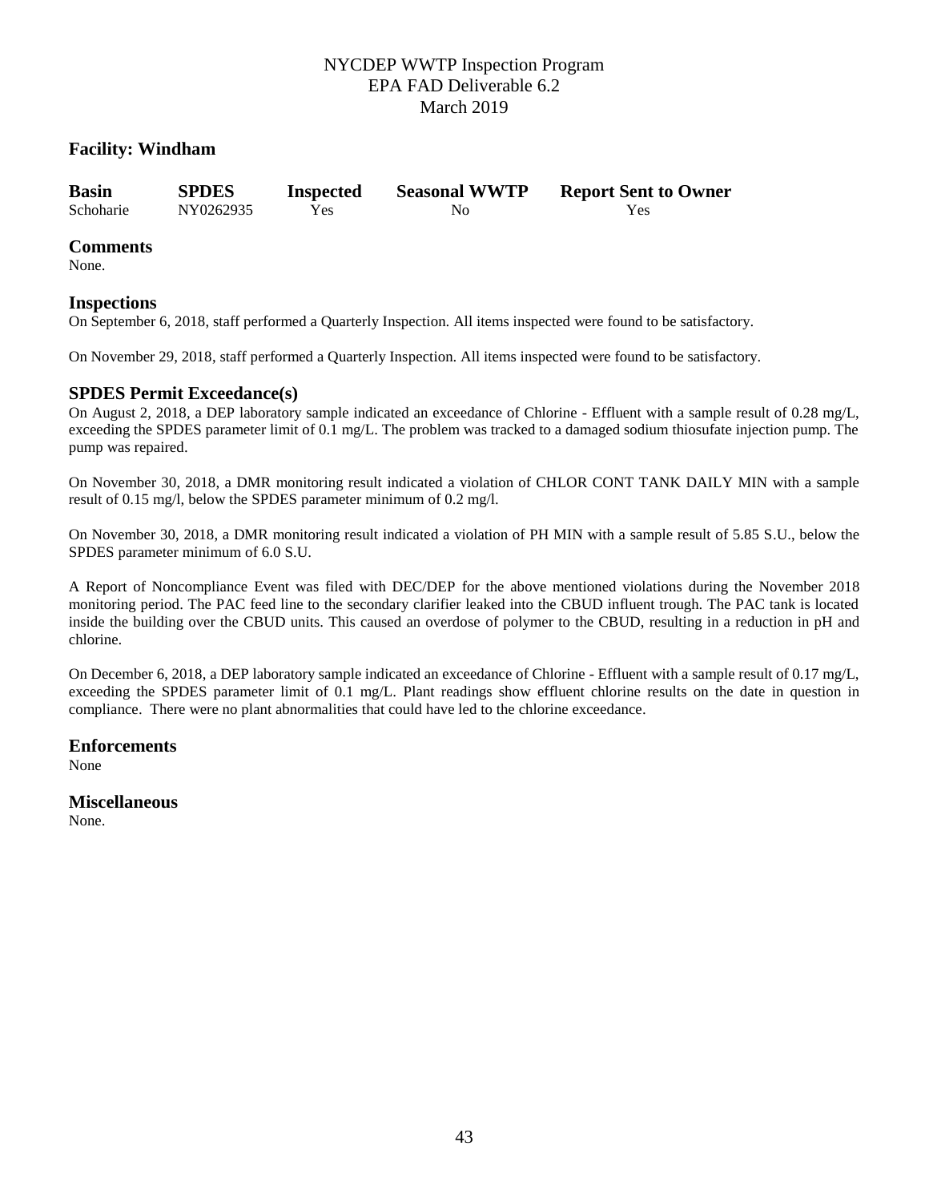NYCDEP WWTP Inspection Program
EPA FAD Deliverable 6.2
March 2019

## Facility: Windham

| Basin | SPDES | Inspected | Seasonal WWTP | Report Sent to Owner |
|---|---|---|---|---|
| Schoharie | NY0262935 | Yes | No | Yes |

### Comments

None.

### Inspections

On September 6, 2018, staff performed a Quarterly Inspection. All items inspected were found to be satisfactory.

On November 29, 2018, staff performed a Quarterly Inspection. All items inspected were found to be satisfactory.

### SPDES Permit Exceedance(s)

On August 2, 2018, a DEP laboratory sample indicated an exceedance of Chlorine - Effluent with a sample result of 0.28 mg/L, exceeding the SPDES parameter limit of 0.1 mg/L. The problem was tracked to a damaged sodium thiosufate injection pump. The pump was repaired.

On November 30, 2018, a DMR monitoring result indicated a violation of CHLOR CONT TANK DAILY MIN with a sample result of 0.15 mg/l, below the SPDES parameter minimum of 0.2 mg/l.

On November 30, 2018, a DMR monitoring result indicated a violation of PH MIN with a sample result of 5.85 S.U., below the SPDES parameter minimum of 6.0 S.U.

A Report of Noncompliance Event was filed with DEC/DEP for the above mentioned violations during the November 2018 monitoring period. The PAC feed line to the secondary clarifier leaked into the CBUD influent trough. The PAC tank is located inside the building over the CBUD units. This caused an overdose of polymer to the CBUD, resulting in a reduction in pH and chlorine.

On December 6, 2018, a DEP laboratory sample indicated an exceedance of Chlorine - Effluent with a sample result of 0.17 mg/L, exceeding the SPDES parameter limit of 0.1 mg/L. Plant readings show effluent chlorine results on the date in question in compliance. There were no plant abnormalities that could have led to the chlorine exceedance.

### Enforcements

None

### Miscellaneous

None.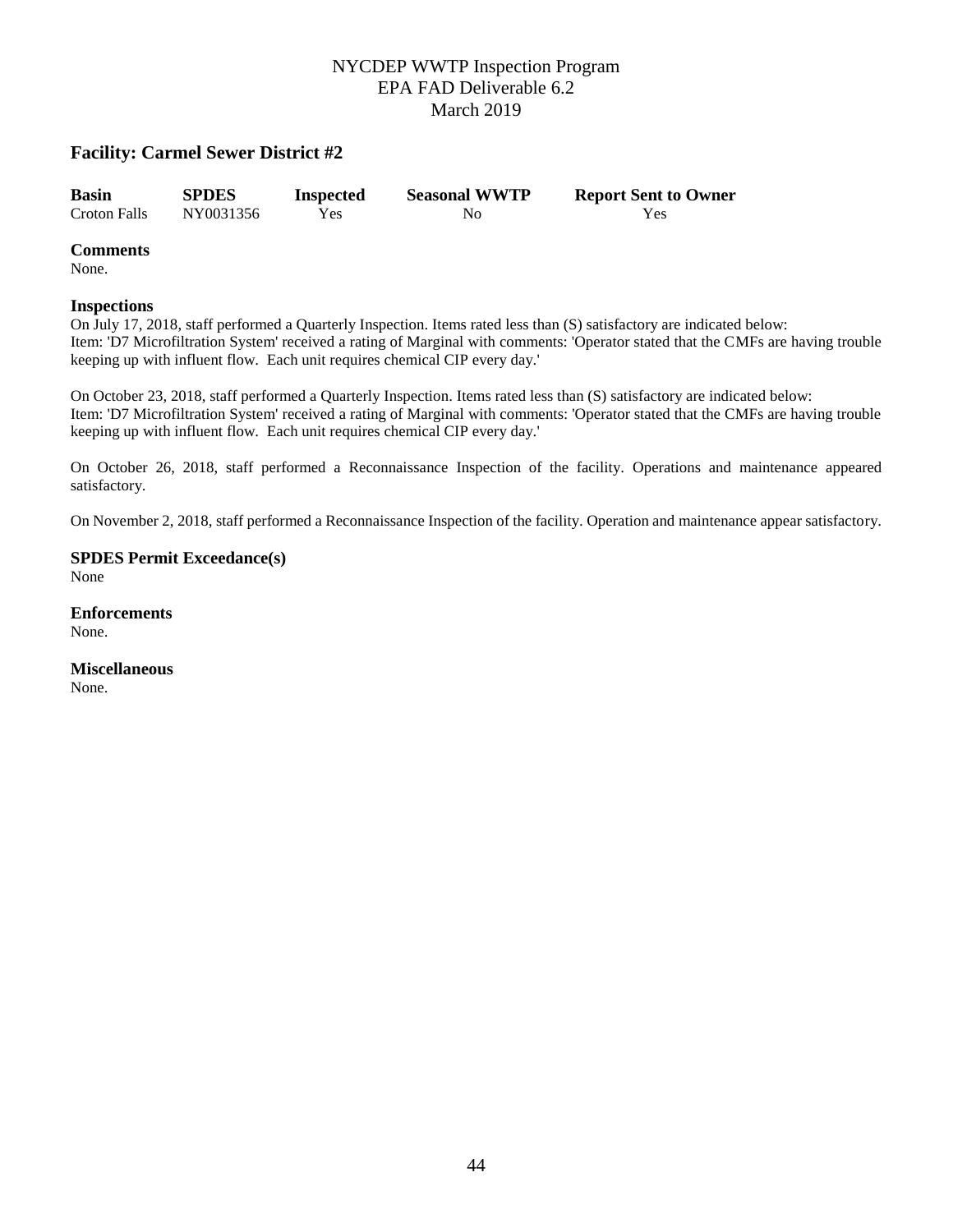## Facility: Carmel Sewer District #2

| Basin | SPDES | Inspected | Seasonal WWTP | Report Sent to Owner |
|---|---|---|---|---|
| Croton Falls | NY0031356 | Yes | No | Yes |

### Comments

None.

### Inspections

On July 17, 2018, staff performed a Quarterly Inspection. Items rated less than (S) satisfactory are indicated below:
Item: 'D7 Microfiltration System' received a rating of Marginal with comments: 'Operator stated that the CMFs are having trouble keeping up with influent flow. Each unit requires chemical CIP every day.'

On October 23, 2018, staff performed a Quarterly Inspection. Items rated less than (S) satisfactory are indicated below:
Item: 'D7 Microfiltration System' received a rating of Marginal with comments: 'Operator stated that the CMFs are having trouble keeping up with influent flow. Each unit requires chemical CIP every day.'

On October 26, 2018, staff performed a Reconnaissance Inspection of the facility. Operations and maintenance appeared satisfactory.

On November 2, 2018, staff performed a Reconnaissance Inspection of the facility. Operation and maintenance appear satisfactory.

### SPDES Permit Exceedance(s)

None

### Enforcements

None.

### Miscellaneous

None.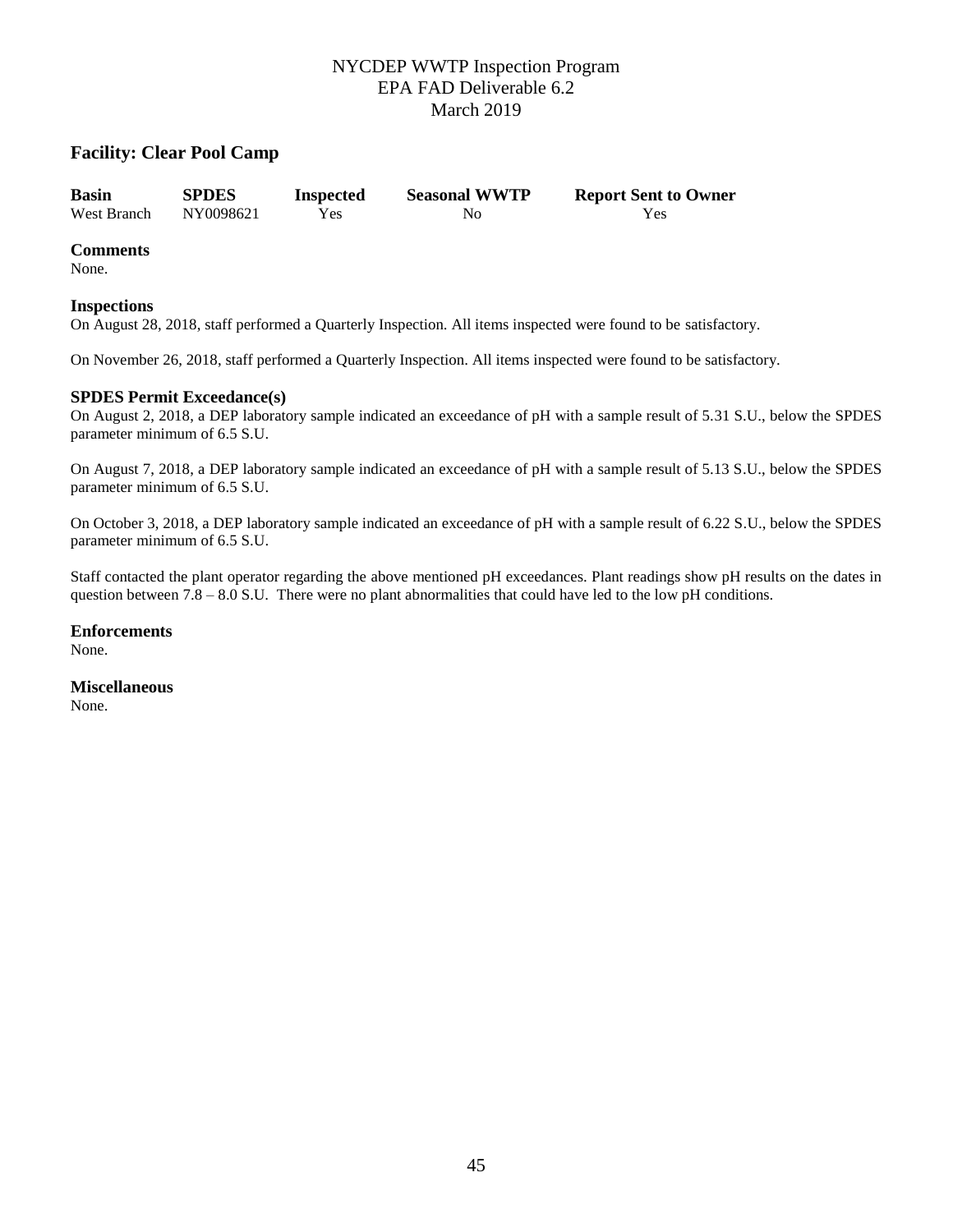## Facility: Clear Pool Camp

| Basin | SPDES | Inspected | Seasonal WWTP | Report Sent to Owner |
|---|---|---|---|---|
| West Branch | NY0098621 | Yes | No | Yes |

### Comments

None.

### Inspections

On August 28, 2018, staff performed a Quarterly Inspection. All items inspected were found to be satisfactory.

On November 26, 2018, staff performed a Quarterly Inspection. All items inspected were found to be satisfactory.

### SPDES Permit Exceedance(s)

On August 2, 2018, a DEP laboratory sample indicated an exceedance of pH with a sample result of 5.31 S.U., below the SPDES parameter minimum of 6.5 S.U.

On August 7, 2018, a DEP laboratory sample indicated an exceedance of pH with a sample result of 5.13 S.U., below the SPDES parameter minimum of 6.5 S.U.

On October 3, 2018, a DEP laboratory sample indicated an exceedance of pH with a sample result of 6.22 S.U., below the SPDES parameter minimum of 6.5 S.U.

Staff contacted the plant operator regarding the above mentioned pH exceedances. Plant readings show pH results on the dates in question between 7.8 – 8.0 S.U. There were no plant abnormalities that could have led to the low pH conditions.

### Enforcements

None.

### Miscellaneous

None.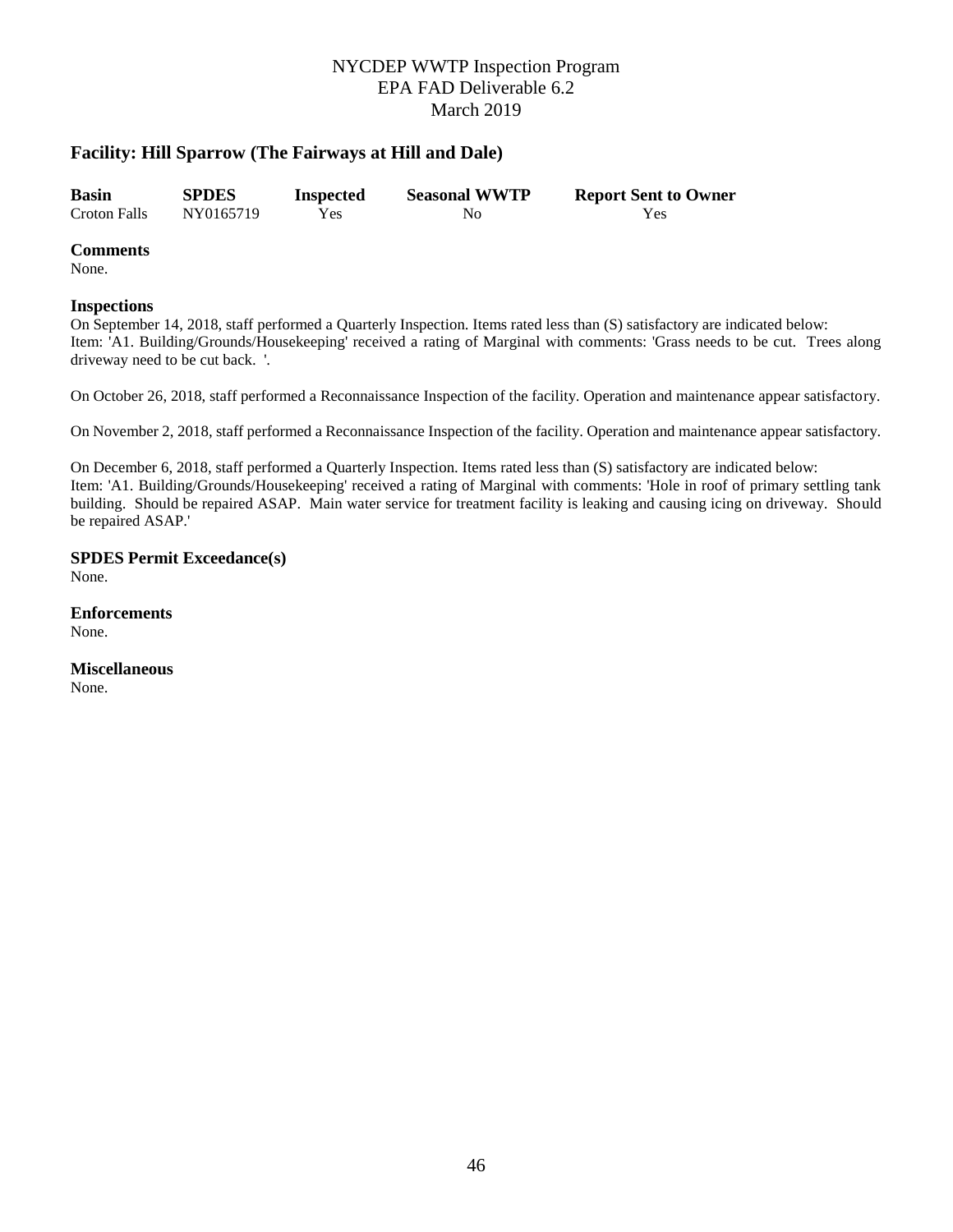## Facility: Hill Sparrow (The Fairways at Hill and Dale)

| Basin | SPDES | Inspected | Seasonal WWTP | Report Sent to Owner |
|---|---|---|---|---|
| Croton Falls | NY0165719 | Yes | No | Yes |

**Comments**
None.

**Inspections**
On September 14, 2018, staff performed a Quarterly Inspection. Items rated less than (S) satisfactory are indicated below:
Item: 'A1. Building/Grounds/Housekeeping' received a rating of Marginal with comments: 'Grass needs to be cut. Trees along driveway need to be cut back. '.

On October 26, 2018, staff performed a Reconnaissance Inspection of the facility. Operation and maintenance appear satisfactory.

On November 2, 2018, staff performed a Reconnaissance Inspection of the facility. Operation and maintenance appear satisfactory.

On December 6, 2018, staff performed a Quarterly Inspection. Items rated less than (S) satisfactory are indicated below:
Item: 'A1. Building/Grounds/Housekeeping' received a rating of Marginal with comments: 'Hole in roof of primary settling tank building. Should be repaired ASAP. Main water service for treatment facility is leaking and causing icing on driveway. Should be repaired ASAP.'

**SPDES Permit Exceedance(s)**
None.

**Enforcements**
None.

**Miscellaneous**
None.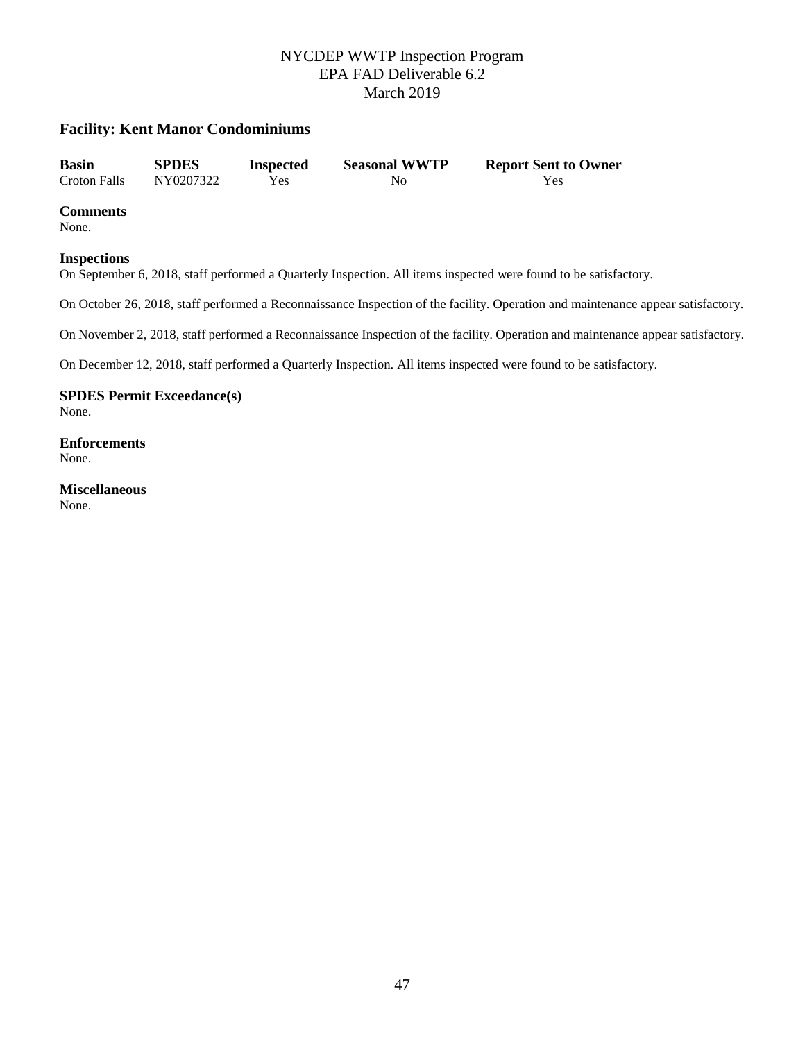## Facility: Kent Manor Condominiums

| Basin | SPDES | Inspected | Seasonal WWTP | Report Sent to Owner |
|---|---|---|---|---|
| Croton Falls | NY0207322 | Yes | No | Yes |

**Comments**
None.

**Inspections**
On September 6, 2018, staff performed a Quarterly Inspection. All items inspected were found to be satisfactory.

On October 26, 2018, staff performed a Reconnaissance Inspection of the facility. Operation and maintenance appear satisfactory.

On November 2, 2018, staff performed a Reconnaissance Inspection of the facility. Operation and maintenance appear satisfactory.

On December 12, 2018, staff performed a Quarterly Inspection. All items inspected were found to be satisfactory.

**SPDES Permit Exceedance(s)**
None.

**Enforcements**
None.

**Miscellaneous**
None.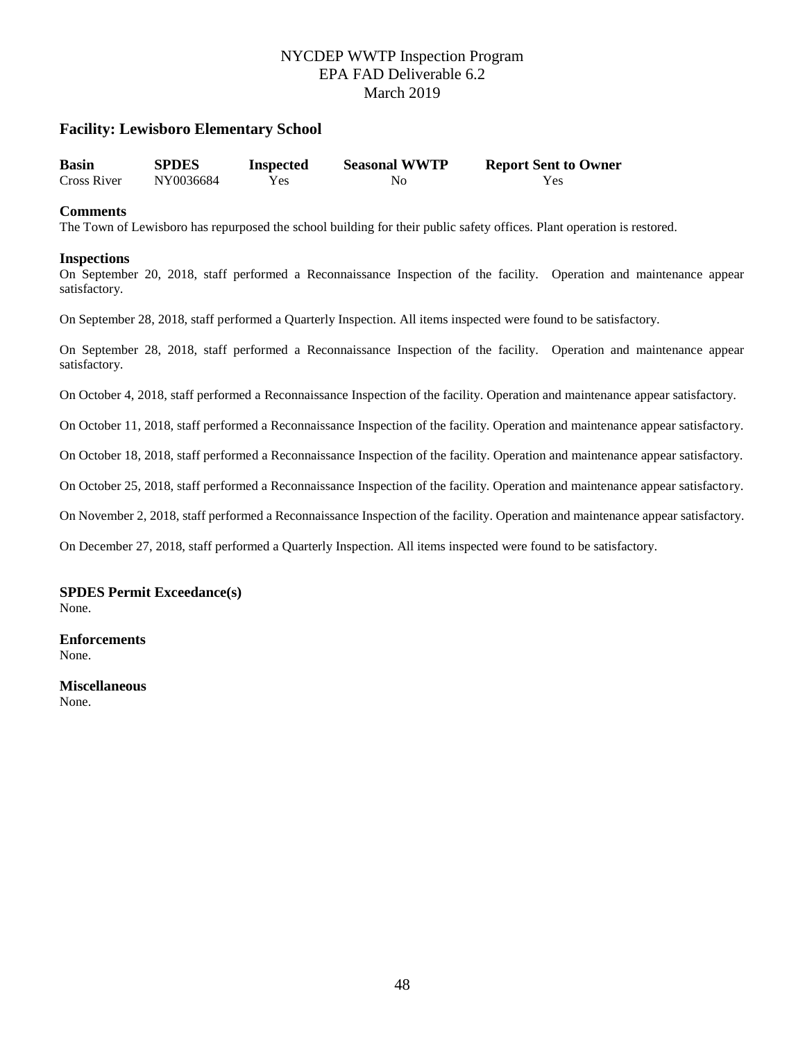## Facility: Lewisboro Elementary School

| Basin | SPDES | Inspected | Seasonal WWTP | Report Sent to Owner |
|---|---|---|---|---|
| Cross River | NY0036684 | Yes | No | Yes |

### Comments

The Town of Lewisboro has repurposed the school building for their public safety offices. Plant operation is restored.

### Inspections

On September 20, 2018, staff performed a Reconnaissance Inspection of the facility. Operation and maintenance appear satisfactory.

On September 28, 2018, staff performed a Quarterly Inspection. All items inspected were found to be satisfactory.

On September 28, 2018, staff performed a Reconnaissance Inspection of the facility. Operation and maintenance appear satisfactory.

On October 4, 2018, staff performed a Reconnaissance Inspection of the facility. Operation and maintenance appear satisfactory.

On October 11, 2018, staff performed a Reconnaissance Inspection of the facility. Operation and maintenance appear satisfactory.

On October 18, 2018, staff performed a Reconnaissance Inspection of the facility. Operation and maintenance appear satisfactory.

On October 25, 2018, staff performed a Reconnaissance Inspection of the facility. Operation and maintenance appear satisfactory.

On November 2, 2018, staff performed a Reconnaissance Inspection of the facility. Operation and maintenance appear satisfactory.

On December 27, 2018, staff performed a Quarterly Inspection. All items inspected were found to be satisfactory.

### SPDES Permit Exceedance(s)

None.

### Enforcements

None.

### Miscellaneous

None.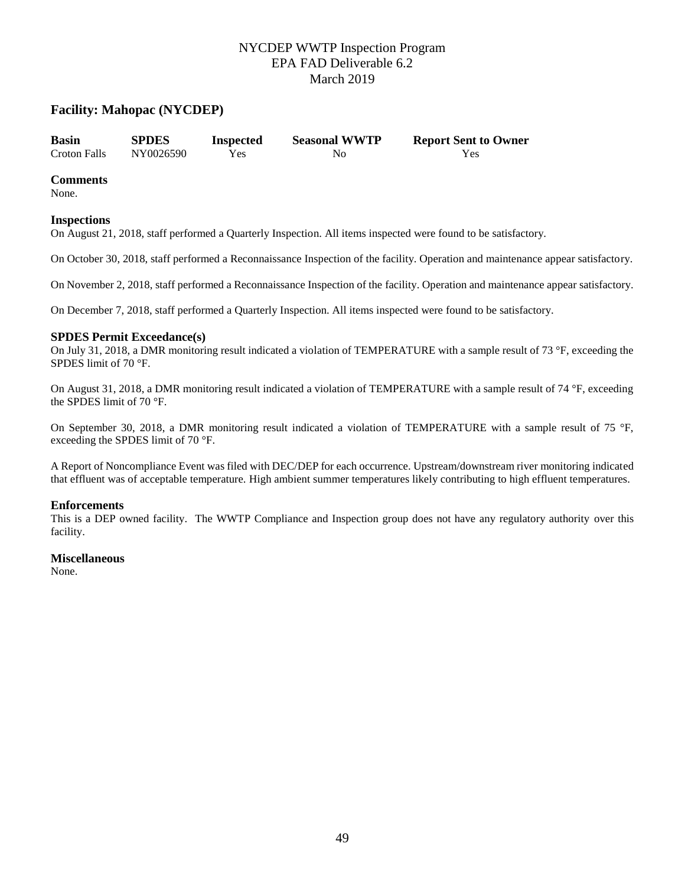NYCDEP WWTP Inspection Program
EPA FAD Deliverable 6.2
March 2019

## Facility: Mahopac (NYCDEP)

| Basin | SPDES | Inspected | Seasonal WWTP | Report Sent to Owner |
|---|---|---|---|---|
| Croton Falls | NY0026590 | Yes | No | Yes |

### Comments

None.

### Inspections

On August 21, 2018, staff performed a Quarterly Inspection. All items inspected were found to be satisfactory.

On October 30, 2018, staff performed a Reconnaissance Inspection of the facility. Operation and maintenance appear satisfactory.

On November 2, 2018, staff performed a Reconnaissance Inspection of the facility. Operation and maintenance appear satisfactory.

On December 7, 2018, staff performed a Quarterly Inspection. All items inspected were found to be satisfactory.

### SPDES Permit Exceedance(s)

On July 31, 2018, a DMR monitoring result indicated a violation of TEMPERATURE with a sample result of 73 °F, exceeding the SPDES limit of 70 °F.

On August 31, 2018, a DMR monitoring result indicated a violation of TEMPERATURE with a sample result of 74 °F, exceeding the SPDES limit of 70 °F.

On September 30, 2018, a DMR monitoring result indicated a violation of TEMPERATURE with a sample result of 75 °F, exceeding the SPDES limit of 70 °F.

A Report of Noncompliance Event was filed with DEC/DEP for each occurrence. Upstream/downstream river monitoring indicated that effluent was of acceptable temperature. High ambient summer temperatures likely contributing to high effluent temperatures.

### Enforcements

This is a DEP owned facility. The WWTP Compliance and Inspection group does not have any regulatory authority over this facility.

### Miscellaneous

None.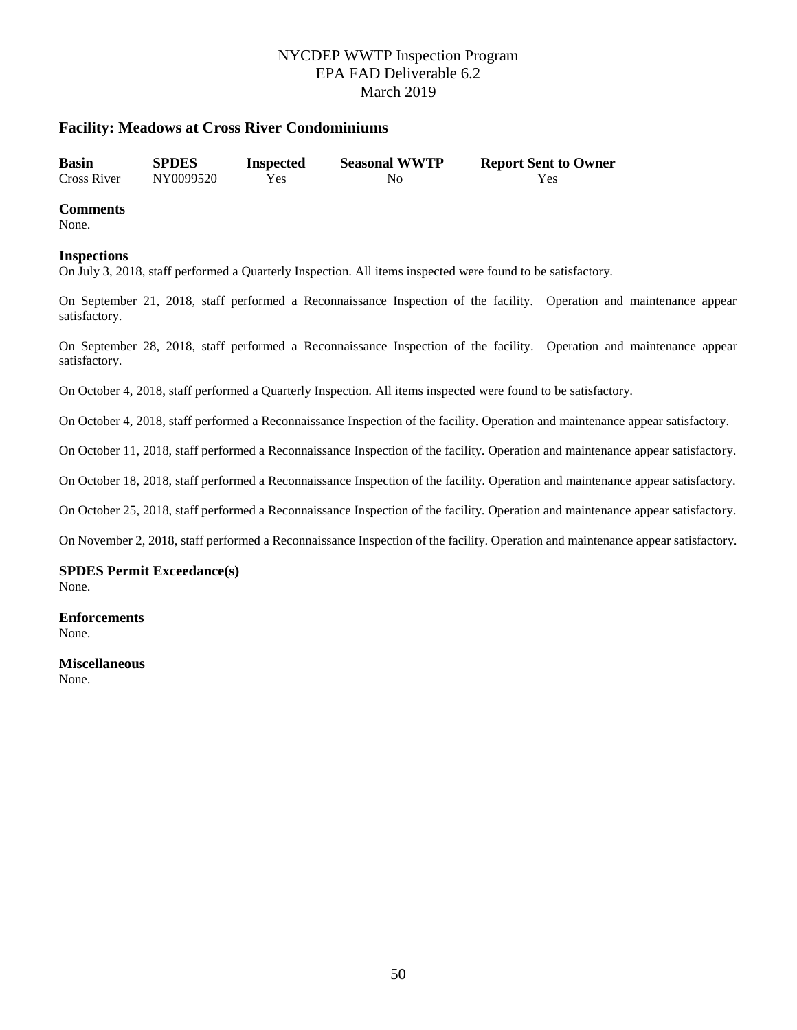## Facility: Meadows at Cross River Condominiums

| Basin | SPDES | Inspected | Seasonal WWTP | Report Sent to Owner |
|---|---|---|---|---|
| Cross River | NY0099520 | Yes | No | Yes |

**Comments**

None.

**Inspections**

On July 3, 2018, staff performed a Quarterly Inspection. All items inspected were found to be satisfactory.

On September 21, 2018, staff performed a Reconnaissance Inspection of the facility. Operation and maintenance appear satisfactory.

On September 28, 2018, staff performed a Reconnaissance Inspection of the facility. Operation and maintenance appear satisfactory.

On October 4, 2018, staff performed a Quarterly Inspection. All items inspected were found to be satisfactory.

On October 4, 2018, staff performed a Reconnaissance Inspection of the facility. Operation and maintenance appear satisfactory.

On October 11, 2018, staff performed a Reconnaissance Inspection of the facility. Operation and maintenance appear satisfactory.

On October 18, 2018, staff performed a Reconnaissance Inspection of the facility. Operation and maintenance appear satisfactory.

On October 25, 2018, staff performed a Reconnaissance Inspection of the facility. Operation and maintenance appear satisfactory.

On November 2, 2018, staff performed a Reconnaissance Inspection of the facility. Operation and maintenance appear satisfactory.

**SPDES Permit Exceedance(s)**

None.

**Enforcements**

None.

**Miscellaneous**

None.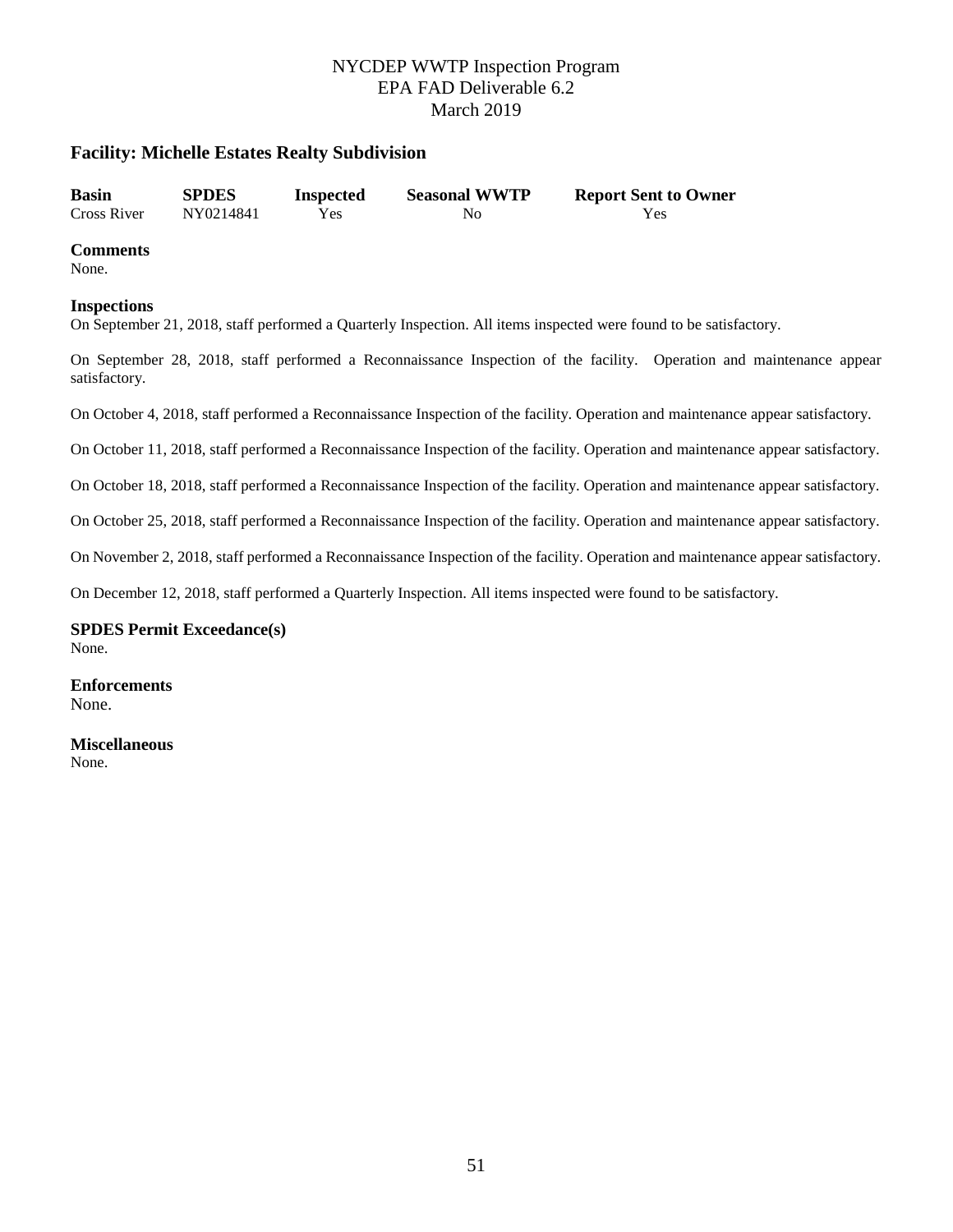## Facility: Michelle Estates Realty Subdivision

| Basin | SPDES | Inspected | Seasonal WWTP | Report Sent to Owner |
|---|---|---|---|---|
| Cross River | NY0214841 | Yes | No | Yes |

**Comments**
None.

**Inspections**
On September 21, 2018, staff performed a Quarterly Inspection. All items inspected were found to be satisfactory.

On September 28, 2018, staff performed a Reconnaissance Inspection of the facility. Operation and maintenance appear satisfactory.

On October 4, 2018, staff performed a Reconnaissance Inspection of the facility. Operation and maintenance appear satisfactory.

On October 11, 2018, staff performed a Reconnaissance Inspection of the facility. Operation and maintenance appear satisfactory.

On October 18, 2018, staff performed a Reconnaissance Inspection of the facility. Operation and maintenance appear satisfactory.

On October 25, 2018, staff performed a Reconnaissance Inspection of the facility. Operation and maintenance appear satisfactory.

On November 2, 2018, staff performed a Reconnaissance Inspection of the facility. Operation and maintenance appear satisfactory.

On December 12, 2018, staff performed a Quarterly Inspection. All items inspected were found to be satisfactory.

**SPDES Permit Exceedance(s)**
None.

**Enforcements**
None.

**Miscellaneous**
None.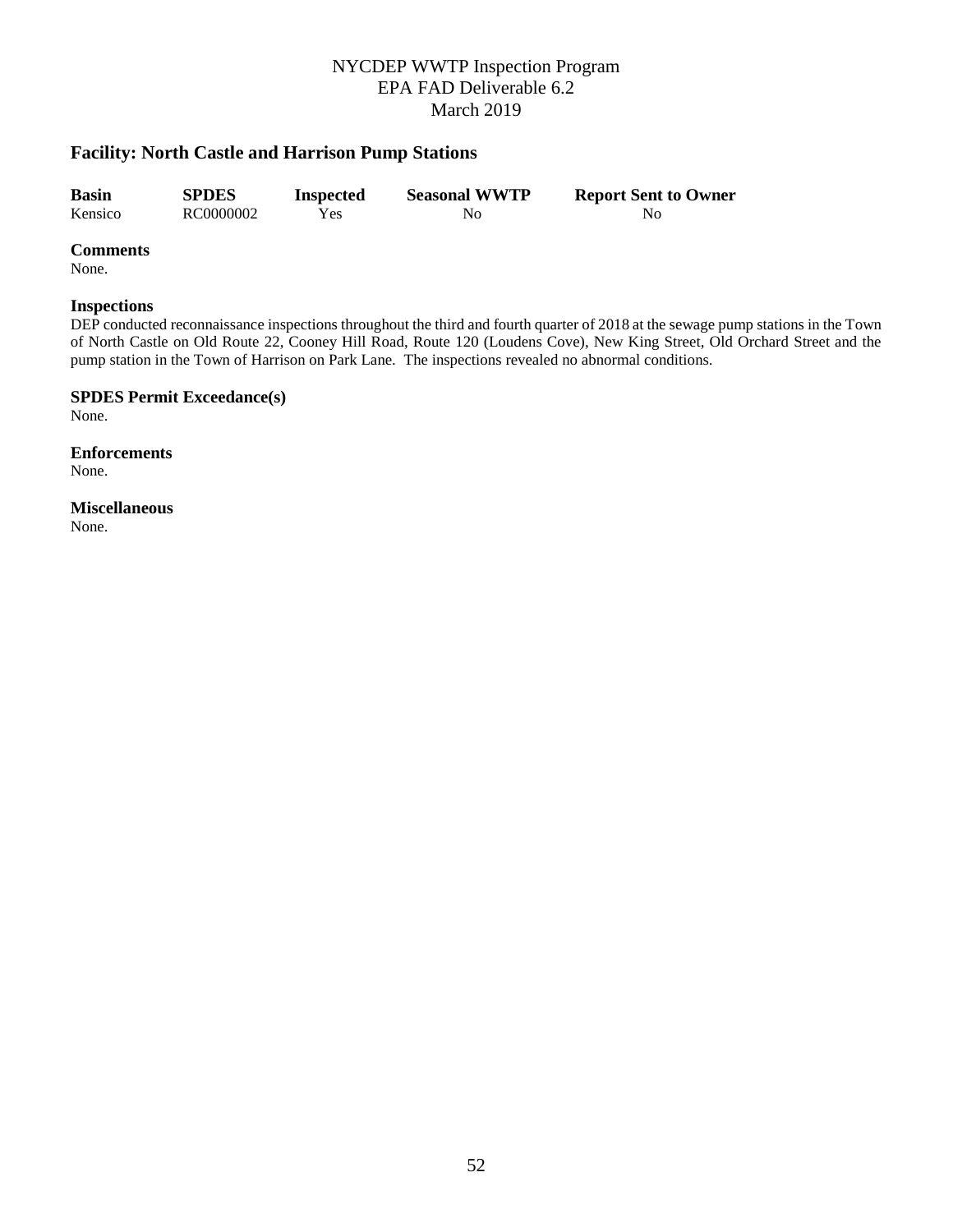## Facility: North Castle and Harrison Pump Stations

| Basin | SPDES | Inspected | Seasonal WWTP | Report Sent to Owner |
|---|---|---|---|---|
| Kensico | RC0000002 | Yes | No | No |

### Comments
None.

### Inspections
DEP conducted reconnaissance inspections throughout the third and fourth quarter of 2018 at the sewage pump stations in the Town of North Castle on Old Route 22, Cooney Hill Road, Route 120 (Loudens Cove), New King Street, Old Orchard Street and the pump station in the Town of Harrison on Park Lane. The inspections revealed no abnormal conditions.

### SPDES Permit Exceedance(s)
None.

### Enforcements
None.

### Miscellaneous
None.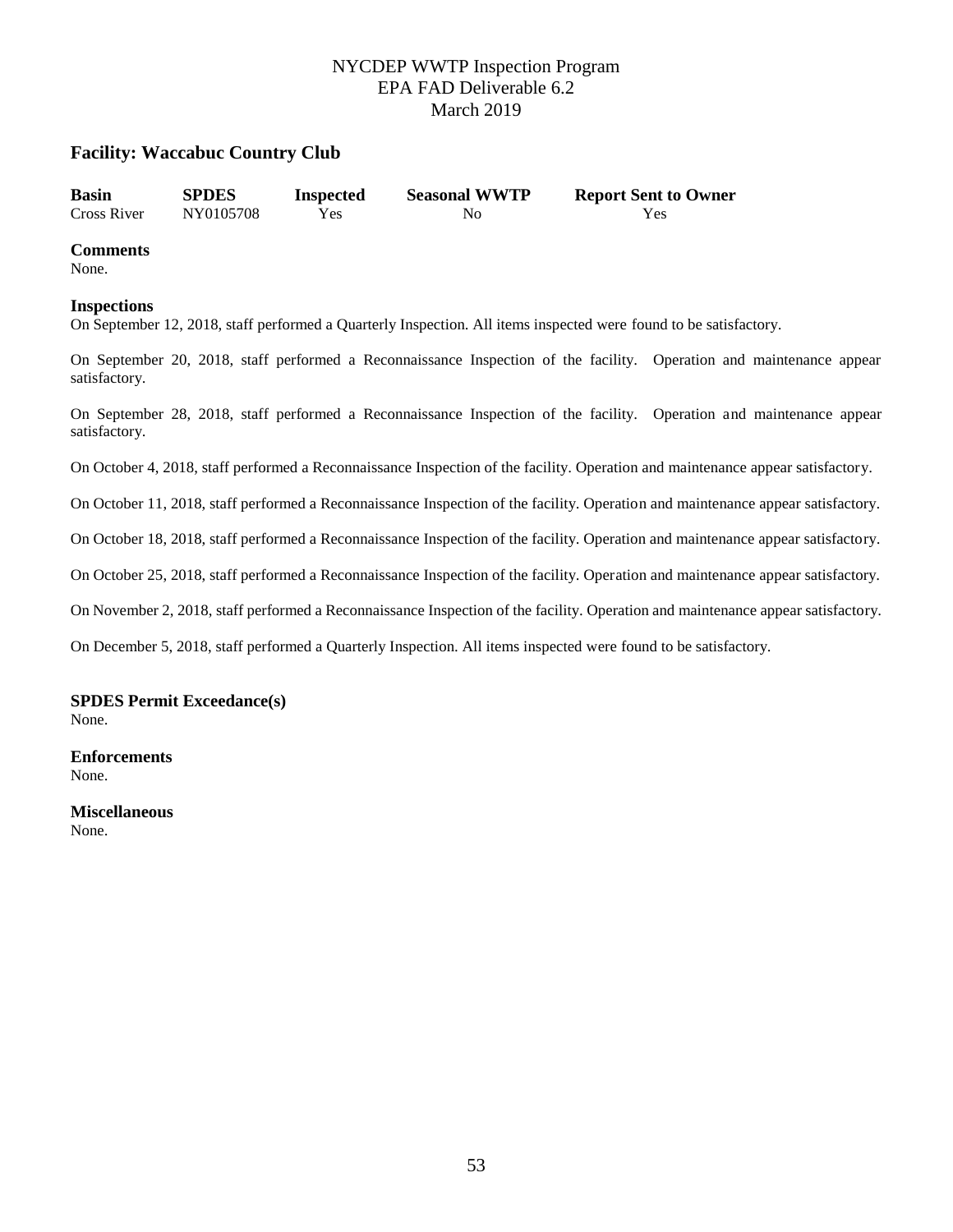NYCDEP WWTP Inspection Program
EPA FAD Deliverable 6.2
March 2019

## Facility: Waccabuc Country Club

| Basin | SPDES | Inspected | Seasonal WWTP | Report Sent to Owner |
|---|---|---|---|---|
| Cross River | NY0105708 | Yes | No | Yes |

### Comments

None.

### Inspections

On September 12, 2018, staff performed a Quarterly Inspection. All items inspected were found to be satisfactory.

On September 20, 2018, staff performed a Reconnaissance Inspection of the facility. Operation and maintenance appear satisfactory.

On September 28, 2018, staff performed a Reconnaissance Inspection of the facility. Operation and maintenance appear satisfactory.

On October 4, 2018, staff performed a Reconnaissance Inspection of the facility. Operation and maintenance appear satisfactory.

On October 11, 2018, staff performed a Reconnaissance Inspection of the facility. Operation and maintenance appear satisfactory.

On October 18, 2018, staff performed a Reconnaissance Inspection of the facility. Operation and maintenance appear satisfactory.

On October 25, 2018, staff performed a Reconnaissance Inspection of the facility. Operation and maintenance appear satisfactory.

On November 2, 2018, staff performed a Reconnaissance Inspection of the facility. Operation and maintenance appear satisfactory.

On December 5, 2018, staff performed a Quarterly Inspection. All items inspected were found to be satisfactory.

### SPDES Permit Exceedance(s)

None.

### Enforcements

None.

### Miscellaneous

None.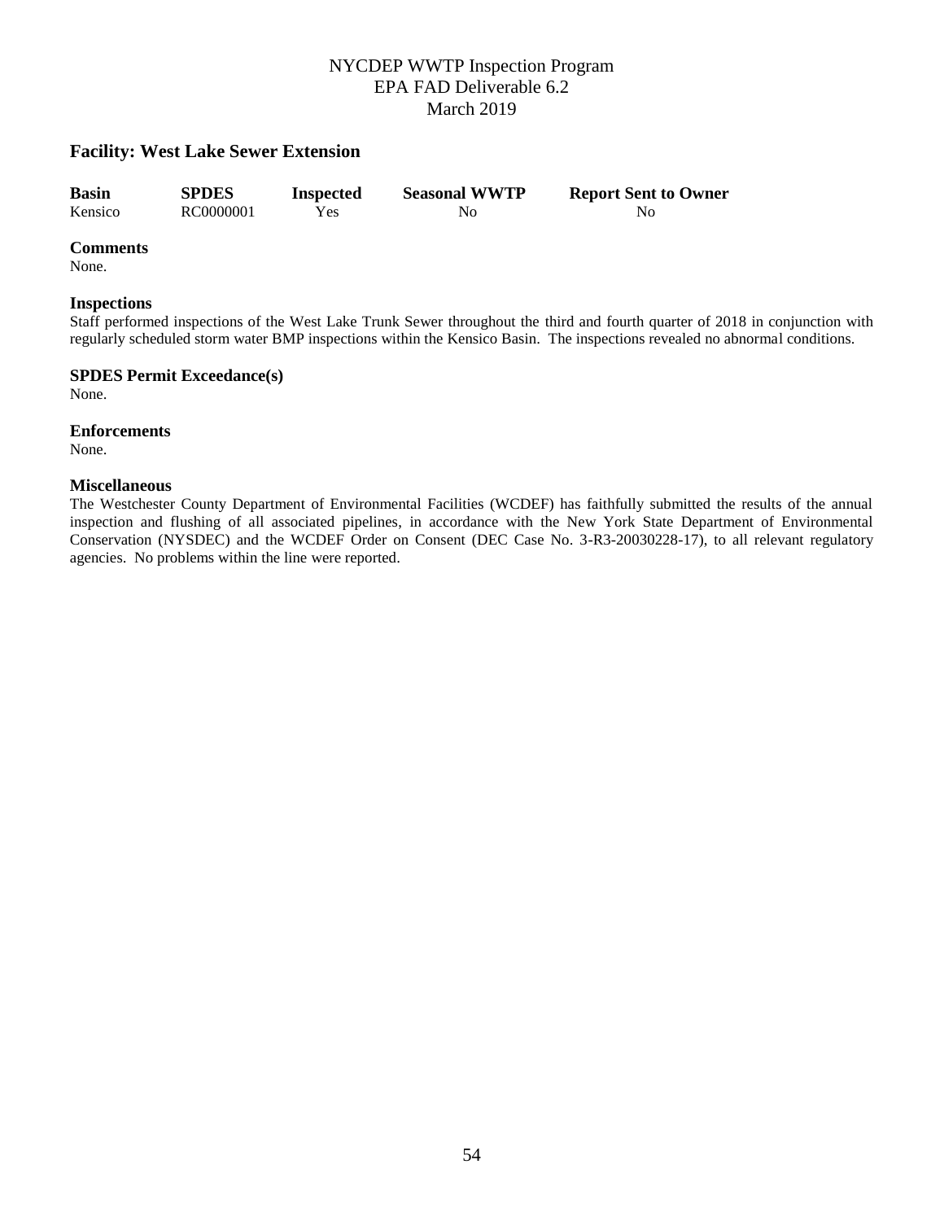## Facility: West Lake Sewer Extension

| Basin | SPDES | Inspected | Seasonal WWTP | Report Sent to Owner |
| --- | --- | --- | --- | --- |
| Kensico | RC0000001 | Yes | No | No |

### Comments

None.

### Inspections

Staff performed inspections of the West Lake Trunk Sewer throughout the third and fourth quarter of 2018 in conjunction with regularly scheduled storm water BMP inspections within the Kensico Basin. The inspections revealed no abnormal conditions.

### SPDES Permit Exceedance(s)

None.

### Enforcements

None.

### Miscellaneous

The Westchester County Department of Environmental Facilities (WCDEF) has faithfully submitted the results of the annual inspection and flushing of all associated pipelines, in accordance with the New York State Department of Environmental Conservation (NYSDEC) and the WCDEF Order on Consent (DEC Case No. 3-R3-20030228-17), to all relevant regulatory agencies. No problems within the line were reported.